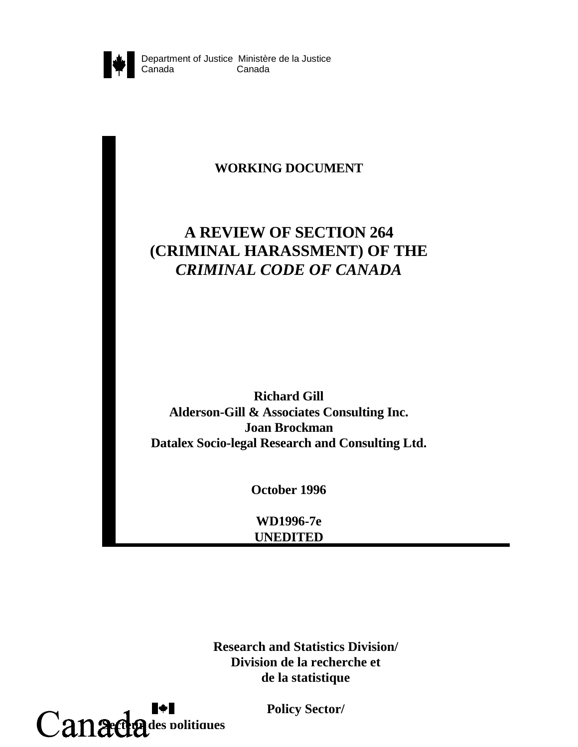Department of Justice Canada | Ministère de la Justice Canada

**WORKING DOCUMENT**

# A REVIEW OF SECTION 264 (CRIMINAL HARASSMENT) OF THE *CRIMINAL CODE OF CANADA*

**Richard Gill**
**Alderson-Gill & Associates Consulting Inc.**
**Joan Brockman**
**Datalex Socio-legal Research and Consulting Ltd.**

**October 1996**

**WD1996-7e**
**UNEDITED**

**Research and Statistics Division/**
**Division de la recherche et de la statistique**

**Policy Sector/**
**Secteur des politiques**

Canada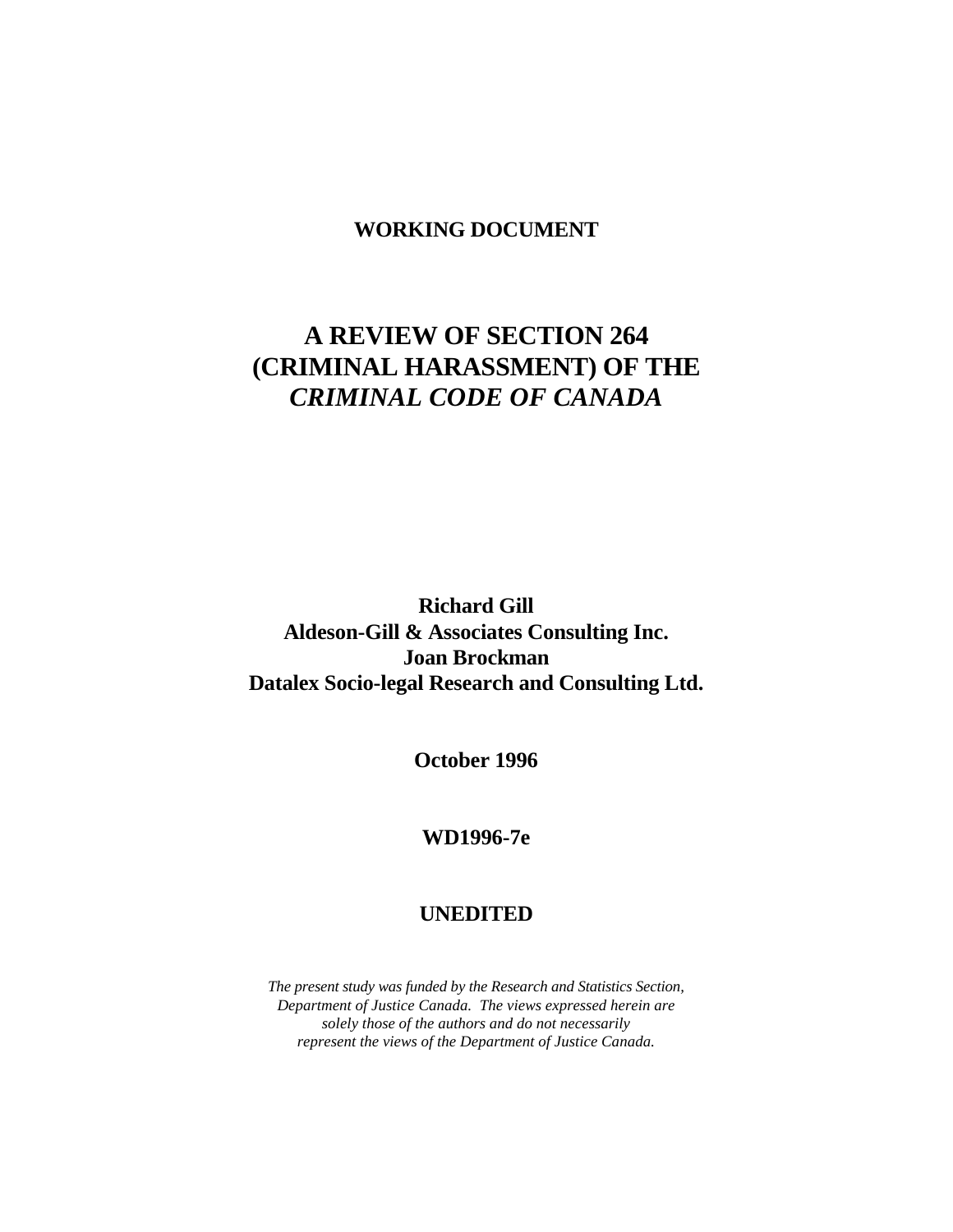**WORKING DOCUMENT**

# A REVIEW OF SECTION 264 (CRIMINAL HARASSMENT) OF THE *CRIMINAL CODE OF CANADA*

**Richard Gill**
**Aldeson-Gill & Associates Consulting Inc.**
**Joan Brockman**
**Datalex Socio-legal Research and Consulting Ltd.**

**October 1996**

**WD1996-7e**

**UNEDITED**

*The present study was funded by the Research and Statistics Section, Department of Justice Canada. The views expressed herein are solely those of the authors and do not necessarily represent the views of the Department of Justice Canada.*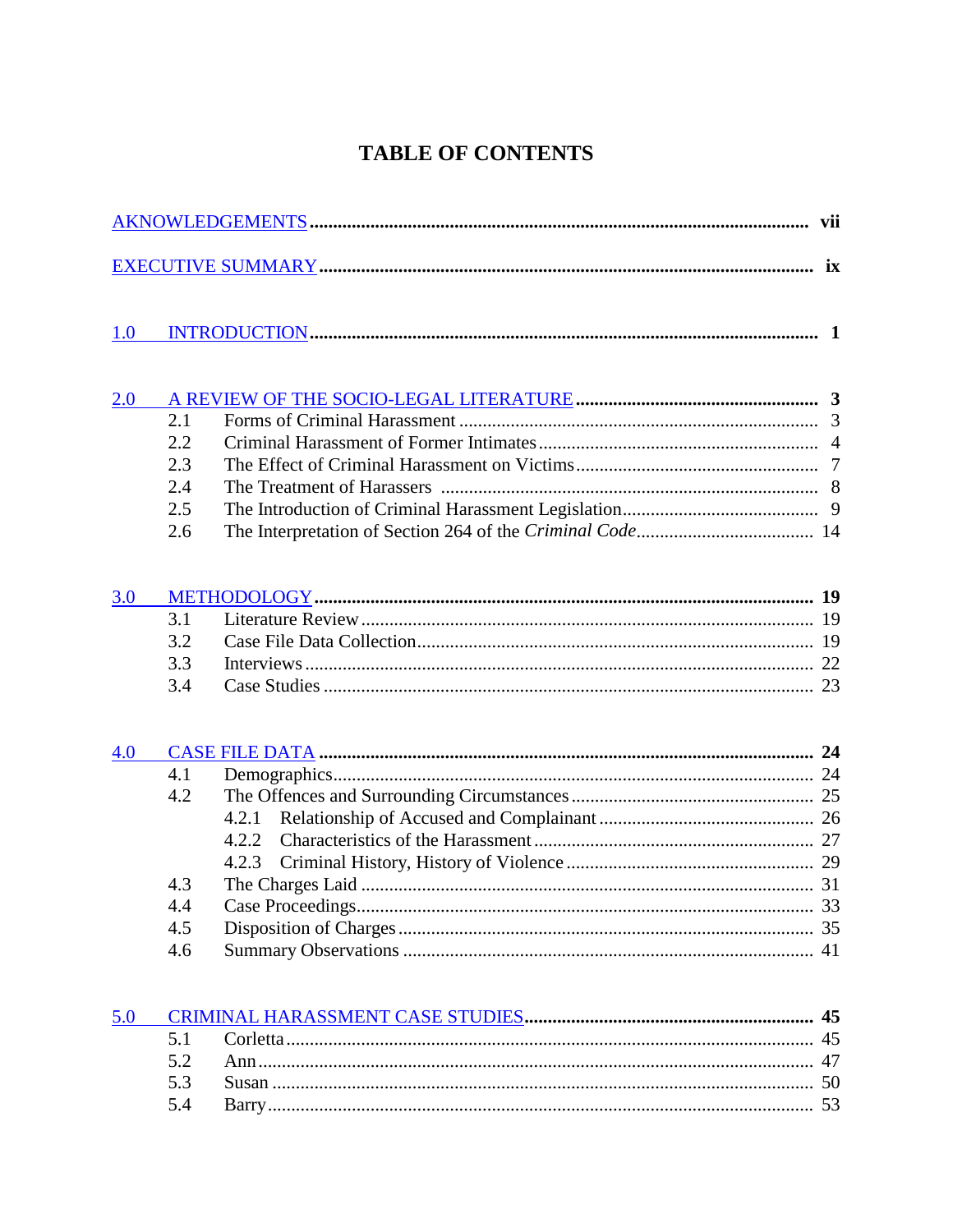# TABLE OF CONTENTS

AKNOWLEDGEMENTS ........................................ **vii**

EXECUTIVE SUMMARY ........................................ **ix**

1.0 INTRODUCTION ........................................ **1**

2.0 A REVIEW OF THE SOCIO-LEGAL LITERATURE ........................................ **3**
- 2.1 Forms of Criminal Harassment ........................................ 3
- 2.2 Criminal Harassment of Former Intimates ........................................ 4
- 2.3 The Effect of Criminal Harassment on Victims ........................................ 7
- 2.4 The Treatment of Harassers ........................................ 8
- 2.5 The Introduction of Criminal Harassment Legislation ........................................ 9
- 2.6 The Interpretation of Section 264 of the *Criminal Code* ........................................ 14

3.0 METHODOLOGY ........................................ **19**
- 3.1 Literature Review ........................................ 19
- 3.2 Case File Data Collection ........................................ 19
- 3.3 Interviews ........................................ 22
- 3.4 Case Studies ........................................ 23

4.0 CASE FILE DATA ........................................ **24**
- 4.1 Demographics ........................................ 24
- 4.2 The Offences and Surrounding Circumstances ........................................ 25
  - 4.2.1 Relationship of Accused and Complainant ........................................ 26
  - 4.2.2 Characteristics of the Harassment ........................................ 27
  - 4.2.3 Criminal History, History of Violence ........................................ 29
- 4.3 The Charges Laid ........................................ 31
- 4.4 Case Proceedings ........................................ 33
- 4.5 Disposition of Charges ........................................ 35
- 4.6 Summary Observations ........................................ 41

5.0 CRIMINAL HARASSMENT CASE STUDIES ........................................ **45**
- 5.1 Corletta ........................................ 45
- 5.2 Ann ........................................ 47
- 5.3 Susan ........................................ 50
- 5.4 Barry ........................................ 53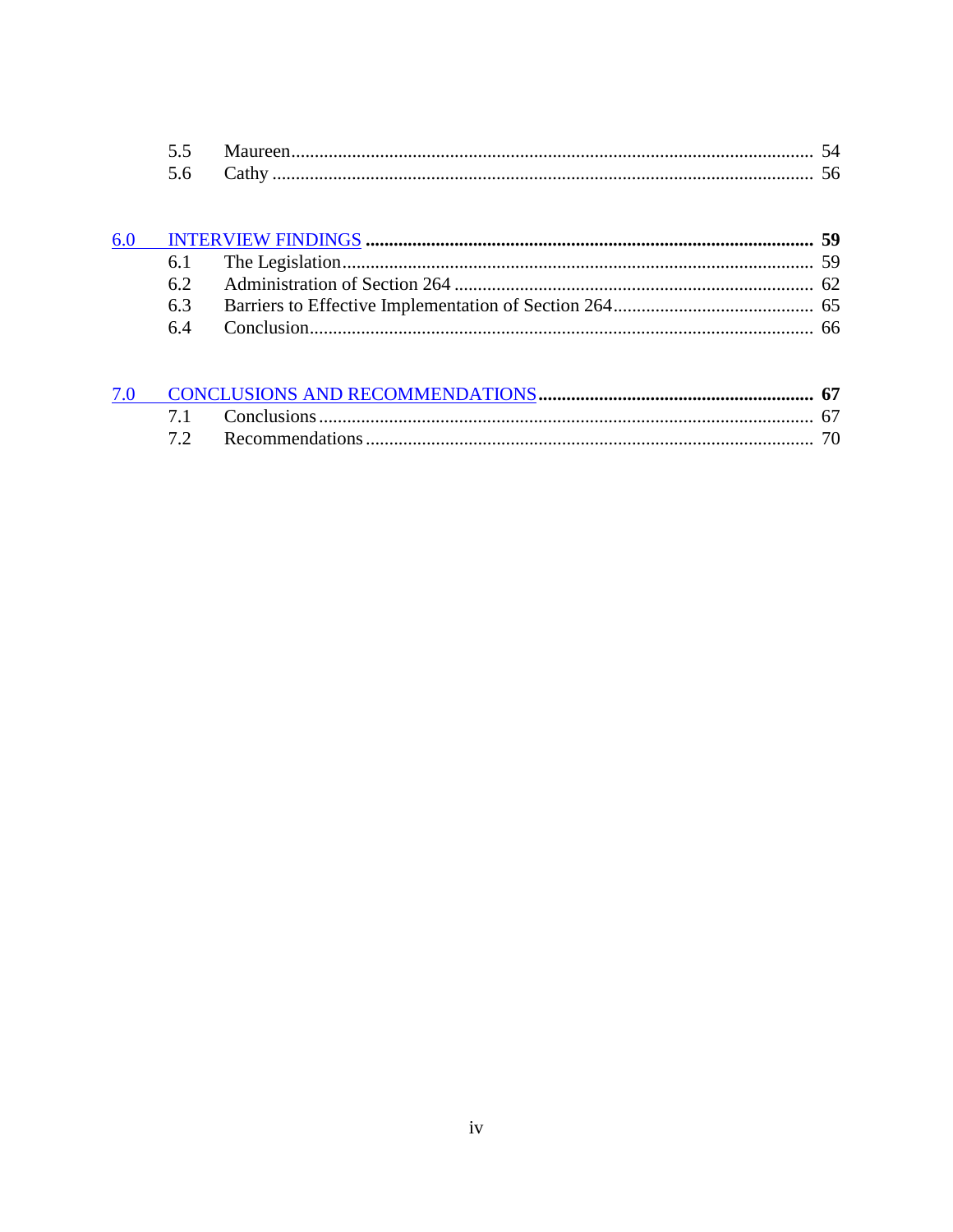| | | |
|---|---|---|
| 5.5 | Maureen | 54 |
| 5.6 | Cathy | 56 |

| | | |
|---|---|---|
| **6.0** | **INTERVIEW FINDINGS** | **59** |
| 6.1 | The Legislation | 59 |
| 6.2 | Administration of Section 264 | 62 |
| 6.3 | Barriers to Effective Implementation of Section 264 | 65 |
| 6.4 | Conclusion | 66 |

| | | |
|---|---|---|
| **7.0** | **CONCLUSIONS AND RECOMMENDATIONS** | **67** |
| 7.1 | Conclusions | 67 |
| 7.2 | Recommendations | 70 |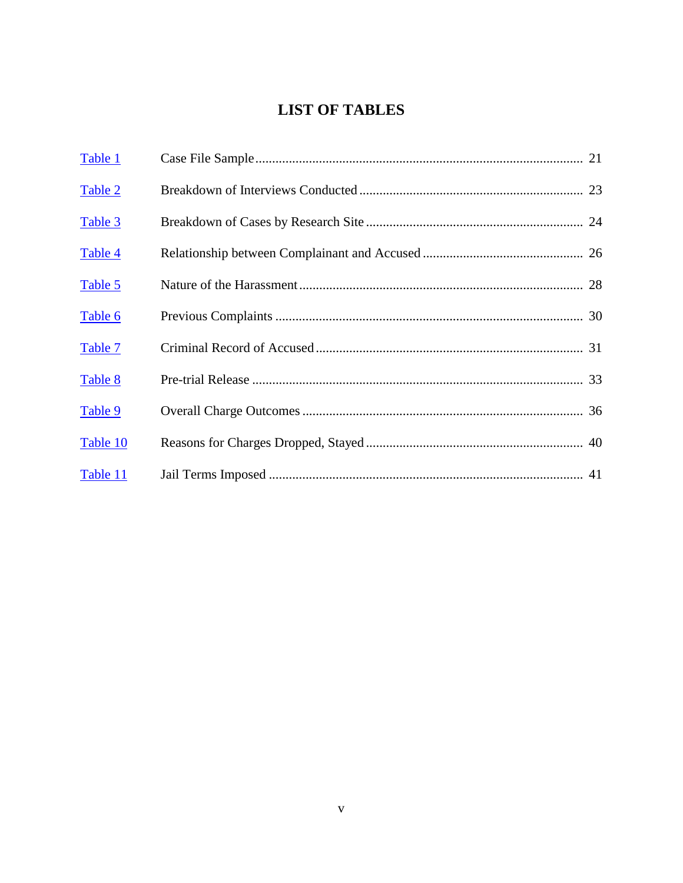# LIST OF TABLES

| | | |
|---|---|---|
| Table 1 | Case File Sample | 21 |
| Table 2 | Breakdown of Interviews Conducted | 23 |
| Table 3 | Breakdown of Cases by Research Site | 24 |
| Table 4 | Relationship between Complainant and Accused | 26 |
| Table 5 | Nature of the Harassment | 28 |
| Table 6 | Previous Complaints | 30 |
| Table 7 | Criminal Record of Accused | 31 |
| Table 8 | Pre-trial Release | 33 |
| Table 9 | Overall Charge Outcomes | 36 |
| Table 10 | Reasons for Charges Dropped, Stayed | 40 |
| Table 11 | Jail Terms Imposed | 41 |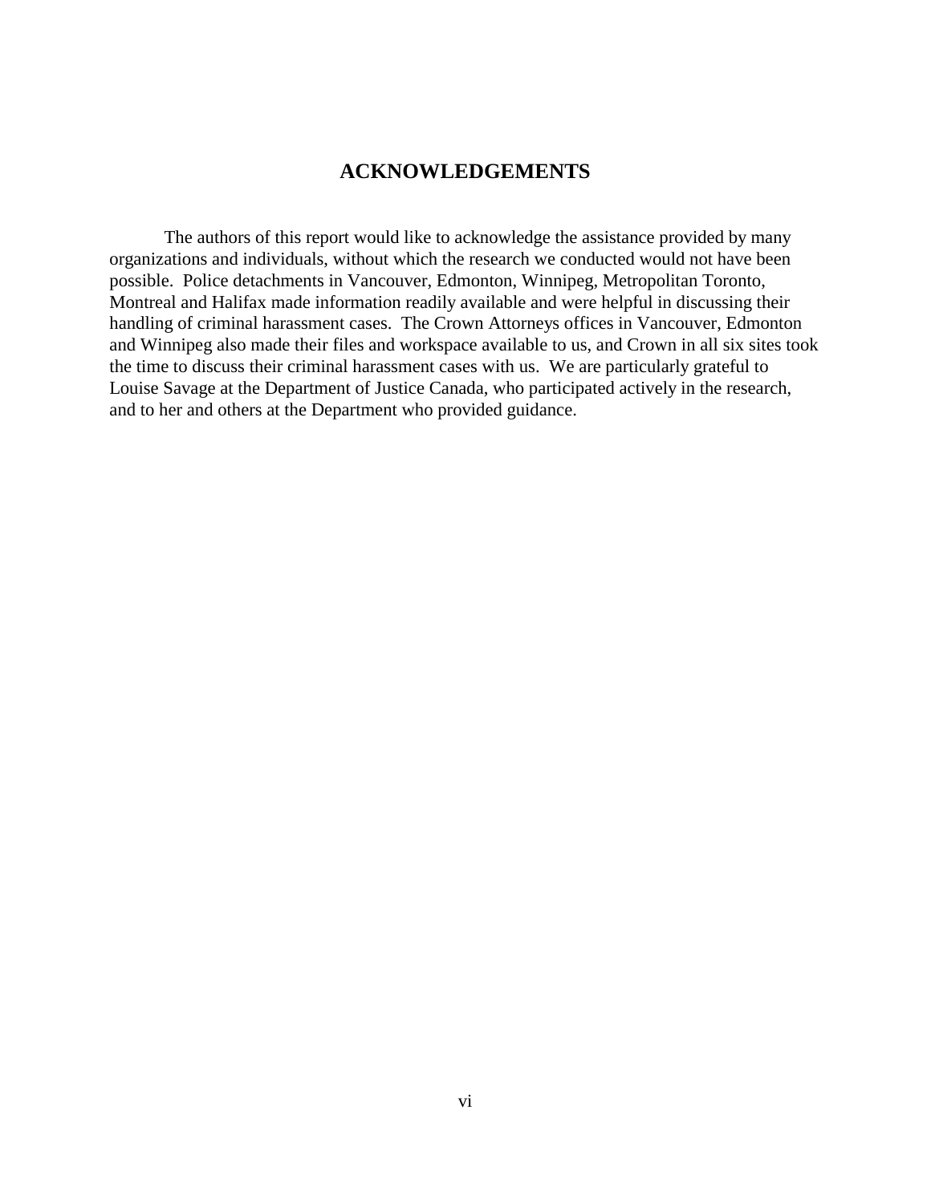## ACKNOWLEDGEMENTS

The authors of this report would like to acknowledge the assistance provided by many organizations and individuals, without which the research we conducted would not have been possible. Police detachments in Vancouver, Edmonton, Winnipeg, Metropolitan Toronto, Montreal and Halifax made information readily available and were helpful in discussing their handling of criminal harassment cases. The Crown Attorneys offices in Vancouver, Edmonton and Winnipeg also made their files and workspace available to us, and Crown in all six sites took the time to discuss their criminal harassment cases with us. We are particularly grateful to Louise Savage at the Department of Justice Canada, who participated actively in the research, and to her and others at the Department who provided guidance.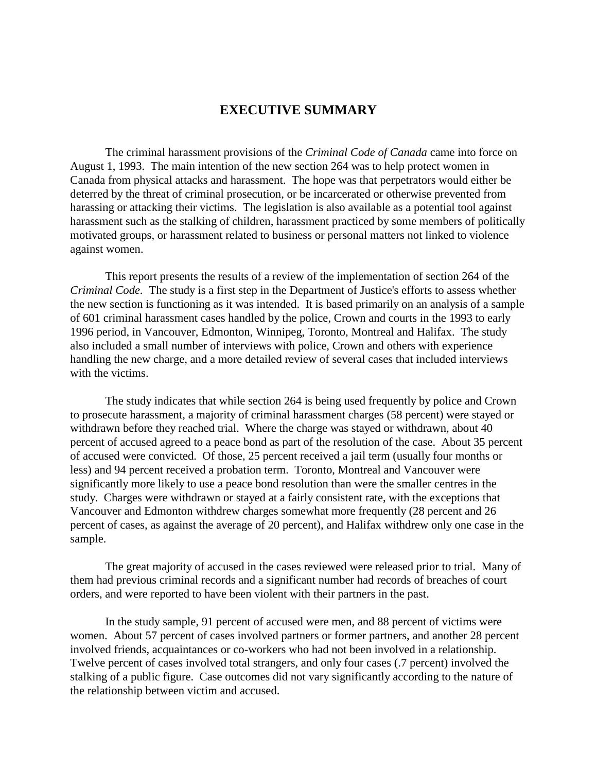# EXECUTIVE SUMMARY

The criminal harassment provisions of the *Criminal Code of Canada* came into force on August 1, 1993. The main intention of the new section 264 was to help protect women in Canada from physical attacks and harassment. The hope was that perpetrators would either be deterred by the threat of criminal prosecution, or be incarcerated or otherwise prevented from harassing or attacking their victims. The legislation is also available as a potential tool against harassment such as the stalking of children, harassment practiced by some members of politically motivated groups, or harassment related to business or personal matters not linked to violence against women.

This report presents the results of a review of the implementation of section 264 of the *Criminal Code.* The study is a first step in the Department of Justice's efforts to assess whether the new section is functioning as it was intended. It is based primarily on an analysis of a sample of 601 criminal harassment cases handled by the police, Crown and courts in the 1993 to early 1996 period, in Vancouver, Edmonton, Winnipeg, Toronto, Montreal and Halifax. The study also included a small number of interviews with police, Crown and others with experience handling the new charge, and a more detailed review of several cases that included interviews with the victims.

The study indicates that while section 264 is being used frequently by police and Crown to prosecute harassment, a majority of criminal harassment charges (58 percent) were stayed or withdrawn before they reached trial. Where the charge was stayed or withdrawn, about 40 percent of accused agreed to a peace bond as part of the resolution of the case. About 35 percent of accused were convicted. Of those, 25 percent received a jail term (usually four months or less) and 94 percent received a probation term. Toronto, Montreal and Vancouver were significantly more likely to use a peace bond resolution than were the smaller centres in the study. Charges were withdrawn or stayed at a fairly consistent rate, with the exceptions that Vancouver and Edmonton withdrew charges somewhat more frequently (28 percent and 26 percent of cases, as against the average of 20 percent), and Halifax withdrew only one case in the sample.

The great majority of accused in the cases reviewed were released prior to trial. Many of them had previous criminal records and a significant number had records of breaches of court orders, and were reported to have been violent with their partners in the past.

In the study sample, 91 percent of accused were men, and 88 percent of victims were women. About 57 percent of cases involved partners or former partners, and another 28 percent involved friends, acquaintances or co-workers who had not been involved in a relationship. Twelve percent of cases involved total strangers, and only four cases (.7 percent) involved the stalking of a public figure. Case outcomes did not vary significantly according to the nature of the relationship between victim and accused.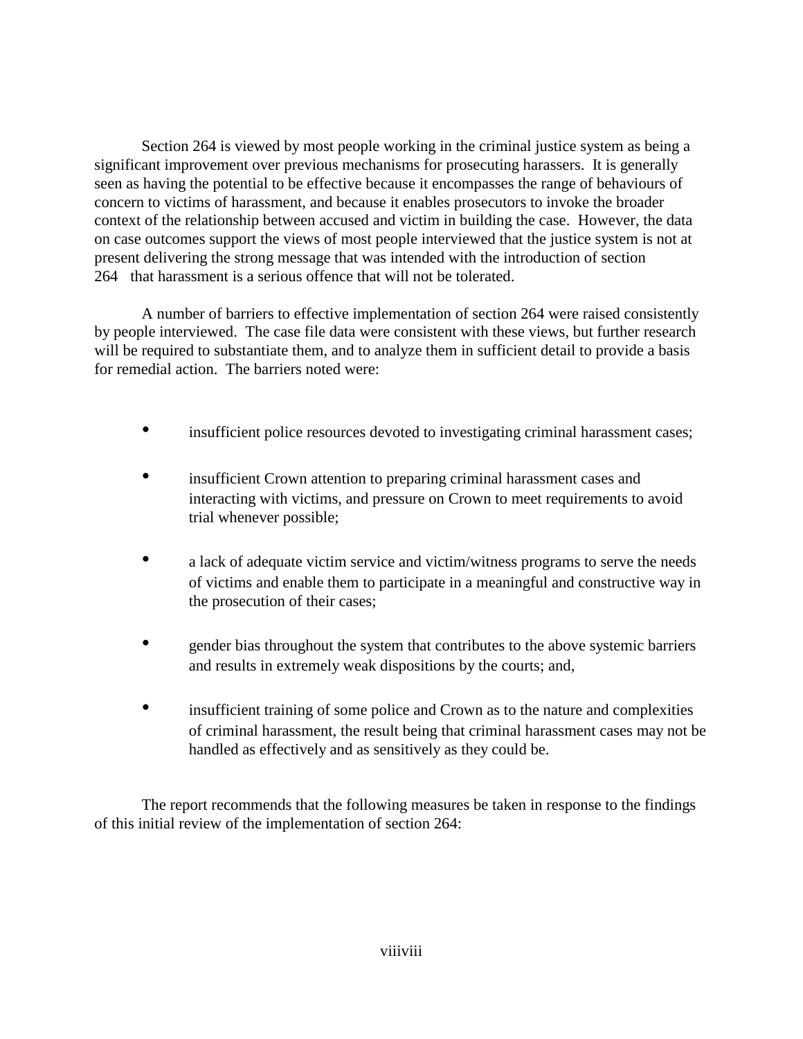Section 264 is viewed by most people working in the criminal justice system as being a significant improvement over previous mechanisms for prosecuting harassers. It is generally seen as having the potential to be effective because it encompasses the range of behaviours of concern to victims of harassment, and because it enables prosecutors to invoke the broader context of the relationship between accused and victim in building the case. However, the data on case outcomes support the views of most people interviewed that the justice system is not at present delivering the strong message that was intended with the introduction of section 264 that harassment is a serious offence that will not be tolerated.

A number of barriers to effective implementation of section 264 were raised consistently by people interviewed. The case file data were consistent with these views, but further research will be required to substantiate them, and to analyze them in sufficient detail to provide a basis for remedial action. The barriers noted were:

- insufficient police resources devoted to investigating criminal harassment cases;
- insufficient Crown attention to preparing criminal harassment cases and interacting with victims, and pressure on Crown to meet requirements to avoid trial whenever possible;
- a lack of adequate victim service and victim/witness programs to serve the needs of victims and enable them to participate in a meaningful and constructive way in the prosecution of their cases;
- gender bias throughout the system that contributes to the above systemic barriers and results in extremely weak dispositions by the courts; and,
- insufficient training of some police and Crown as to the nature and complexities of criminal harassment, the result being that criminal harassment cases may not be handled as effectively and as sensitively as they could be.

The report recommends that the following measures be taken in response to the findings of this initial review of the implementation of section 264: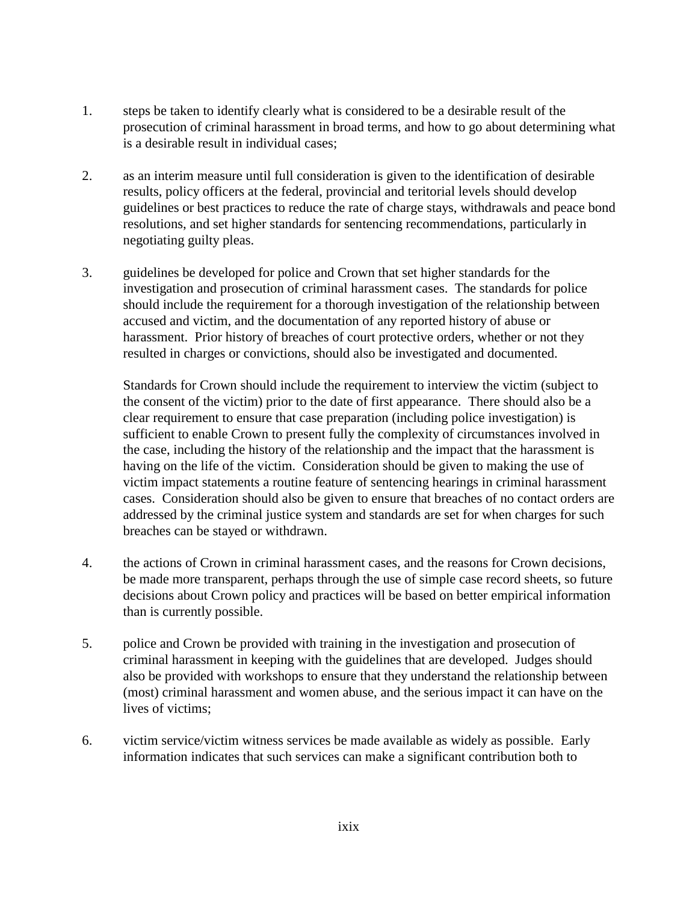1. steps be taken to identify clearly what is considered to be a desirable result of the prosecution of criminal harassment in broad terms, and how to go about determining what is a desirable result in individual cases;

2. as an interim measure until full consideration is given to the identification of desirable results, policy officers at the federal, provincial and teritorial levels should develop guidelines or best practices to reduce the rate of charge stays, withdrawals and peace bond resolutions, and set higher standards for sentencing recommendations, particularly in negotiating guilty pleas.

3. guidelines be developed for police and Crown that set higher standards for the investigation and prosecution of criminal harassment cases. The standards for police should include the requirement for a thorough investigation of the relationship between accused and victim, and the documentation of any reported history of abuse or harassment. Prior history of breaches of court protective orders, whether or not they resulted in charges or convictions, should also be investigated and documented.

   Standards for Crown should include the requirement to interview the victim (subject to the consent of the victim) prior to the date of first appearance. There should also be a clear requirement to ensure that case preparation (including police investigation) is sufficient to enable Crown to present fully the complexity of circumstances involved in the case, including the history of the relationship and the impact that the harassment is having on the life of the victim. Consideration should be given to making the use of victim impact statements a routine feature of sentencing hearings in criminal harassment cases. Consideration should also be given to ensure that breaches of no contact orders are addressed by the criminal justice system and standards are set for when charges for such breaches can be stayed or withdrawn.

4. the actions of Crown in criminal harassment cases, and the reasons for Crown decisions, be made more transparent, perhaps through the use of simple case record sheets, so future decisions about Crown policy and practices will be based on better empirical information than is currently possible.

5. police and Crown be provided with training in the investigation and prosecution of criminal harassment in keeping with the guidelines that are developed. Judges should also be provided with workshops to ensure that they understand the relationship between (most) criminal harassment and women abuse, and the serious impact it can have on the lives of victims;

6. victim service/victim witness services be made available as widely as possible. Early information indicates that such services can make a significant contribution both to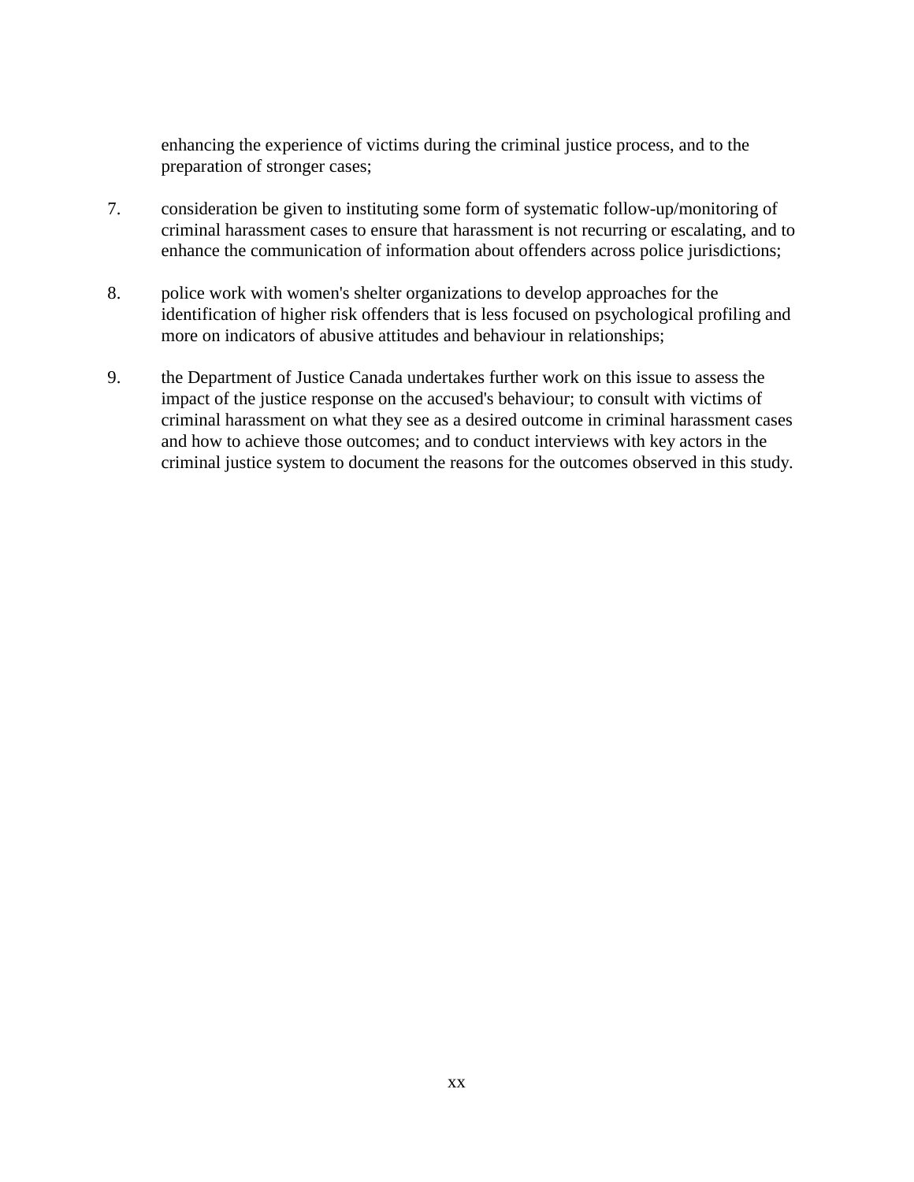enhancing the experience of victims during the criminal justice process, and to the preparation of stronger cases;

7. consideration be given to instituting some form of systematic follow-up/monitoring of criminal harassment cases to ensure that harassment is not recurring or escalating, and to enhance the communication of information about offenders across police jurisdictions;

8. police work with women's shelter organizations to develop approaches for the identification of higher risk offenders that is less focused on psychological profiling and more on indicators of abusive attitudes and behaviour in relationships;

9. the Department of Justice Canada undertakes further work on this issue to assess the impact of the justice response on the accused's behaviour; to consult with victims of criminal harassment on what they see as a desired outcome in criminal harassment cases and how to achieve those outcomes; and to conduct interviews with key actors in the criminal justice system to document the reasons for the outcomes observed in this study.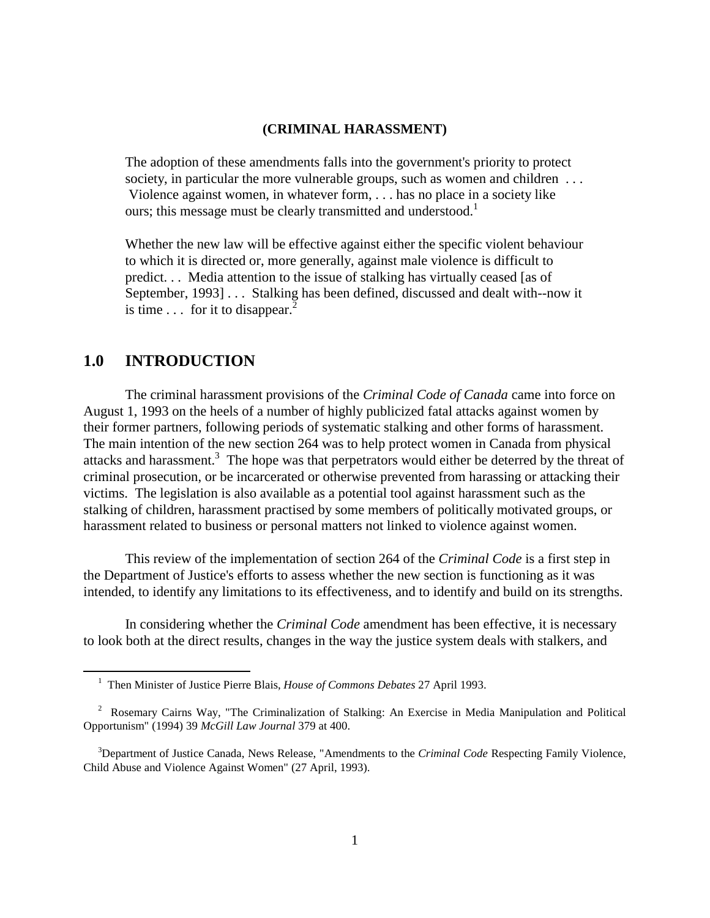**(CRIMINAL HARASSMENT)**

> The adoption of these amendments falls into the government's priority to protect society, in particular the more vulnerable groups, such as women and children . . . Violence against women, in whatever form, . . . has no place in a society like ours; this message must be clearly transmitted and understood.[1]

> Whether the new law will be effective against either the specific violent behaviour to which it is directed or, more generally, against male violence is difficult to predict. . . Media attention to the issue of stalking has virtually ceased [as of September, 1993] . . . Stalking has been defined, discussed and dealt with--now it is time . . . for it to disappear.[2]

## 1.0 INTRODUCTION

The criminal harassment provisions of the *Criminal Code of Canada* came into force on August 1, 1993 on the heels of a number of highly publicized fatal attacks against women by their former partners, following periods of systematic stalking and other forms of harassment. The main intention of the new section 264 was to help protect women in Canada from physical attacks and harassment.[3] The hope was that perpetrators would either be deterred by the threat of criminal prosecution, or be incarcerated or otherwise prevented from harassing or attacking their victims. The legislation is also available as a potential tool against harassment such as the stalking of children, harassment practised by some members of politically motivated groups, or harassment related to business or personal matters not linked to violence against women.

This review of the implementation of section 264 of the *Criminal Code* is a first step in the Department of Justice's efforts to assess whether the new section is functioning as it was intended, to identify any limitations to its effectiveness, and to identify and build on its strengths.

In considering whether the *Criminal Code* amendment has been effective, it is necessary to look both at the direct results, changes in the way the justice system deals with stalkers, and

---

[1] Then Minister of Justice Pierre Blais, *House of Commons Debates* 27 April 1993.

[2] Rosemary Cairns Way, "The Criminalization of Stalking: An Exercise in Media Manipulation and Political Opportunism" (1994) 39 *McGill Law Journal* 379 at 400.

[3] Department of Justice Canada, News Release, "Amendments to the *Criminal Code* Respecting Family Violence, Child Abuse and Violence Against Women" (27 April, 1993).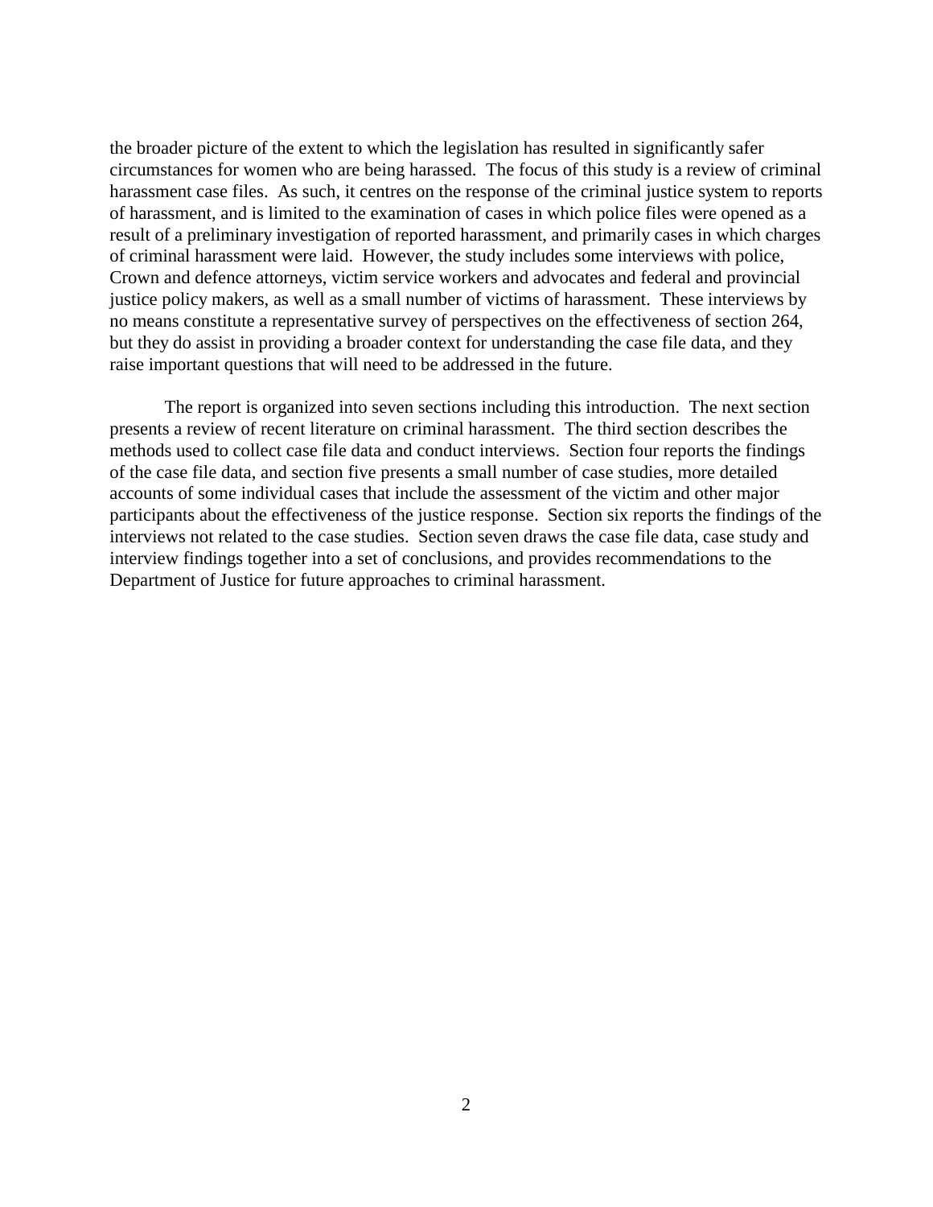the broader picture of the extent to which the legislation has resulted in significantly safer circumstances for women who are being harassed. The focus of this study is a review of criminal harassment case files. As such, it centres on the response of the criminal justice system to reports of harassment, and is limited to the examination of cases in which police files were opened as a result of a preliminary investigation of reported harassment, and primarily cases in which charges of criminal harassment were laid. However, the study includes some interviews with police, Crown and defence attorneys, victim service workers and advocates and federal and provincial justice policy makers, as well as a small number of victims of harassment. These interviews by no means constitute a representative survey of perspectives on the effectiveness of section 264, but they do assist in providing a broader context for understanding the case file data, and they raise important questions that will need to be addressed in the future.

The report is organized into seven sections including this introduction. The next section presents a review of recent literature on criminal harassment. The third section describes the methods used to collect case file data and conduct interviews. Section four reports the findings of the case file data, and section five presents a small number of case studies, more detailed accounts of some individual cases that include the assessment of the victim and other major participants about the effectiveness of the justice response. Section six reports the findings of the interviews not related to the case studies. Section seven draws the case file data, case study and interview findings together into a set of conclusions, and provides recommendations to the Department of Justice for future approaches to criminal harassment.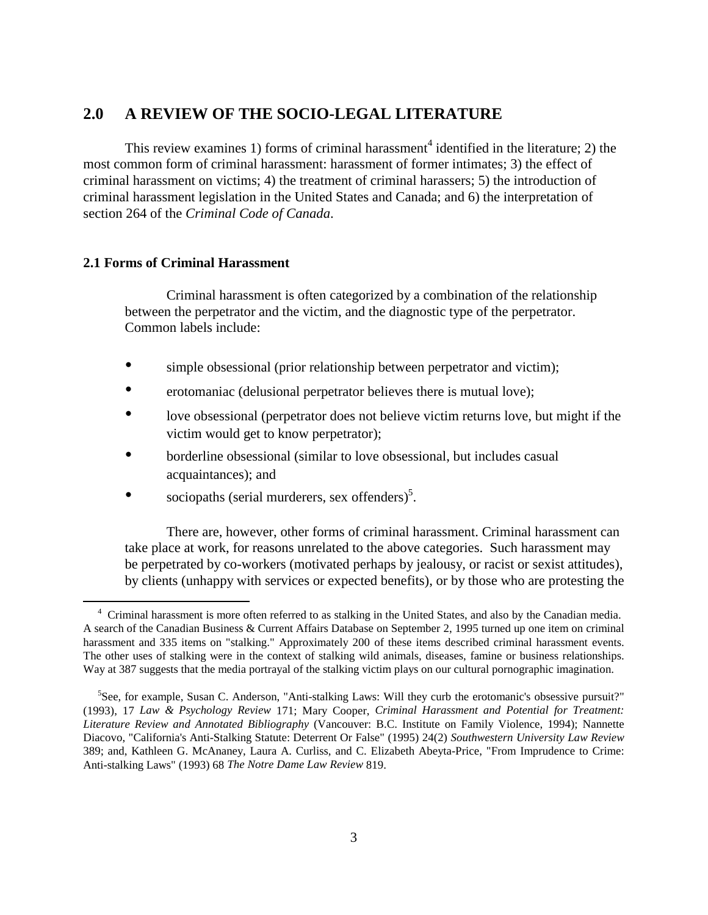## 2.0 A REVIEW OF THE SOCIO-LEGAL LITERATURE

This review examines 1) forms of criminal harassment[4] identified in the literature; 2) the most common form of criminal harassment: harassment of former intimates; 3) the effect of criminal harassment on victims; 4) the treatment of criminal harassers; 5) the introduction of criminal harassment legislation in the United States and Canada; and 6) the interpretation of section 264 of the *Criminal Code of Canada*.

### 2.1 Forms of Criminal Harassment

Criminal harassment is often categorized by a combination of the relationship between the perpetrator and the victim, and the diagnostic type of the perpetrator. Common labels include:

- simple obsessional (prior relationship between perpetrator and victim);
- erotomaniac (delusional perpetrator believes there is mutual love);
- love obsessional (perpetrator does not believe victim returns love, but might if the victim would get to know perpetrator);
- borderline obsessional (similar to love obsessional, but includes casual acquaintances); and
- sociopaths (serial murderers, sex offenders)[5].

There are, however, other forms of criminal harassment. Criminal harassment can take place at work, for reasons unrelated to the above categories. Such harassment may be perpetrated by co-workers (motivated perhaps by jealousy, or racist or sexist attitudes), by clients (unhappy with services or expected benefits), or by those who are protesting the

---

[4] Criminal harassment is more often referred to as stalking in the United States, and also by the Canadian media. A search of the Canadian Business & Current Affairs Database on September 2, 1995 turned up one item on criminal harassment and 335 items on "stalking." Approximately 200 of these items described criminal harassment events. The other uses of stalking were in the context of stalking wild animals, diseases, famine or business relationships. Way at 387 suggests that the media portrayal of the stalking victim plays on our cultural pornographic imagination.

[5] See, for example, Susan C. Anderson, "Anti-stalking Laws: Will they curb the erotomanic's obsessive pursuit?" (1993), 17 *Law & Psychology Review* 171; Mary Cooper, *Criminal Harassment and Potential for Treatment: Literature Review and Annotated Bibliography* (Vancouver: B.C. Institute on Family Violence, 1994); Nannette Diacovo, "California's Anti-Stalking Statute: Deterrent Or False" (1995) 24(2) *Southwestern University Law Review* 389; and, Kathleen G. McAnaney, Laura A. Curliss, and C. Elizabeth Abeyta-Price, "From Imprudence to Crime: Anti-stalking Laws" (1993) 68 *The Notre Dame Law Review* 819.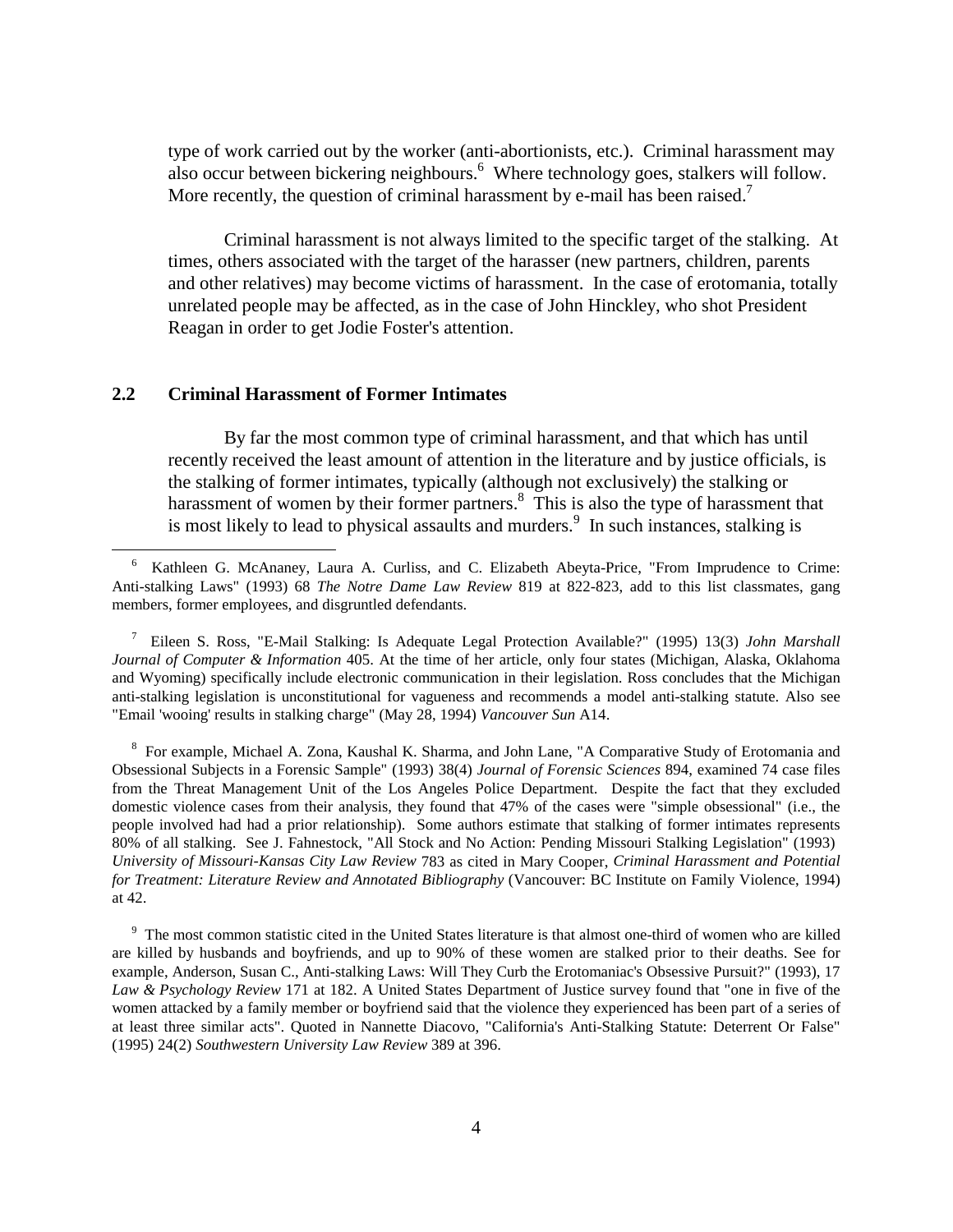type of work carried out by the worker (anti-abortionists, etc.). Criminal harassment may also occur between bickering neighbours.[6] Where technology goes, stalkers will follow. More recently, the question of criminal harassment by e-mail has been raised.[7]

Criminal harassment is not always limited to the specific target of the stalking. At times, others associated with the target of the harasser (new partners, children, parents and other relatives) may become victims of harassment. In the case of erotomania, totally unrelated people may be affected, as in the case of John Hinckley, who shot President Reagan in order to get Jodie Foster's attention.

### 2.2 Criminal Harassment of Former Intimates

By far the most common type of criminal harassment, and that which has until recently received the least amount of attention in the literature and by justice officials, is the stalking of former intimates, typically (although not exclusively) the stalking or harassment of women by their former partners.[8] This is also the type of harassment that is most likely to lead to physical assaults and murders.[9] In such instances, stalking is

---

[6] Kathleen G. McAnaney, Laura A. Curliss, and C. Elizabeth Abeyta-Price, "From Imprudence to Crime: Anti-stalking Laws" (1993) 68 *The Notre Dame Law Review* 819 at 822-823, add to this list classmates, gang members, former employees, and disgruntled defendants.

[7] Eileen S. Ross, "E-Mail Stalking: Is Adequate Legal Protection Available?" (1995) 13(3) *John Marshall Journal of Computer & Information* 405. At the time of her article, only four states (Michigan, Alaska, Oklahoma and Wyoming) specifically include electronic communication in their legislation. Ross concludes that the Michigan anti-stalking legislation is unconstitutional for vagueness and recommends a model anti-stalking statute. Also see "Email 'wooing' results in stalking charge" (May 28, 1994) *Vancouver Sun* A14.

[8] For example, Michael A. Zona, Kaushal K. Sharma, and John Lane, "A Comparative Study of Erotomania and Obsessional Subjects in a Forensic Sample" (1993) 38(4) *Journal of Forensic Sciences* 894, examined 74 case files from the Threat Management Unit of the Los Angeles Police Department. Despite the fact that they excluded domestic violence cases from their analysis, they found that 47% of the cases were "simple obsessional" (i.e., the people involved had had a prior relationship). Some authors estimate that stalking of former intimates represents 80% of all stalking. See J. Fahnestock, "All Stock and No Action: Pending Missouri Stalking Legislation" (1993) *University of Missouri-Kansas City Law Review* 783 as cited in Mary Cooper, *Criminal Harassment and Potential for Treatment: Literature Review and Annotated Bibliography* (Vancouver: BC Institute on Family Violence, 1994) at 42.

[9] The most common statistic cited in the United States literature is that almost one-third of women who are killed are killed by husbands and boyfriends, and up to 90% of these women are stalked prior to their deaths. See for example, Anderson, Susan C., Anti-stalking Laws: Will They Curb the Erotomaniac's Obsessive Pursuit?" (1993), 17 *Law & Psychology Review* 171 at 182. A United States Department of Justice survey found that "one in five of the women attacked by a family member or boyfriend said that the violence they experienced has been part of a series of at least three similar acts". Quoted in Nannette Diacovo, "California's Anti-Stalking Statute: Deterrent Or False" (1995) 24(2) *Southwestern University Law Review* 389 at 396.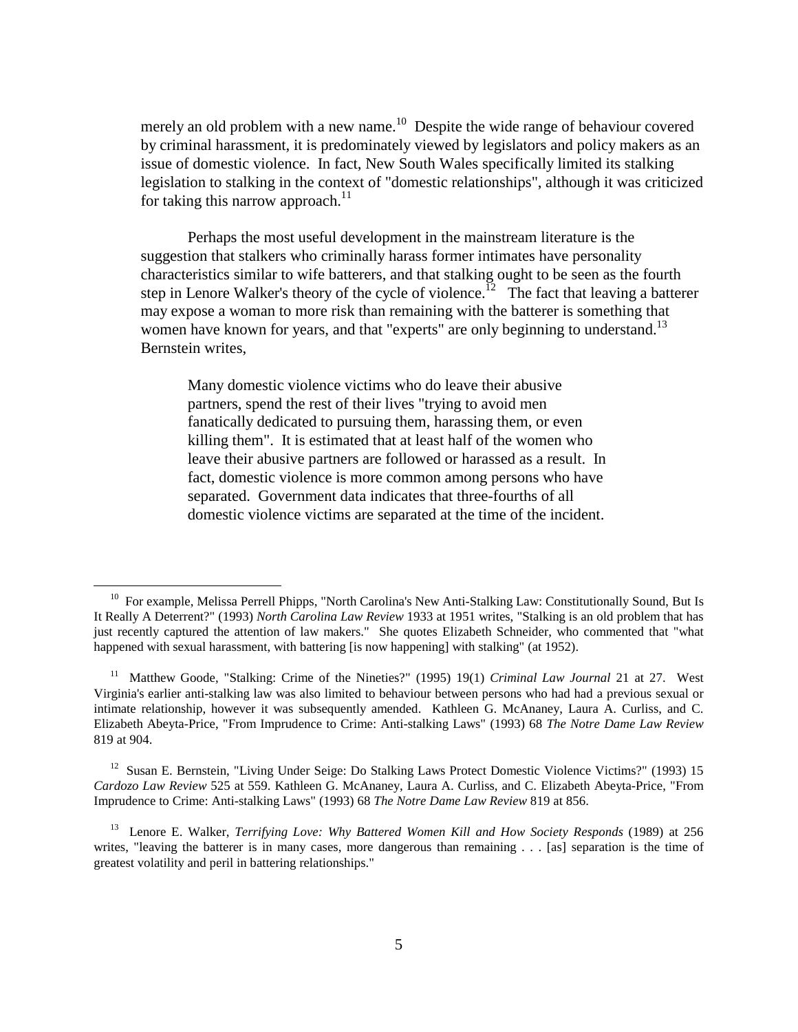merely an old problem with a new name.[10] Despite the wide range of behaviour covered by criminal harassment, it is predominately viewed by legislators and policy makers as an issue of domestic violence. In fact, New South Wales specifically limited its stalking legislation to stalking in the context of "domestic relationships", although it was criticized for taking this narrow approach.[11]

Perhaps the most useful development in the mainstream literature is the suggestion that stalkers who criminally harass former intimates have personality characteristics similar to wife batterers, and that stalking ought to be seen as the fourth step in Lenore Walker's theory of the cycle of violence.[12] The fact that leaving a batterer may expose a woman to more risk than remaining with the batterer is something that women have known for years, and that "experts" are only beginning to understand.[13] Bernstein writes,

> Many domestic violence victims who do leave their abusive partners, spend the rest of their lives "trying to avoid men fanatically dedicated to pursuing them, harassing them, or even killing them". It is estimated that at least half of the women who leave their abusive partners are followed or harassed as a result. In fact, domestic violence is more common among persons who have separated. Government data indicates that three-fourths of all domestic violence victims are separated at the time of the incident.

---

[10] For example, Melissa Perrell Phipps, "North Carolina's New Anti-Stalking Law: Constitutionally Sound, But Is It Really A Deterrent?" (1993) *North Carolina Law Review* 1933 at 1951 writes, "Stalking is an old problem that has just recently captured the attention of law makers." She quotes Elizabeth Schneider, who commented that "what happened with sexual harassment, with battering [is now happening] with stalking" (at 1952).

[11] Matthew Goode, "Stalking: Crime of the Nineties?" (1995) 19(1) *Criminal Law Journal* 21 at 27. West Virginia's earlier anti-stalking law was also limited to behaviour between persons who had had a previous sexual or intimate relationship, however it was subsequently amended. Kathleen G. McAnaney, Laura A. Curliss, and C. Elizabeth Abeyta-Price, "From Imprudence to Crime: Anti-stalking Laws" (1993) 68 *The Notre Dame Law Review* 819 at 904.

[12] Susan E. Bernstein, "Living Under Seige: Do Stalking Laws Protect Domestic Violence Victims?" (1993) 15 *Cardozo Law Review* 525 at 559. Kathleen G. McAnaney, Laura A. Curliss, and C. Elizabeth Abeyta-Price, "From Imprudence to Crime: Anti-stalking Laws" (1993) 68 *The Notre Dame Law Review* 819 at 856.

[13] Lenore E. Walker, *Terrifying Love: Why Battered Women Kill and How Society Responds* (1989) at 256 writes, "leaving the batterer is in many cases, more dangerous than remaining . . . [as] separation is the time of greatest volatility and peril in battering relationships."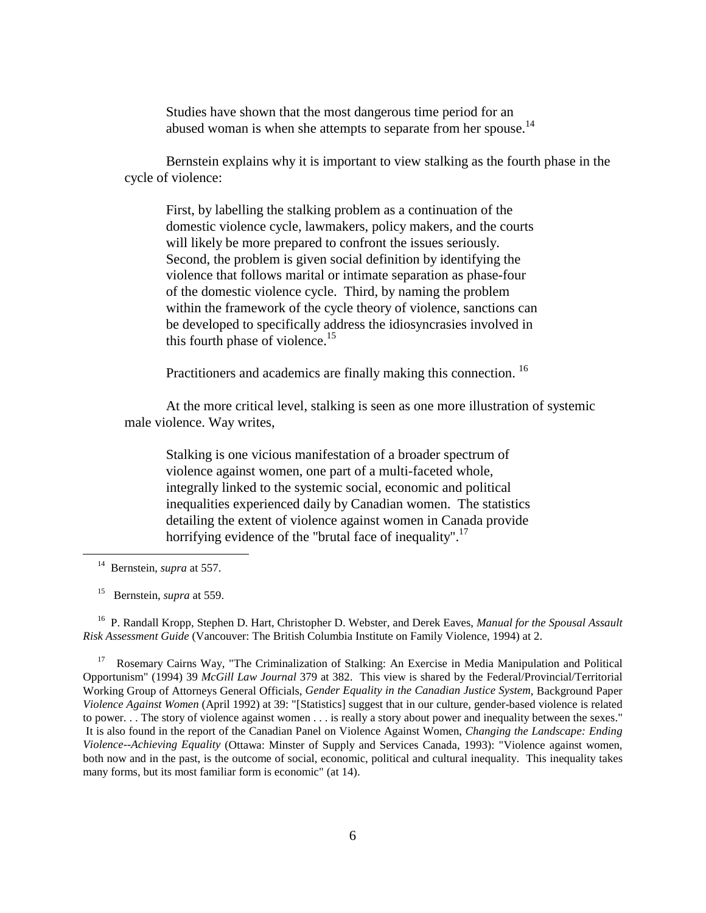> Studies have shown that the most dangerous time period for an abused woman is when she attempts to separate from her spouse.[14]

Bernstein explains why it is important to view stalking as the fourth phase in the cycle of violence:

> First, by labelling the stalking problem as a continuation of the domestic violence cycle, lawmakers, policy makers, and the courts will likely be more prepared to confront the issues seriously. Second, the problem is given social definition by identifying the violence that follows marital or intimate separation as phase-four of the domestic violence cycle. Third, by naming the problem within the framework of the cycle theory of violence, sanctions can be developed to specifically address the idiosyncrasies involved in this fourth phase of violence.[15]

Practitioners and academics are finally making this connection.[16]

At the more critical level, stalking is seen as one more illustration of systemic male violence. Way writes,

> Stalking is one vicious manifestation of a broader spectrum of violence against women, one part of a multi-faceted whole, integrally linked to the systemic social, economic and political inequalities experienced daily by Canadian women. The statistics detailing the extent of violence against women in Canada provide horrifying evidence of the "brutal face of inequality".[17]

---

[14] Bernstein, *supra* at 557.

[15] Bernstein, *supra* at 559.

[16] P. Randall Kropp, Stephen D. Hart, Christopher D. Webster, and Derek Eaves, *Manual for the Spousal Assault Risk Assessment Guide* (Vancouver: The British Columbia Institute on Family Violence, 1994) at 2.

[17] Rosemary Cairns Way, "The Criminalization of Stalking: An Exercise in Media Manipulation and Political Opportunism" (1994) 39 *McGill Law Journal* 379 at 382. This view is shared by the Federal/Provincial/Territorial Working Group of Attorneys General Officials, *Gender Equality in the Canadian Justice System*, Background Paper *Violence Against Women* (April 1992) at 39: "[Statistics] suggest that in our culture, gender-based violence is related to power. . . The story of violence against women . . . is really a story about power and inequality between the sexes." It is also found in the report of the Canadian Panel on Violence Against Women, *Changing the Landscape: Ending Violence--Achieving Equality* (Ottawa: Minster of Supply and Services Canada, 1993): "Violence against women, both now and in the past, is the outcome of social, economic, political and cultural inequality. This inequality takes many forms, but its most familiar form is economic" (at 14).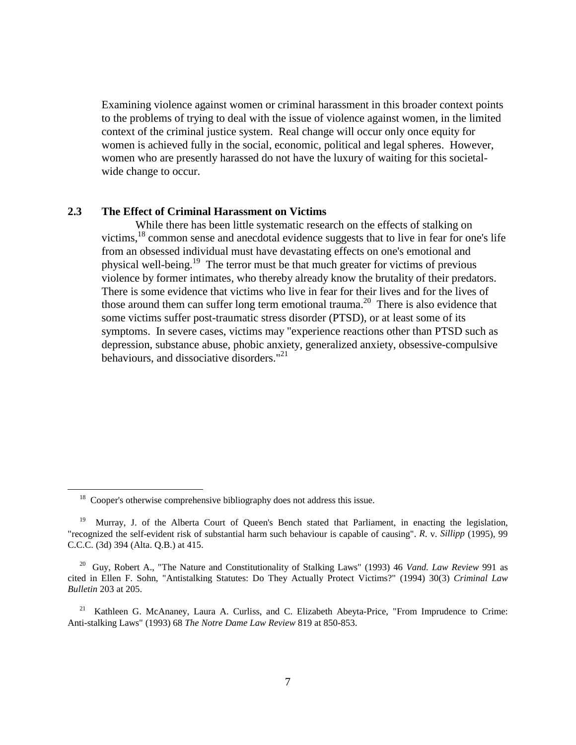Examining violence against women or criminal harassment in this broader context points to the problems of trying to deal with the issue of violence against women, in the limited context of the criminal justice system. Real change will occur only once equity for women is achieved fully in the social, economic, political and legal spheres. However, women who are presently harassed do not have the luxury of waiting for this societal-wide change to occur.

## 2.3 The Effect of Criminal Harassment on Victims

While there has been little systematic research on the effects of stalking on victims,[18] common sense and anecdotal evidence suggests that to live in fear for one's life from an obsessed individual must have devastating effects on one's emotional and physical well-being.[19] The terror must be that much greater for victims of previous violence by former intimates, who thereby already know the brutality of their predators. There is some evidence that victims who live in fear for their lives and for the lives of those around them can suffer long term emotional trauma.[20] There is also evidence that some victims suffer post-traumatic stress disorder (PTSD), or at least some of its symptoms. In severe cases, victims may "experience reactions other than PTSD such as depression, substance abuse, phobic anxiety, generalized anxiety, obsessive-compulsive behaviours, and dissociative disorders."[21]

---

[18] Cooper's otherwise comprehensive bibliography does not address this issue.

[19] Murray, J. of the Alberta Court of Queen's Bench stated that Parliament, in enacting the legislation, "recognized the self-evident risk of substantial harm such behaviour is capable of causing". *R.* v. *Sillipp* (1995), 99 C.C.C. (3d) 394 (Alta. Q.B.) at 415.

[20] Guy, Robert A., "The Nature and Constitutionality of Stalking Laws" (1993) 46 *Vand. Law Review* 991 as cited in Ellen F. Sohn, "Antistalking Statutes: Do They Actually Protect Victims?" (1994) 30(3) *Criminal Law Bulletin* 203 at 205.

[21] Kathleen G. McAnaney, Laura A. Curliss, and C. Elizabeth Abeyta-Price, "From Imprudence to Crime: Anti-stalking Laws" (1993) 68 *The Notre Dame Law Review* 819 at 850-853.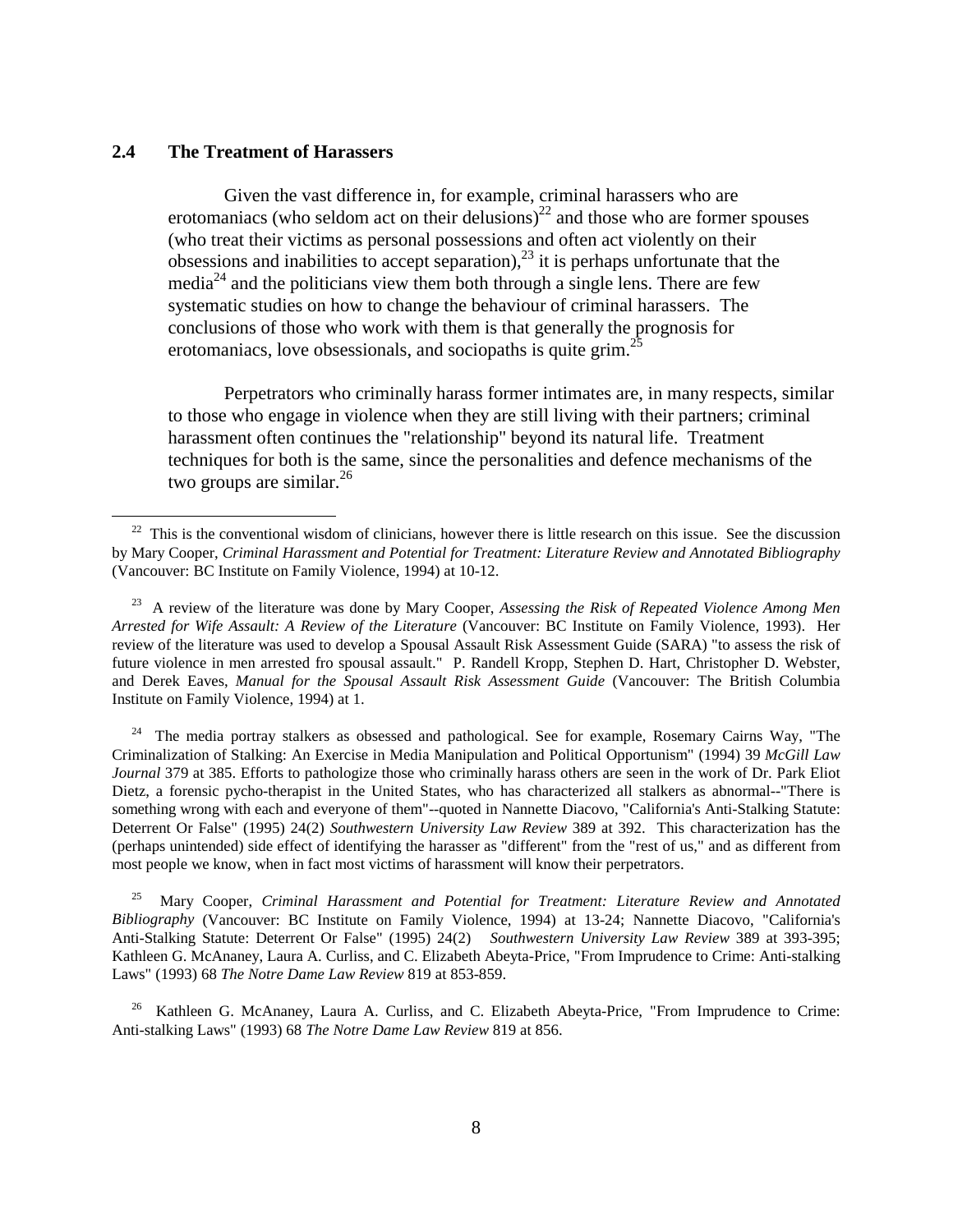## 2.4 The Treatment of Harassers

Given the vast difference in, for example, criminal harassers who are erotomaniacs (who seldom act on their delusions)[22] and those who are former spouses (who treat their victims as personal possessions and often act violently on their obsessions and inabilities to accept separation),[23] it is perhaps unfortunate that the media[24] and the politicians view them both through a single lens. There are few systematic studies on how to change the behaviour of criminal harassers. The conclusions of those who work with them is that generally the prognosis for erotomaniacs, love obsessionals, and sociopaths is quite grim.[25]

Perpetrators who criminally harass former intimates are, in many respects, similar to those who engage in violence when they are still living with their partners; criminal harassment often continues the "relationship" beyond its natural life. Treatment techniques for both is the same, since the personalities and defence mechanisms of the two groups are similar.[26]

---

[22] This is the conventional wisdom of clinicians, however there is little research on this issue. See the discussion by Mary Cooper, *Criminal Harassment and Potential for Treatment: Literature Review and Annotated Bibliography* (Vancouver: BC Institute on Family Violence, 1994) at 10-12.

[23] A review of the literature was done by Mary Cooper, *Assessing the Risk of Repeated Violence Among Men Arrested for Wife Assault: A Review of the Literature* (Vancouver: BC Institute on Family Violence, 1993). Her review of the literature was used to develop a Spousal Assault Risk Assessment Guide (SARA) "to assess the risk of future violence in men arrested fro spousal assault." P. Randell Kropp, Stephen D. Hart, Christopher D. Webster, and Derek Eaves, *Manual for the Spousal Assault Risk Assessment Guide* (Vancouver: The British Columbia Institute on Family Violence, 1994) at 1.

[24] The media portray stalkers as obsessed and pathological. See for example, Rosemary Cairns Way, "The Criminalization of Stalking: An Exercise in Media Manipulation and Political Opportunism" (1994) 39 *McGill Law Journal* 379 at 385. Efforts to pathologize those who criminally harass others are seen in the work of Dr. Park Eliot Dietz, a forensic pycho-therapist in the United States, who has characterized all stalkers as abnormal--"There is something wrong with each and everyone of them"--quoted in Nannette Diacovo, "California's Anti-Stalking Statute: Deterrent Or False" (1995) 24(2) *Southwestern University Law Review* 389 at 392. This characterization has the (perhaps unintended) side effect of identifying the harasser as "different" from the "rest of us," and as different from most people we know, when in fact most victims of harassment will know their perpetrators.

[25] Mary Cooper, *Criminal Harassment and Potential for Treatment: Literature Review and Annotated Bibliography* (Vancouver: BC Institute on Family Violence, 1994) at 13-24; Nannette Diacovo, "California's Anti-Stalking Statute: Deterrent Or False" (1995) 24(2) *Southwestern University Law Review* 389 at 393-395; Kathleen G. McAnaney, Laura A. Curliss, and C. Elizabeth Abeyta-Price, "From Imprudence to Crime: Anti-stalking Laws" (1993) 68 *The Notre Dame Law Review* 819 at 853-859.

[26] Kathleen G. McAnaney, Laura A. Curliss, and C. Elizabeth Abeyta-Price, "From Imprudence to Crime: Anti-stalking Laws" (1993) 68 *The Notre Dame Law Review* 819 at 856.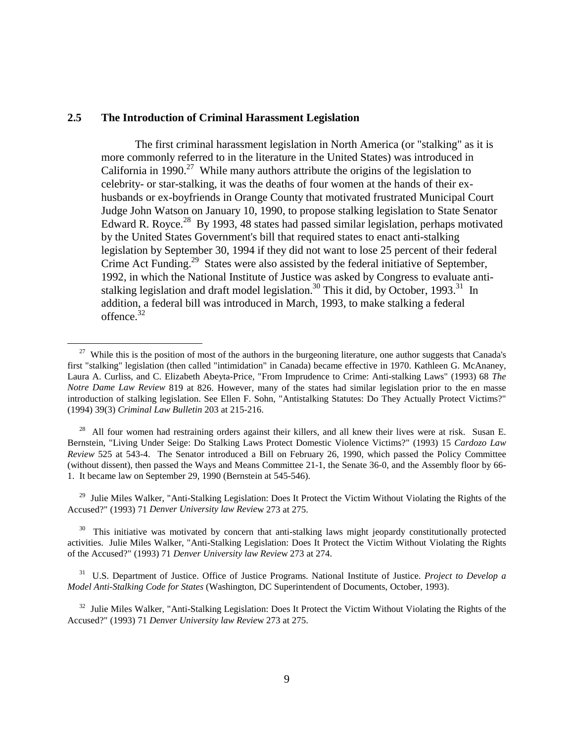## 2.5 The Introduction of Criminal Harassment Legislation

The first criminal harassment legislation in North America (or "stalking" as it is more commonly referred to in the literature in the United States) was introduced in California in 1990.[27] While many authors attribute the origins of the legislation to celebrity- or star-stalking, it was the deaths of four women at the hands of their ex-husbands or ex-boyfriends in Orange County that motivated frustrated Municipal Court Judge John Watson on January 10, 1990, to propose stalking legislation to State Senator Edward R. Royce.[28] By 1993, 48 states had passed similar legislation, perhaps motivated by the United States Government's bill that required states to enact anti-stalking legislation by September 30, 1994 if they did not want to lose 25 percent of their federal Crime Act Funding.[29] States were also assisted by the federal initiative of September, 1992, in which the National Institute of Justice was asked by Congress to evaluate anti-stalking legislation and draft model legislation.[30] This it did, by October, 1993.[31] In addition, a federal bill was introduced in March, 1993, to make stalking a federal offence.[32]

---

[27] While this is the position of most of the authors in the burgeoning literature, one author suggests that Canada's first "stalking" legislation (then called "intimidation" in Canada) became effective in 1970. Kathleen G. McAnaney, Laura A. Curliss, and C. Elizabeth Abeyta-Price, "From Imprudence to Crime: Anti-stalking Laws" (1993) 68 *The Notre Dame Law Review* 819 at 826. However, many of the states had similar legislation prior to the en masse introduction of stalking legislation. See Ellen F. Sohn, "Antistalking Statutes: Do They Actually Protect Victims?" (1994) 39(3) *Criminal Law Bulletin* 203 at 215-216.

[28] All four women had restraining orders against their killers, and all knew their lives were at risk. Susan E. Bernstein, "Living Under Seige: Do Stalking Laws Protect Domestic Violence Victims?" (1993) 15 *Cardozo Law Review* 525 at 543-4. The Senator introduced a Bill on February 26, 1990, which passed the Policy Committee (without dissent), then passed the Ways and Means Committee 21-1, the Senate 36-0, and the Assembly floor by 66-1. It became law on September 29, 1990 (Bernstein at 545-546).

[29] Julie Miles Walker, "Anti-Stalking Legislation: Does It Protect the Victim Without Violating the Rights of the Accused?" (1993) 71 *Denver University law Review* 273 at 275.

[30] This initiative was motivated by concern that anti-stalking laws might jeopardy constitutionally protected activities. Julie Miles Walker, "Anti-Stalking Legislation: Does It Protect the Victim Without Violating the Rights of the Accused?" (1993) 71 *Denver University law Review* 273 at 274.

[31] U.S. Department of Justice. Office of Justice Programs. National Institute of Justice. *Project to Develop a Model Anti-Stalking Code for States* (Washington, DC Superintendent of Documents, October, 1993).

[32] Julie Miles Walker, "Anti-Stalking Legislation: Does It Protect the Victim Without Violating the Rights of the Accused?" (1993) 71 *Denver University law Review* 273 at 275.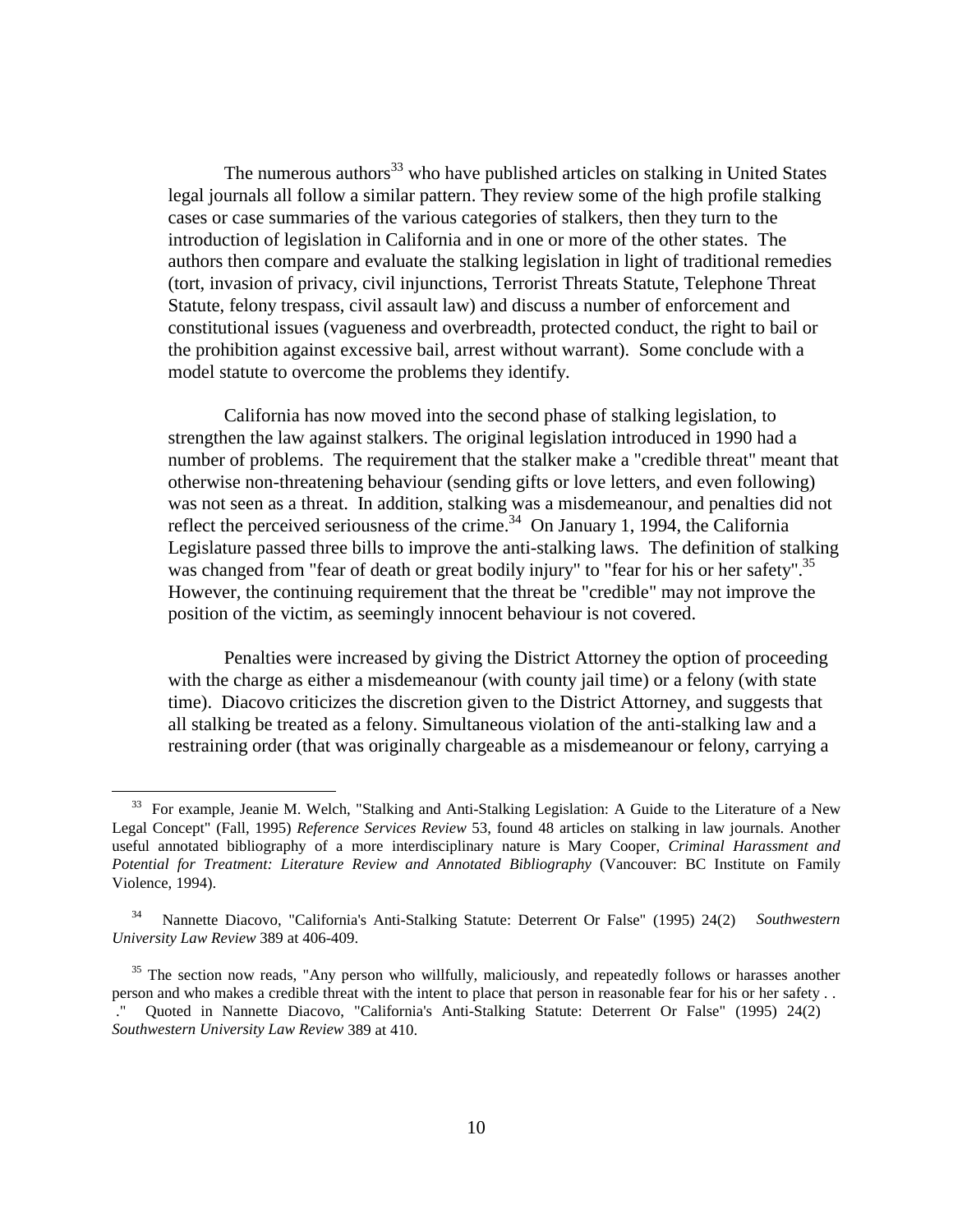The numerous authors[33] who have published articles on stalking in United States legal journals all follow a similar pattern. They review some of the high profile stalking cases or case summaries of the various categories of stalkers, then they turn to the introduction of legislation in California and in one or more of the other states. The authors then compare and evaluate the stalking legislation in light of traditional remedies (tort, invasion of privacy, civil injunctions, Terrorist Threats Statute, Telephone Threat Statute, felony trespass, civil assault law) and discuss a number of enforcement and constitutional issues (vagueness and overbreadth, protected conduct, the right to bail or the prohibition against excessive bail, arrest without warrant). Some conclude with a model statute to overcome the problems they identify.

California has now moved into the second phase of stalking legislation, to strengthen the law against stalkers. The original legislation introduced in 1990 had a number of problems. The requirement that the stalker make a "credible threat" meant that otherwise non-threatening behaviour (sending gifts or love letters, and even following) was not seen as a threat. In addition, stalking was a misdemeanour, and penalties did not reflect the perceived seriousness of the crime.[34] On January 1, 1994, the California Legislature passed three bills to improve the anti-stalking laws. The definition of stalking was changed from "fear of death or great bodily injury" to "fear for his or her safety".[35] However, the continuing requirement that the threat be "credible" may not improve the position of the victim, as seemingly innocent behaviour is not covered.

Penalties were increased by giving the District Attorney the option of proceeding with the charge as either a misdemeanour (with county jail time) or a felony (with state time). Diacovo criticizes the discretion given to the District Attorney, and suggests that all stalking be treated as a felony. Simultaneous violation of the anti-stalking law and a restraining order (that was originally chargeable as a misdemeanour or felony, carrying a

---

[33] For example, Jeanie M. Welch, "Stalking and Anti-Stalking Legislation: A Guide to the Literature of a New Legal Concept" (Fall, 1995) *Reference Services Review* 53, found 48 articles on stalking in law journals. Another useful annotated bibliography of a more interdisciplinary nature is Mary Cooper, *Criminal Harassment and Potential for Treatment: Literature Review and Annotated Bibliography* (Vancouver: BC Institute on Family Violence, 1994).

[34] Nannette Diacovo, "California's Anti-Stalking Statute: Deterrent Or False" (1995) 24(2) *Southwestern University Law Review* 389 at 406-409.

[35] The section now reads, "Any person who willfully, maliciously, and repeatedly follows or harasses another person and who makes a credible threat with the intent to place that person in reasonable fear for his or her safety . . ." Quoted in Nannette Diacovo, "California's Anti-Stalking Statute: Deterrent Or False" (1995) 24(2) *Southwestern University Law Review* 389 at 410.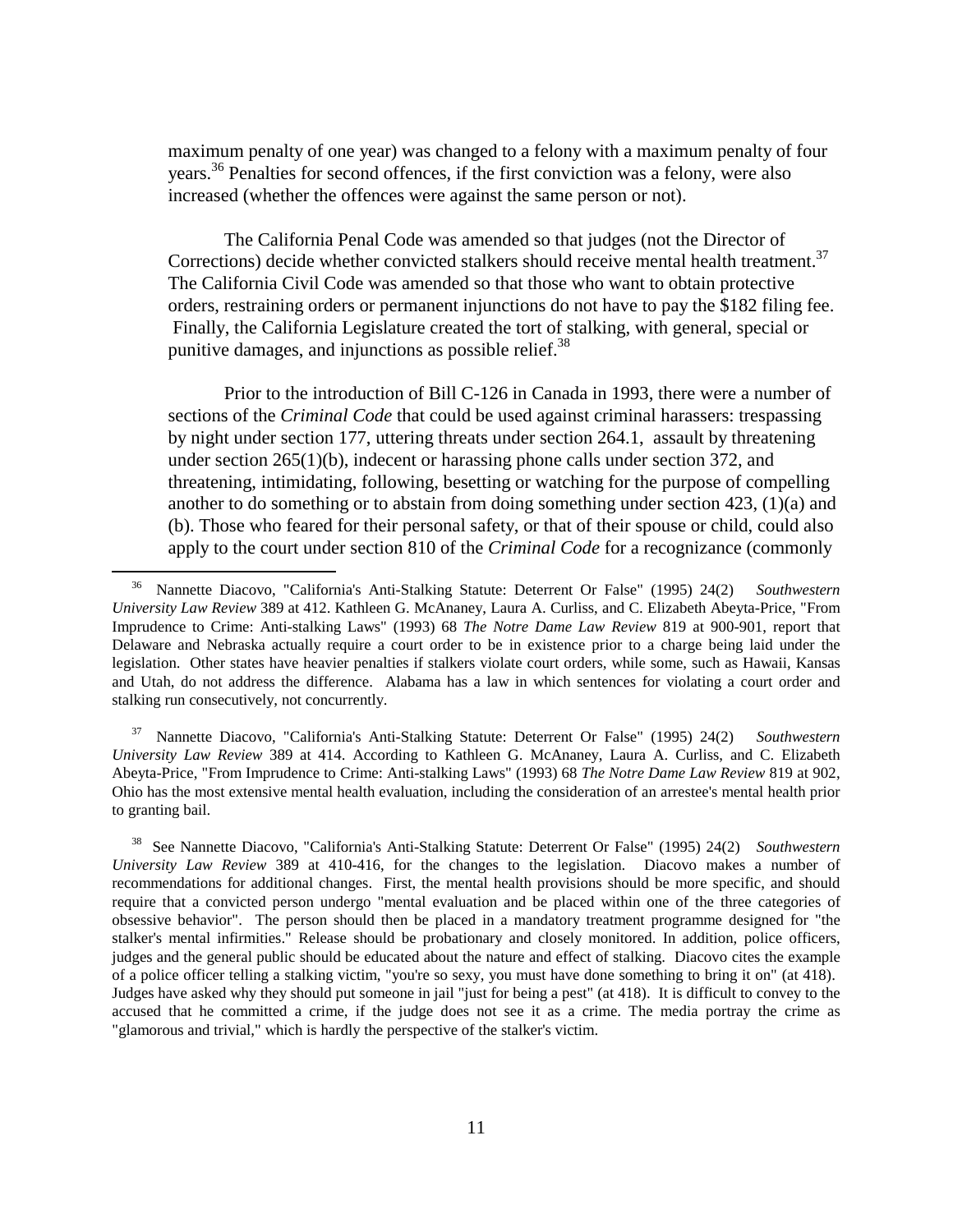maximum penalty of one year) was changed to a felony with a maximum penalty of four years.[36] Penalties for second offences, if the first conviction was a felony, were also increased (whether the offences were against the same person or not).

The California Penal Code was amended so that judges (not the Director of Corrections) decide whether convicted stalkers should receive mental health treatment.[37] The California Civil Code was amended so that those who want to obtain protective orders, restraining orders or permanent injunctions do not have to pay the $182 filing fee. Finally, the California Legislature created the tort of stalking, with general, special or punitive damages, and injunctions as possible relief.[38]

Prior to the introduction of Bill C-126 in Canada in 1993, there were a number of sections of the *Criminal Code* that could be used against criminal harassers: trespassing by night under section 177, uttering threats under section 264.1, assault by threatening under section 265(1)(b), indecent or harassing phone calls under section 372, and threatening, intimidating, following, besetting or watching for the purpose of compelling another to do something or to abstain from doing something under section 423, (1)(a) and (b). Those who feared for their personal safety, or that of their spouse or child, could also apply to the court under section 810 of the *Criminal Code* for a recognizance (commonly

---

[36] Nannette Diacovo, "California's Anti-Stalking Statute: Deterrent Or False" (1995) 24(2) *Southwestern University Law Review* 389 at 412. Kathleen G. McAnaney, Laura A. Curliss, and C. Elizabeth Abeyta-Price, "From Imprudence to Crime: Anti-stalking Laws" (1993) 68 *The Notre Dame Law Review* 819 at 900-901, report that Delaware and Nebraska actually require a court order to be in existence prior to a charge being laid under the legislation. Other states have heavier penalties if stalkers violate court orders, while some, such as Hawaii, Kansas and Utah, do not address the difference. Alabama has a law in which sentences for violating a court order and stalking run consecutively, not concurrently.

[37] Nannette Diacovo, "California's Anti-Stalking Statute: Deterrent Or False" (1995) 24(2) *Southwestern University Law Review* 389 at 414. According to Kathleen G. McAnaney, Laura A. Curliss, and C. Elizabeth Abeyta-Price, "From Imprudence to Crime: Anti-stalking Laws" (1993) 68 *The Notre Dame Law Review* 819 at 902, Ohio has the most extensive mental health evaluation, including the consideration of an arrestee's mental health prior to granting bail.

[38] See Nannette Diacovo, "California's Anti-Stalking Statute: Deterrent Or False" (1995) 24(2) *Southwestern University Law Review* 389 at 410-416, for the changes to the legislation. Diacovo makes a number of recommendations for additional changes. First, the mental health provisions should be more specific, and should require that a convicted person undergo "mental evaluation and be placed within one of the three categories of obsessive behavior". The person should then be placed in a mandatory treatment programme designed for "the stalker's mental infirmities." Release should be probationary and closely monitored. In addition, police officers, judges and the general public should be educated about the nature and effect of stalking. Diacovo cites the example of a police officer telling a stalking victim, "you're so sexy, you must have done something to bring it on" (at 418). Judges have asked why they should put someone in jail "just for being a pest" (at 418). It is difficult to convey to the accused that he committed a crime, if the judge does not see it as a crime. The media portray the crime as "glamorous and trivial," which is hardly the perspective of the stalker's victim.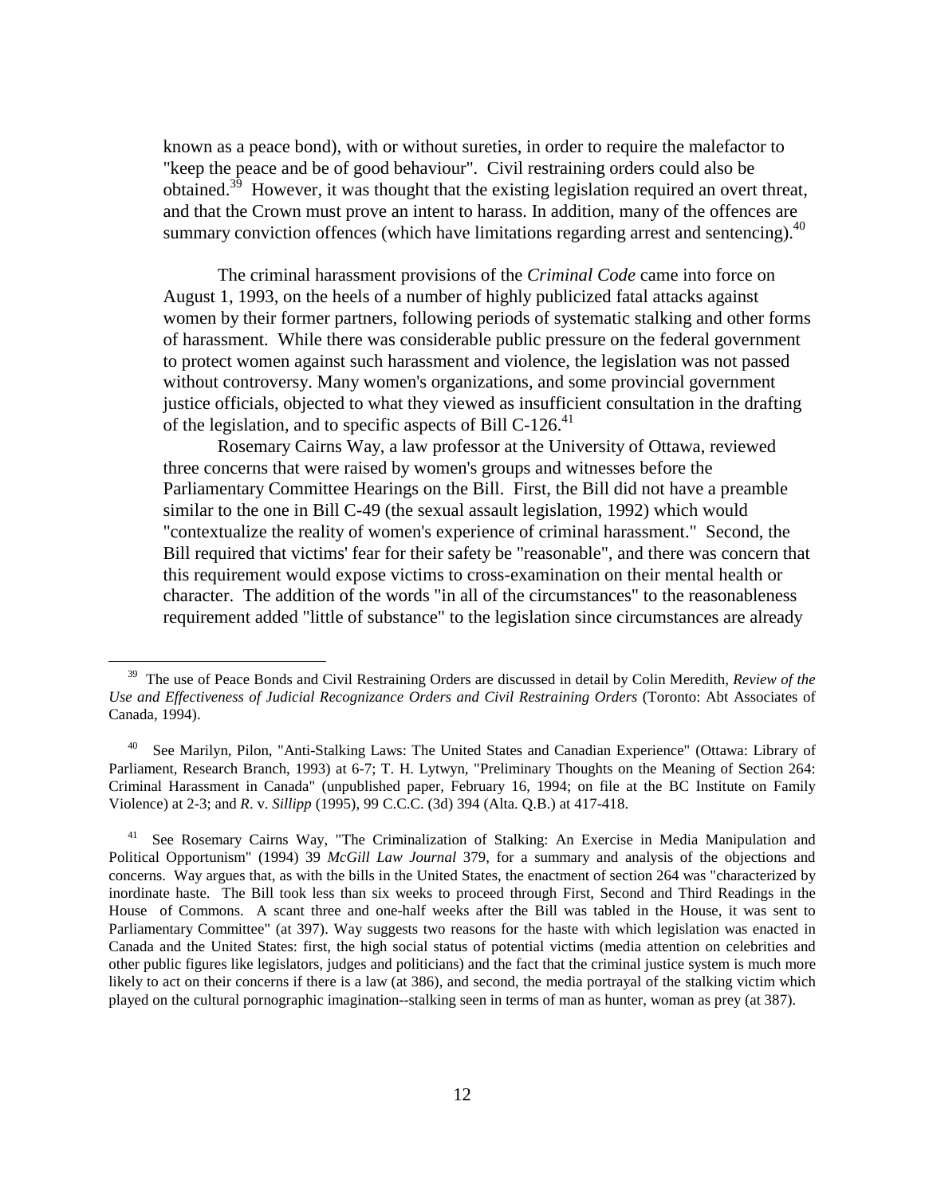known as a peace bond), with or without sureties, in order to require the malefactor to "keep the peace and be of good behaviour". Civil restraining orders could also be obtained.[39] However, it was thought that the existing legislation required an overt threat, and that the Crown must prove an intent to harass. In addition, many of the offences are summary conviction offences (which have limitations regarding arrest and sentencing).[40]

The criminal harassment provisions of the *Criminal Code* came into force on August 1, 1993, on the heels of a number of highly publicized fatal attacks against women by their former partners, following periods of systematic stalking and other forms of harassment. While there was considerable public pressure on the federal government to protect women against such harassment and violence, the legislation was not passed without controversy. Many women's organizations, and some provincial government justice officials, objected to what they viewed as insufficient consultation in the drafting of the legislation, and to specific aspects of Bill C-126.[41]

Rosemary Cairns Way, a law professor at the University of Ottawa, reviewed three concerns that were raised by women's groups and witnesses before the Parliamentary Committee Hearings on the Bill. First, the Bill did not have a preamble similar to the one in Bill C-49 (the sexual assault legislation, 1992) which would "contextualize the reality of women's experience of criminal harassment." Second, the Bill required that victims' fear for their safety be "reasonable", and there was concern that this requirement would expose victims to cross-examination on their mental health or character. The addition of the words "in all of the circumstances" to the reasonableness requirement added "little of substance" to the legislation since circumstances are already

---

[39] The use of Peace Bonds and Civil Restraining Orders are discussed in detail by Colin Meredith, *Review of the Use and Effectiveness of Judicial Recognizance Orders and Civil Restraining Orders* (Toronto: Abt Associates of Canada, 1994).

[40] See Marilyn, Pilon, "Anti-Stalking Laws: The United States and Canadian Experience" (Ottawa: Library of Parliament, Research Branch, 1993) at 6-7; T. H. Lytwyn, "Preliminary Thoughts on the Meaning of Section 264: Criminal Harassment in Canada" (unpublished paper, February 16, 1994; on file at the BC Institute on Family Violence) at 2-3; and *R.* v. *Sillipp* (1995), 99 C.C.C. (3d) 394 (Alta. Q.B.) at 417-418.

[41] See Rosemary Cairns Way, "The Criminalization of Stalking: An Exercise in Media Manipulation and Political Opportunism" (1994) 39 *McGill Law Journal* 379, for a summary and analysis of the objections and concerns. Way argues that, as with the bills in the United States, the enactment of section 264 was "characterized by inordinate haste. The Bill took less than six weeks to proceed through First, Second and Third Readings in the House of Commons. A scant three and one-half weeks after the Bill was tabled in the House, it was sent to Parliamentary Committee" (at 397). Way suggests two reasons for the haste with which legislation was enacted in Canada and the United States: first, the high social status of potential victims (media attention on celebrities and other public figures like legislators, judges and politicians) and the fact that the criminal justice system is much more likely to act on their concerns if there is a law (at 386), and second, the media portrayal of the stalking victim which played on the cultural pornographic imagination--stalking seen in terms of man as hunter, woman as prey (at 387).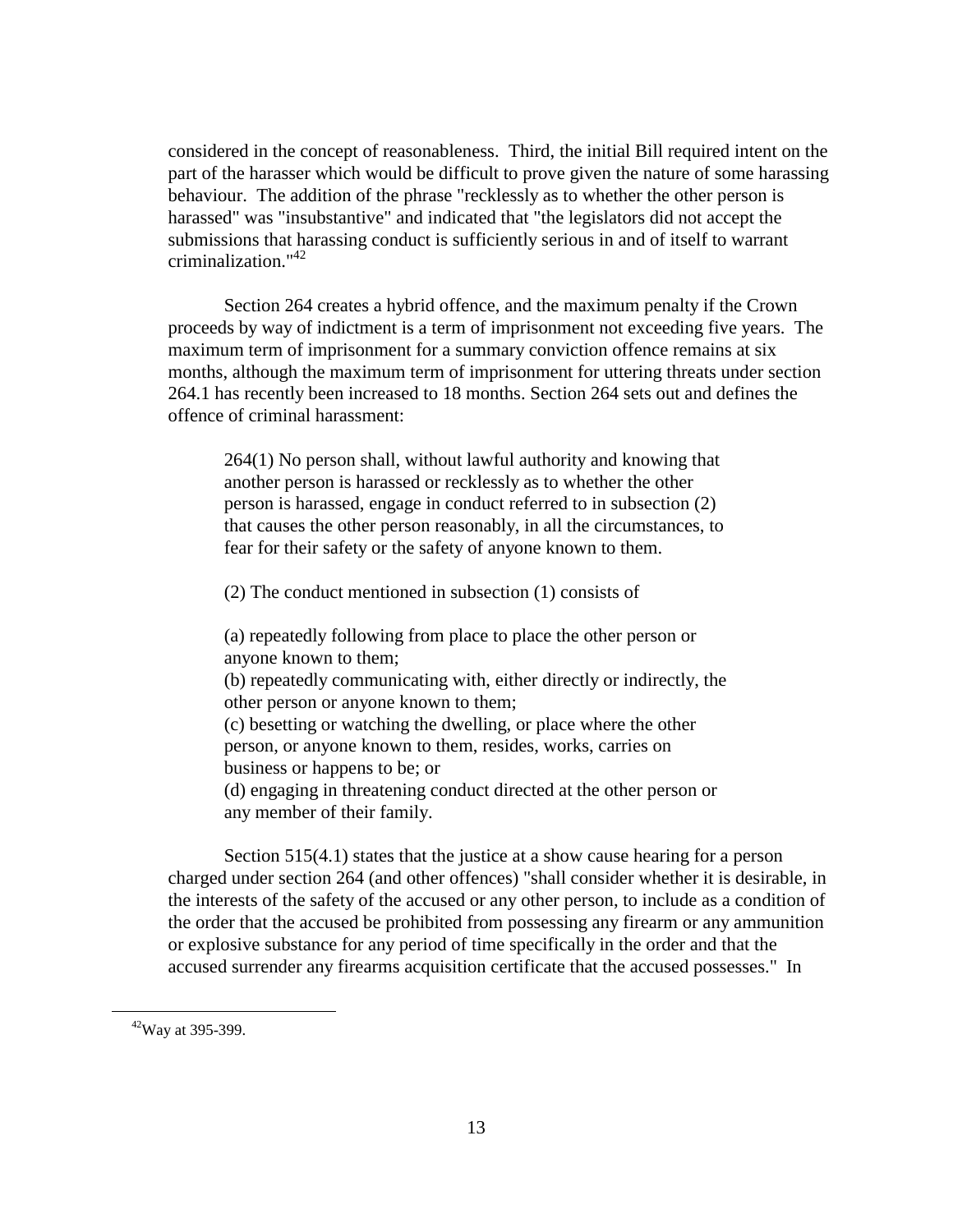considered in the concept of reasonableness. Third, the initial Bill required intent on the part of the harasser which would be difficult to prove given the nature of some harassing behaviour. The addition of the phrase "recklessly as to whether the other person is harassed" was "insubstantive" and indicated that "the legislators did not accept the submissions that harassing conduct is sufficiently serious in and of itself to warrant criminalization."[42]

Section 264 creates a hybrid offence, and the maximum penalty if the Crown proceeds by way of indictment is a term of imprisonment not exceeding five years. The maximum term of imprisonment for a summary conviction offence remains at six months, although the maximum term of imprisonment for uttering threats under section 264.1 has recently been increased to 18 months. Section 264 sets out and defines the offence of criminal harassment:

> 264(1) No person shall, without lawful authority and knowing that another person is harassed or recklessly as to whether the other person is harassed, engage in conduct referred to in subsection (2) that causes the other person reasonably, in all the circumstances, to fear for their safety or the safety of anyone known to them.
>
> (2) The conduct mentioned in subsection (1) consists of
>
> (a) repeatedly following from place to place the other person or anyone known to them;
> (b) repeatedly communicating with, either directly or indirectly, the other person or anyone known to them;
> (c) besetting or watching the dwelling, or place where the other person, or anyone known to them, resides, works, carries on business or happens to be; or
> (d) engaging in threatening conduct directed at the other person or any member of their family.

Section 515(4.1) states that the justice at a show cause hearing for a person charged under section 264 (and other offences) "shall consider whether it is desirable, in the interests of the safety of the accused or any other person, to include as a condition of the order that the accused be prohibited from possessing any firearm or any ammunition or explosive substance for any period of time specifically in the order and that the accused surrender any firearms acquisition certificate that the accused possesses." In

---

[42] Way at 395-399.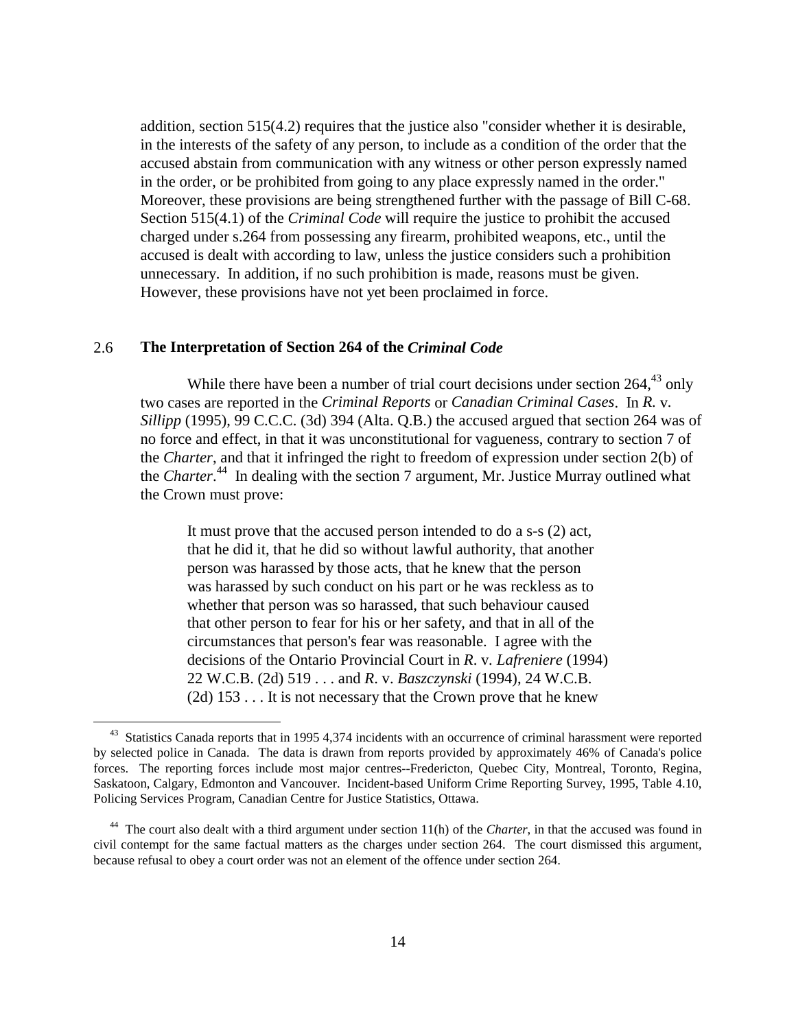addition, section 515(4.2) requires that the justice also "consider whether it is desirable, in the interests of the safety of any person, to include as a condition of the order that the accused abstain from communication with any witness or other person expressly named in the order, or be prohibited from going to any place expressly named in the order." Moreover, these provisions are being strengthened further with the passage of Bill C-68. Section 515(4.1) of the *Criminal Code* will require the justice to prohibit the accused charged under s.264 from possessing any firearm, prohibited weapons, etc., until the accused is dealt with according to law, unless the justice considers such a prohibition unnecessary. In addition, if no such prohibition is made, reasons must be given. However, these provisions have not yet been proclaimed in force.

## 2.6 The Interpretation of Section 264 of the *Criminal Code*

While there have been a number of trial court decisions under section 264,[43] only two cases are reported in the *Criminal Reports* or *Canadian Criminal Cases*. In *R.* v. *Sillipp* (1995), 99 C.C.C. (3d) 394 (Alta. Q.B.) the accused argued that section 264 was of no force and effect, in that it was unconstitutional for vagueness, contrary to section 7 of the *Charter*, and that it infringed the right to freedom of expression under section 2(b) of the *Charter*.[44] In dealing with the section 7 argument, Mr. Justice Murray outlined what the Crown must prove:

> It must prove that the accused person intended to do a s-s (2) act, that he did it, that he did so without lawful authority, that another person was harassed by those acts, that he knew that the person was harassed by such conduct on his part or he was reckless as to whether that person was so harassed, that such behaviour caused that other person to fear for his or her safety, and that in all of the circumstances that person's fear was reasonable. I agree with the decisions of the Ontario Provincial Court in *R*. v. *Lafreniere* (1994) 22 W.C.B. (2d) 519 . . . and *R*. v. *Baszczynski* (1994), 24 W.C.B. (2d) 153 . . . It is not necessary that the Crown prove that he knew

[43] Statistics Canada reports that in 1995 4,374 incidents with an occurrence of criminal harassment were reported by selected police in Canada. The data is drawn from reports provided by approximately 46% of Canada's police forces. The reporting forces include most major centres--Fredericton, Quebec City, Montreal, Toronto, Regina, Saskatoon, Calgary, Edmonton and Vancouver. Incident-based Uniform Crime Reporting Survey, 1995, Table 4.10, Policing Services Program, Canadian Centre for Justice Statistics, Ottawa.

[44] The court also dealt with a third argument under section 11(h) of the *Charter*, in that the accused was found in civil contempt for the same factual matters as the charges under section 264. The court dismissed this argument, because refusal to obey a court order was not an element of the offence under section 264.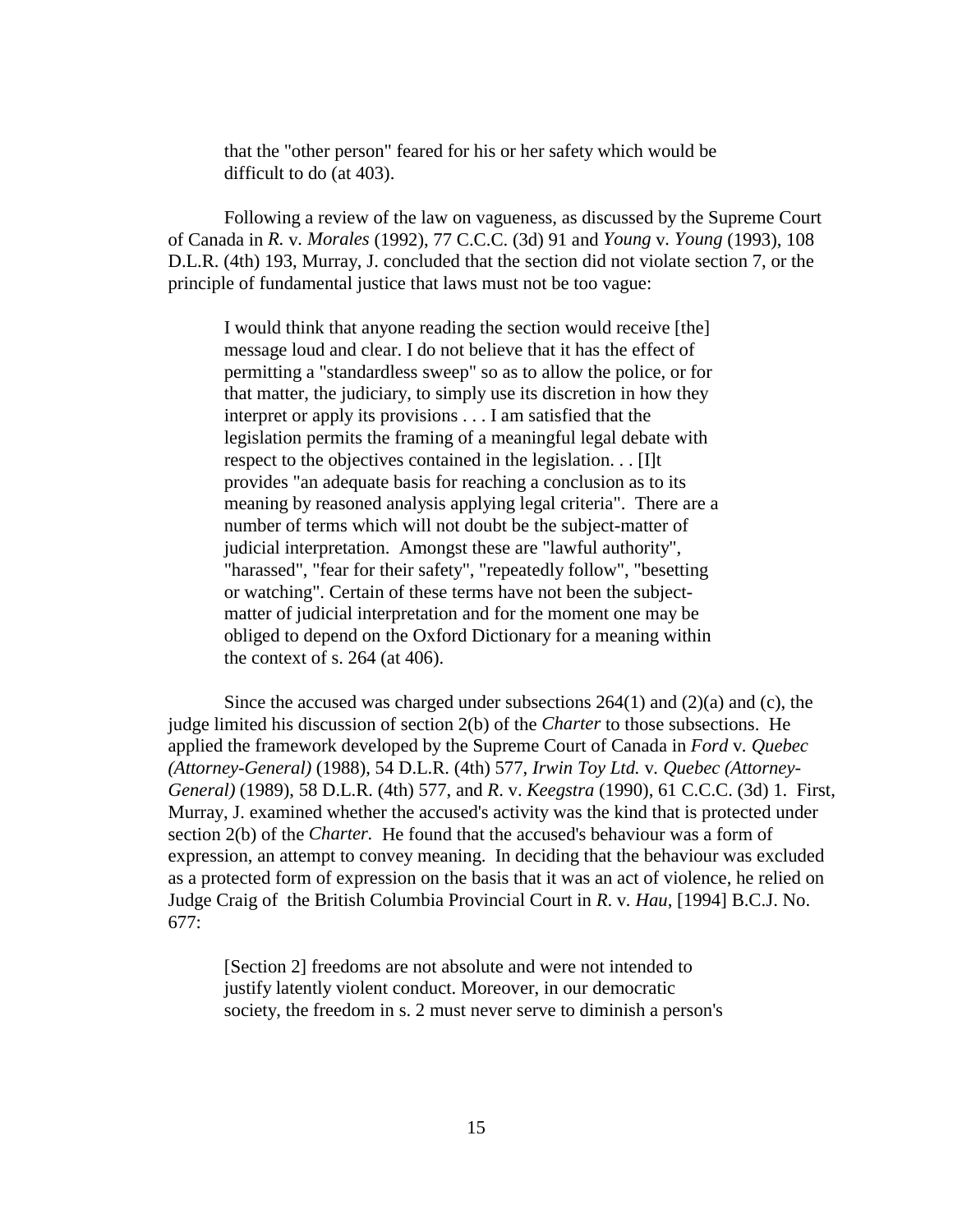> that the "other person" feared for his or her safety which would be difficult to do (at 403).

Following a review of the law on vagueness, as discussed by the Supreme Court of Canada in *R.* v. *Morales* (1992), 77 C.C.C. (3d) 91 and *Young* v. *Young* (1993), 108 D.L.R. (4th) 193, Murray, J. concluded that the section did not violate section 7, or the principle of fundamental justice that laws must not be too vague:

> I would think that anyone reading the section would receive [the] message loud and clear. I do not believe that it has the effect of permitting a "standardless sweep" so as to allow the police, or for that matter, the judiciary, to simply use its discretion in how they interpret or apply its provisions . . . I am satisfied that the legislation permits the framing of a meaningful legal debate with respect to the objectives contained in the legislation. . . [I]t provides "an adequate basis for reaching a conclusion as to its meaning by reasoned analysis applying legal criteria". There are a number of terms which will not doubt be the subject-matter of judicial interpretation. Amongst these are "lawful authority", "harassed", "fear for their safety", "repeatedly follow", "besetting or watching". Certain of these terms have not been the subject-matter of judicial interpretation and for the moment one may be obliged to depend on the Oxford Dictionary for a meaning within the context of s. 264 (at 406).

Since the accused was charged under subsections 264(1) and (2)(a) and (c), the judge limited his discussion of section 2(b) of the *Charter* to those subsections. He applied the framework developed by the Supreme Court of Canada in *Ford* v. *Quebec (Attorney-General)* (1988), 54 D.L.R. (4th) 577, *Irwin Toy Ltd.* v. *Quebec (Attorney-General)* (1989), 58 D.L.R. (4th) 577, and *R*. v. *Keegstra* (1990), 61 C.C.C. (3d) 1. First, Murray, J. examined whether the accused's activity was the kind that is protected under section 2(b) of the *Charter.* He found that the accused's behaviour was a form of expression, an attempt to convey meaning. In deciding that the behaviour was excluded as a protected form of expression on the basis that it was an act of violence, he relied on Judge Craig of the British Columbia Provincial Court in *R*. v. *Hau*, [1994] B.C.J. No. 677:

> [Section 2] freedoms are not absolute and were not intended to justify latently violent conduct. Moreover, in our democratic society, the freedom in s. 2 must never serve to diminish a person's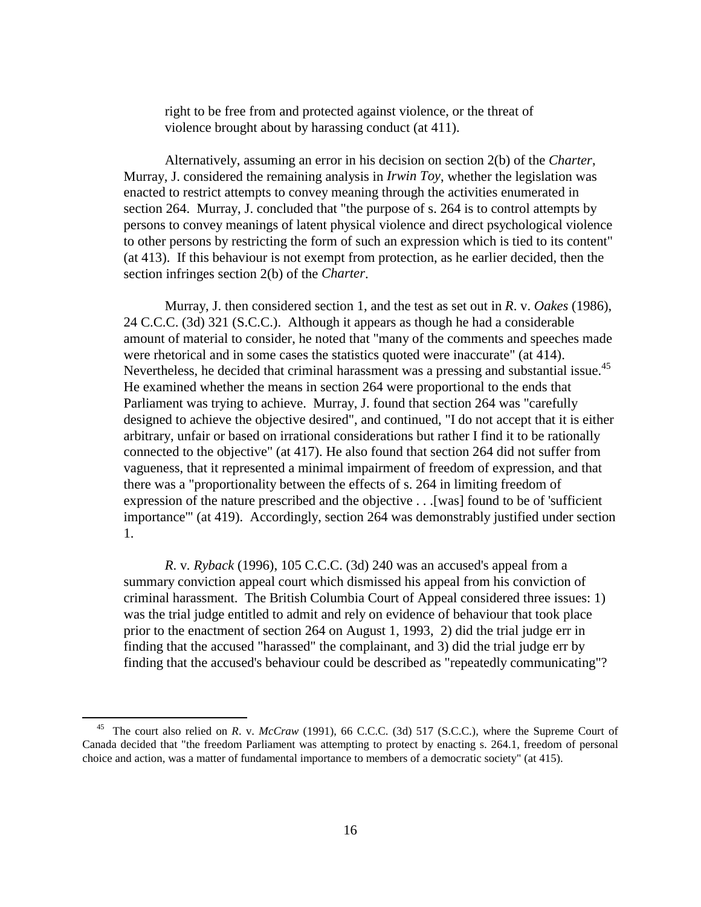right to be free from and protected against violence, or the threat of violence brought about by harassing conduct (at 411).

Alternatively, assuming an error in his decision on section 2(b) of the *Charter*, Murray, J. considered the remaining analysis in *Irwin Toy*, whether the legislation was enacted to restrict attempts to convey meaning through the activities enumerated in section 264. Murray, J. concluded that "the purpose of s. 264 is to control attempts by persons to convey meanings of latent physical violence and direct psychological violence to other persons by restricting the form of such an expression which is tied to its content" (at 413). If this behaviour is not exempt from protection, as he earlier decided, then the section infringes section 2(b) of the *Charter*.

Murray, J. then considered section 1, and the test as set out in *R*. v. *Oakes* (1986), 24 C.C.C. (3d) 321 (S.C.C.). Although it appears as though he had a considerable amount of material to consider, he noted that "many of the comments and speeches made were rhetorical and in some cases the statistics quoted were inaccurate" (at 414). Nevertheless, he decided that criminal harassment was a pressing and substantial issue.[45] He examined whether the means in section 264 were proportional to the ends that Parliament was trying to achieve. Murray, J. found that section 264 was "carefully designed to achieve the objective desired", and continued, "I do not accept that it is either arbitrary, unfair or based on irrational considerations but rather I find it to be rationally connected to the objective" (at 417). He also found that section 264 did not suffer from vagueness, that it represented a minimal impairment of freedom of expression, and that there was a "proportionality between the effects of s. 264 in limiting freedom of expression of the nature prescribed and the objective . . .[was] found to be of 'sufficient importance'" (at 419). Accordingly, section 264 was demonstrably justified under section 1.

*R*. v. *Ryback* (1996), 105 C.C.C. (3d) 240 was an accused's appeal from a summary conviction appeal court which dismissed his appeal from his conviction of criminal harassment. The British Columbia Court of Appeal considered three issues: 1) was the trial judge entitled to admit and rely on evidence of behaviour that took place prior to the enactment of section 264 on August 1, 1993, 2) did the trial judge err in finding that the accused "harassed" the complainant, and 3) did the trial judge err by finding that the accused's behaviour could be described as "repeatedly communicating"?

[45] The court also relied on *R*. v. *McCraw* (1991), 66 C.C.C. (3d) 517 (S.C.C.), where the Supreme Court of Canada decided that "the freedom Parliament was attempting to protect by enacting s. 264.1, freedom of personal choice and action, was a matter of fundamental importance to members of a democratic society" (at 415).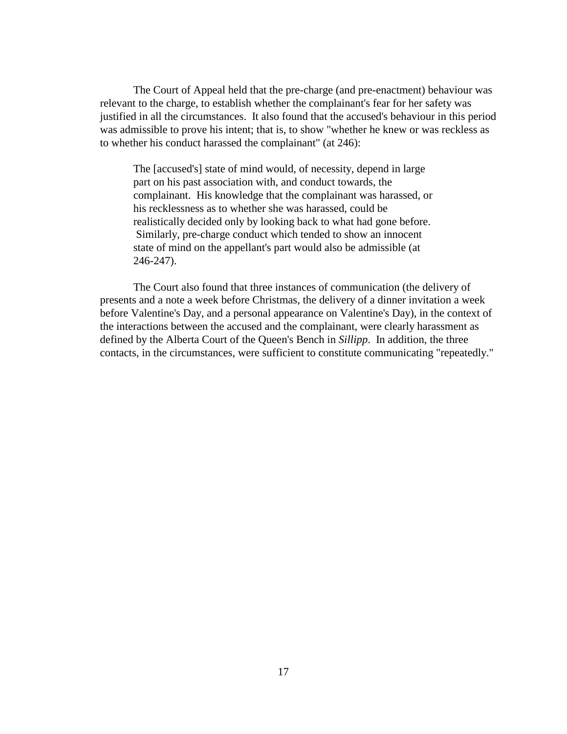The Court of Appeal held that the pre-charge (and pre-enactment) behaviour was relevant to the charge, to establish whether the complainant's fear for her safety was justified in all the circumstances. It also found that the accused's behaviour in this period was admissible to prove his intent; that is, to show "whether he knew or was reckless as to whether his conduct harassed the complainant" (at 246):

> The [accused's] state of mind would, of necessity, depend in large part on his past association with, and conduct towards, the complainant. His knowledge that the complainant was harassed, or his recklessness as to whether she was harassed, could be realistically decided only by looking back to what had gone before. Similarly, pre-charge conduct which tended to show an innocent state of mind on the appellant's part would also be admissible (at 246-247).

The Court also found that three instances of communication (the delivery of presents and a note a week before Christmas, the delivery of a dinner invitation a week before Valentine's Day, and a personal appearance on Valentine's Day), in the context of the interactions between the accused and the complainant, were clearly harassment as defined by the Alberta Court of the Queen's Bench in *Sillipp*. In addition, the three contacts, in the circumstances, were sufficient to constitute communicating "repeatedly."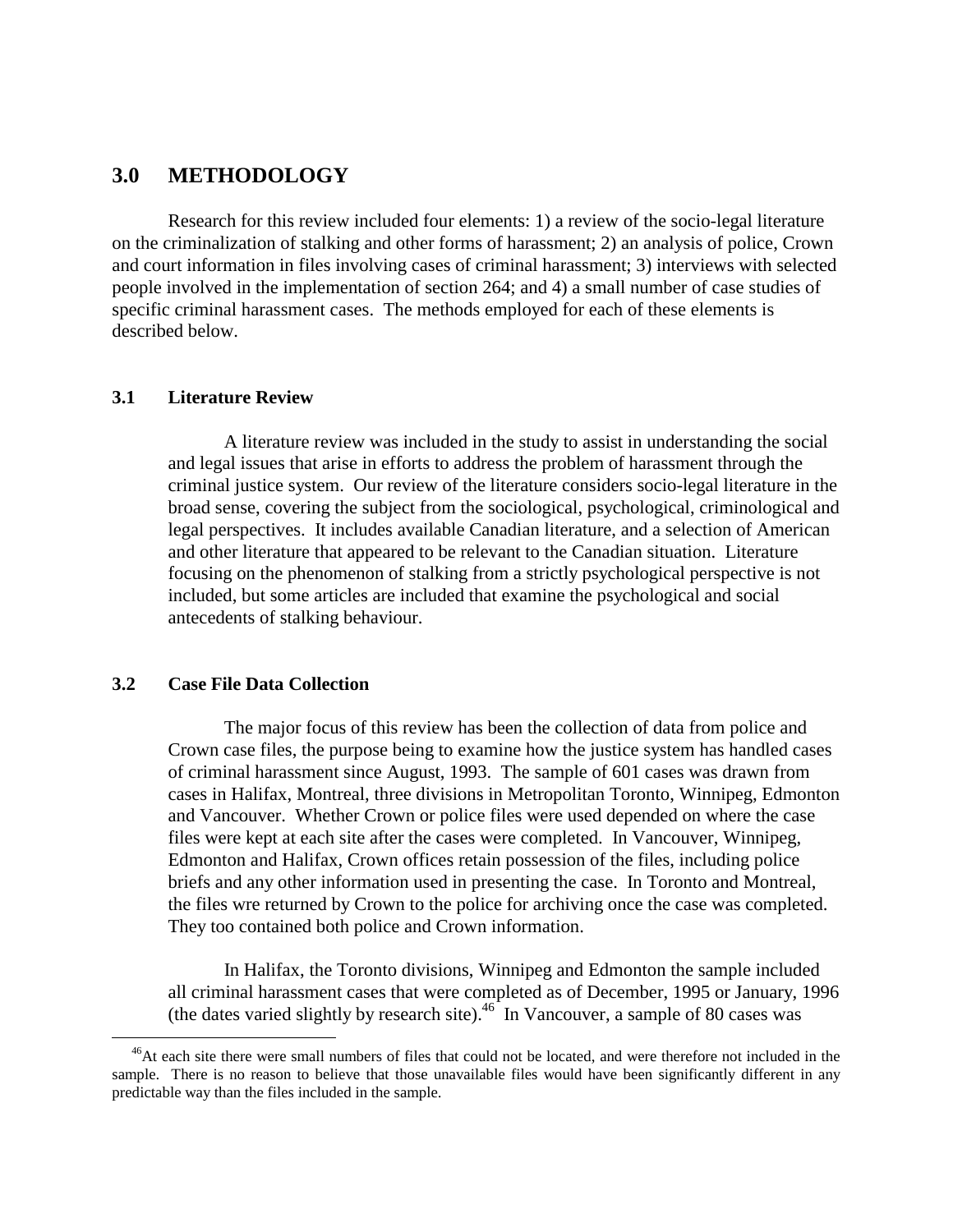## 3.0 METHODOLOGY

Research for this review included four elements: 1) a review of the socio-legal literature on the criminalization of stalking and other forms of harassment; 2) an analysis of police, Crown and court information in files involving cases of criminal harassment; 3) interviews with selected people involved in the implementation of section 264; and 4) a small number of case studies of specific criminal harassment cases. The methods employed for each of these elements is described below.

### 3.1 Literature Review

A literature review was included in the study to assist in understanding the social and legal issues that arise in efforts to address the problem of harassment through the criminal justice system. Our review of the literature considers socio-legal literature in the broad sense, covering the subject from the sociological, psychological, criminological and legal perspectives. It includes available Canadian literature, and a selection of American and other literature that appeared to be relevant to the Canadian situation. Literature focusing on the phenomenon of stalking from a strictly psychological perspective is not included, but some articles are included that examine the psychological and social antecedents of stalking behaviour.

### 3.2 Case File Data Collection

The major focus of this review has been the collection of data from police and Crown case files, the purpose being to examine how the justice system has handled cases of criminal harassment since August, 1993. The sample of 601 cases was drawn from cases in Halifax, Montreal, three divisions in Metropolitan Toronto, Winnipeg, Edmonton and Vancouver. Whether Crown or police files were used depended on where the case files were kept at each site after the cases were completed. In Vancouver, Winnipeg, Edmonton and Halifax, Crown offices retain possession of the files, including police briefs and any other information used in presenting the case. In Toronto and Montreal, the files wre returned by Crown to the police for archiving once the case was completed. They too contained both police and Crown information.

In Halifax, the Toronto divisions, Winnipeg and Edmonton the sample included all criminal harassment cases that were completed as of December, 1995 or January, 1996 (the dates varied slightly by research site).[46] In Vancouver, a sample of 80 cases was

[46] At each site there were small numbers of files that could not be located, and were therefore not included in the sample. There is no reason to believe that those unavailable files would have been significantly different in any predictable way than the files included in the sample.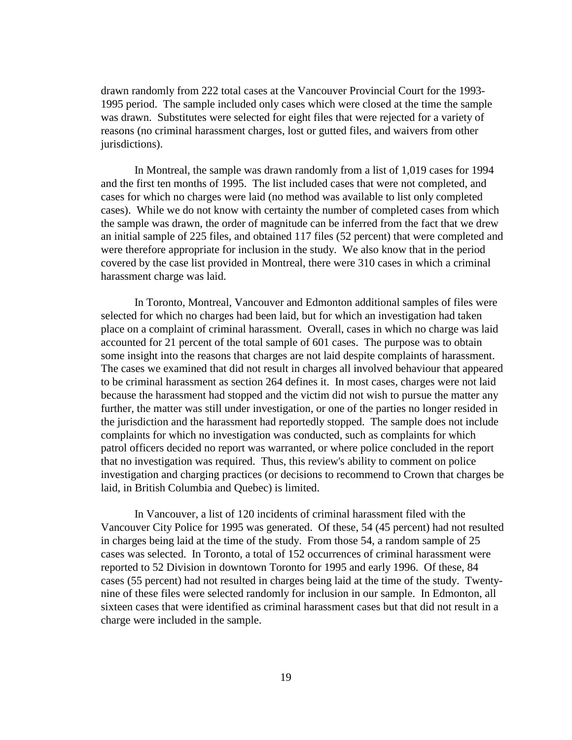drawn randomly from 222 total cases at the Vancouver Provincial Court for the 1993-1995 period. The sample included only cases which were closed at the time the sample was drawn. Substitutes were selected for eight files that were rejected for a variety of reasons (no criminal harassment charges, lost or gutted files, and waivers from other jurisdictions).

In Montreal, the sample was drawn randomly from a list of 1,019 cases for 1994 and the first ten months of 1995. The list included cases that were not completed, and cases for which no charges were laid (no method was available to list only completed cases). While we do not know with certainty the number of completed cases from which the sample was drawn, the order of magnitude can be inferred from the fact that we drew an initial sample of 225 files, and obtained 117 files (52 percent) that were completed and were therefore appropriate for inclusion in the study. We also know that in the period covered by the case list provided in Montreal, there were 310 cases in which a criminal harassment charge was laid.

In Toronto, Montreal, Vancouver and Edmonton additional samples of files were selected for which no charges had been laid, but for which an investigation had taken place on a complaint of criminal harassment. Overall, cases in which no charge was laid accounted for 21 percent of the total sample of 601 cases. The purpose was to obtain some insight into the reasons that charges are not laid despite complaints of harassment. The cases we examined that did not result in charges all involved behaviour that appeared to be criminal harassment as section 264 defines it. In most cases, charges were not laid because the harassment had stopped and the victim did not wish to pursue the matter any further, the matter was still under investigation, or one of the parties no longer resided in the jurisdiction and the harassment had reportedly stopped. The sample does not include complaints for which no investigation was conducted, such as complaints for which patrol officers decided no report was warranted, or where police concluded in the report that no investigation was required. Thus, this review's ability to comment on police investigation and charging practices (or decisions to recommend to Crown that charges be laid, in British Columbia and Quebec) is limited.

In Vancouver, a list of 120 incidents of criminal harassment filed with the Vancouver City Police for 1995 was generated. Of these, 54 (45 percent) had not resulted in charges being laid at the time of the study. From those 54, a random sample of 25 cases was selected. In Toronto, a total of 152 occurrences of criminal harassment were reported to 52 Division in downtown Toronto for 1995 and early 1996. Of these, 84 cases (55 percent) had not resulted in charges being laid at the time of the study. Twenty-nine of these files were selected randomly for inclusion in our sample. In Edmonton, all sixteen cases that were identified as criminal harassment cases but that did not result in a charge were included in the sample.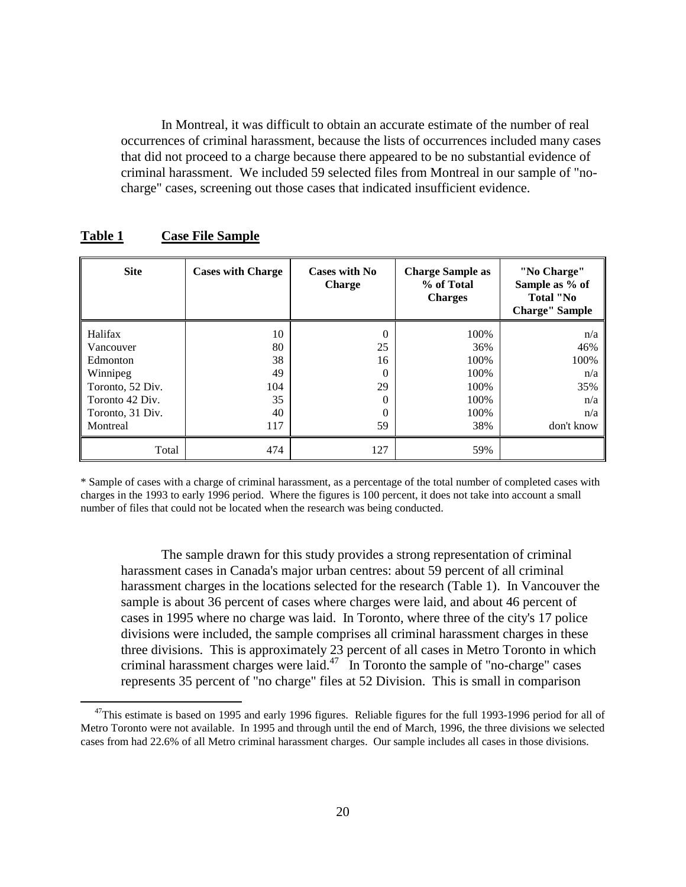In Montreal, it was difficult to obtain an accurate estimate of the number of real occurrences of criminal harassment, because the lists of occurrences included many cases that did not proceed to a charge because there appeared to be no substantial evidence of criminal harassment. We included 59 selected files from Montreal in our sample of "no-charge" cases, screening out those cases that indicated insufficient evidence.

**Table 1 Case File Sample**

| Site | Cases with Charge | Cases with No Charge | Charge Sample as % of Total Charges | "No Charge" Sample as % of Total "No Charge" Sample |
|---|---|---|---|---|
| Halifax | 10 | 0 | 100% | n/a |
| Vancouver | 80 | 25 | 36% | 46% |
| Edmonton | 38 | 16 | 100% | 100% |
| Winnipeg | 49 | 0 | 100% | n/a |
| Toronto, 52 Div. | 104 | 29 | 100% | 35% |
| Toronto 42 Div. | 35 | 0 | 100% | n/a |
| Toronto, 31 Div. | 40 | 0 | 100% | n/a |
| Montreal | 117 | 59 | 38% | don't know |
| Total | 474 | 127 | 59% | |

* Sample of cases with a charge of criminal harassment, as a percentage of the total number of completed cases with charges in the 1993 to early 1996 period. Where the figures is 100 percent, it does not take into account a small number of files that could not be located when the research was being conducted.

The sample drawn for this study provides a strong representation of criminal harassment cases in Canada's major urban centres: about 59 percent of all criminal harassment charges in the locations selected for the research (Table 1). In Vancouver the sample is about 36 percent of cases where charges were laid, and about 46 percent of cases in 1995 where no charge was laid. In Toronto, where three of the city's 17 police divisions were included, the sample comprises all criminal harassment charges in these three divisions. This is approximately 23 percent of all cases in Metro Toronto in which criminal harassment charges were laid.[47] In Toronto the sample of "no-charge" cases represents 35 percent of "no charge" files at 52 Division. This is small in comparison

[47] This estimate is based on 1995 and early 1996 figures. Reliable figures for the full 1993-1996 period for all of Metro Toronto were not available. In 1995 and through until the end of March, 1996, the three divisions we selected cases from had 22.6% of all Metro criminal harassment charges. Our sample includes all cases in those divisions.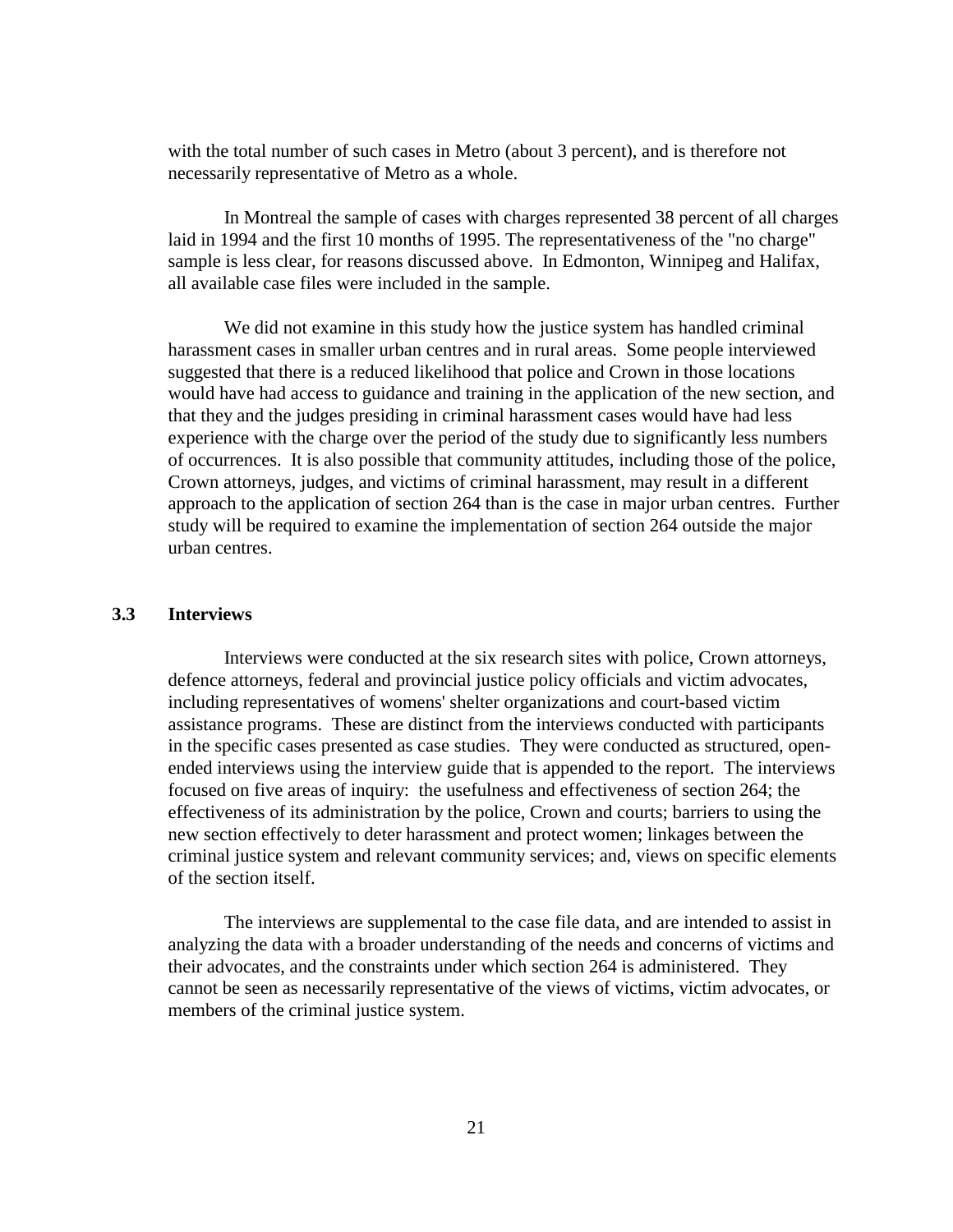with the total number of such cases in Metro (about 3 percent), and is therefore not necessarily representative of Metro as a whole.

In Montreal the sample of cases with charges represented 38 percent of all charges laid in 1994 and the first 10 months of 1995. The representativeness of the "no charge" sample is less clear, for reasons discussed above. In Edmonton, Winnipeg and Halifax, all available case files were included in the sample.

We did not examine in this study how the justice system has handled criminal harassment cases in smaller urban centres and in rural areas. Some people interviewed suggested that there is a reduced likelihood that police and Crown in those locations would have had access to guidance and training in the application of the new section, and that they and the judges presiding in criminal harassment cases would have had less experience with the charge over the period of the study due to significantly less numbers of occurrences. It is also possible that community attitudes, including those of the police, Crown attorneys, judges, and victims of criminal harassment, may result in a different approach to the application of section 264 than is the case in major urban centres. Further study will be required to examine the implementation of section 264 outside the major urban centres.

### 3.3 Interviews

Interviews were conducted at the six research sites with police, Crown attorneys, defence attorneys, federal and provincial justice policy officials and victim advocates, including representatives of womens' shelter organizations and court-based victim assistance programs. These are distinct from the interviews conducted with participants in the specific cases presented as case studies. They were conducted as structured, open-ended interviews using the interview guide that is appended to the report. The interviews focused on five areas of inquiry: the usefulness and effectiveness of section 264; the effectiveness of its administration by the police, Crown and courts; barriers to using the new section effectively to deter harassment and protect women; linkages between the criminal justice system and relevant community services; and, views on specific elements of the section itself.

The interviews are supplemental to the case file data, and are intended to assist in analyzing the data with a broader understanding of the needs and concerns of victims and their advocates, and the constraints under which section 264 is administered. They cannot be seen as necessarily representative of the views of victims, victim advocates, or members of the criminal justice system.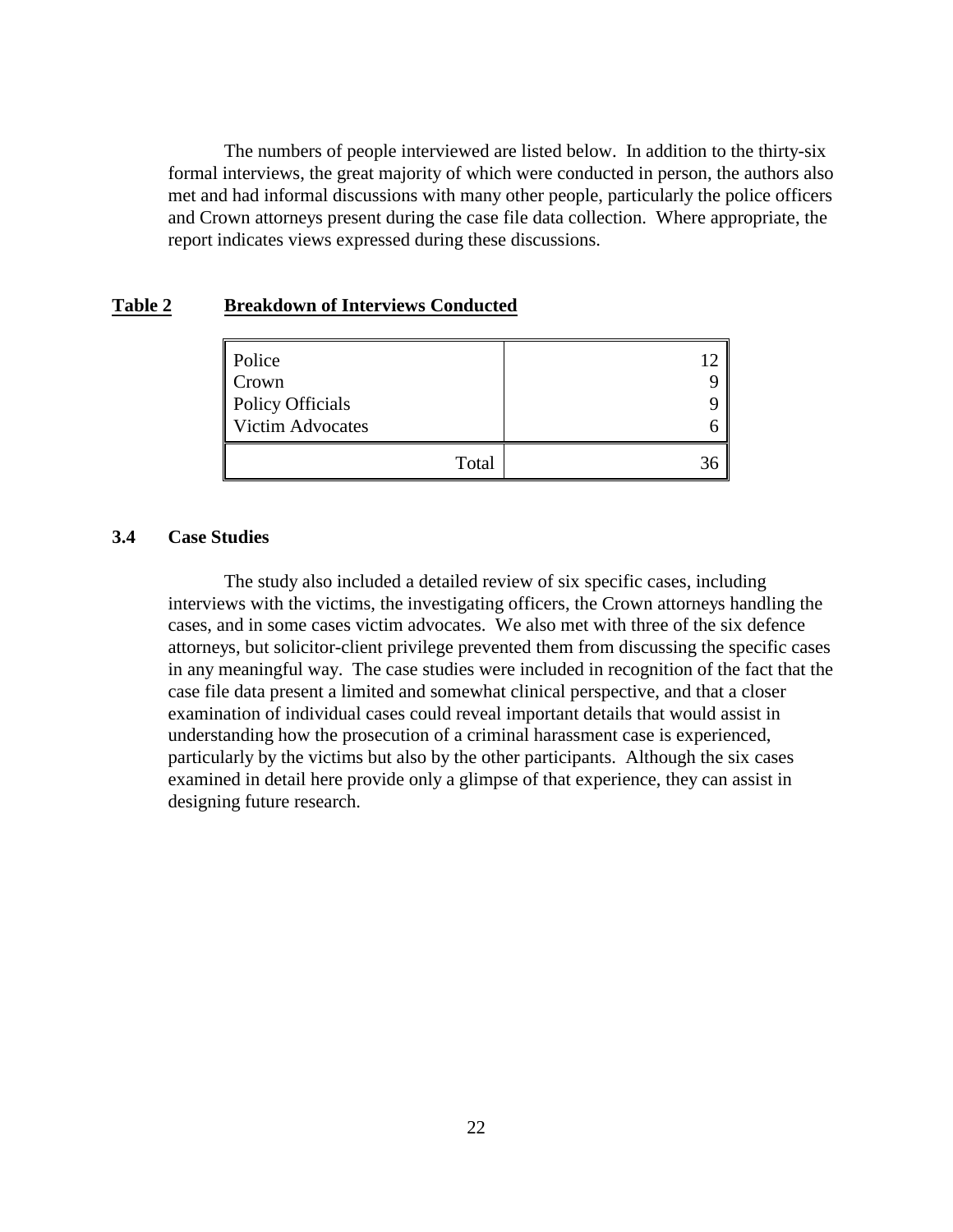The numbers of people interviewed are listed below. In addition to the thirty-six formal interviews, the great majority of which were conducted in person, the authors also met and had informal discussions with many other people, particularly the police officers and Crown attorneys present during the case file data collection. Where appropriate, the report indicates views expressed during these discussions.

**Table 2 Breakdown of Interviews Conducted**

| | |
|---|---|
| Police | 12 |
| Crown | 9 |
| Policy Officials | 9 |
| Victim Advocates | 6 |
| Total | 36 |

### 3.4 Case Studies

The study also included a detailed review of six specific cases, including interviews with the victims, the investigating officers, the Crown attorneys handling the cases, and in some cases victim advocates. We also met with three of the six defence attorneys, but solicitor-client privilege prevented them from discussing the specific cases in any meaningful way. The case studies were included in recognition of the fact that the case file data present a limited and somewhat clinical perspective, and that a closer examination of individual cases could reveal important details that would assist in understanding how the prosecution of a criminal harassment case is experienced, particularly by the victims but also by the other participants. Although the six cases examined in detail here provide only a glimpse of that experience, they can assist in designing future research.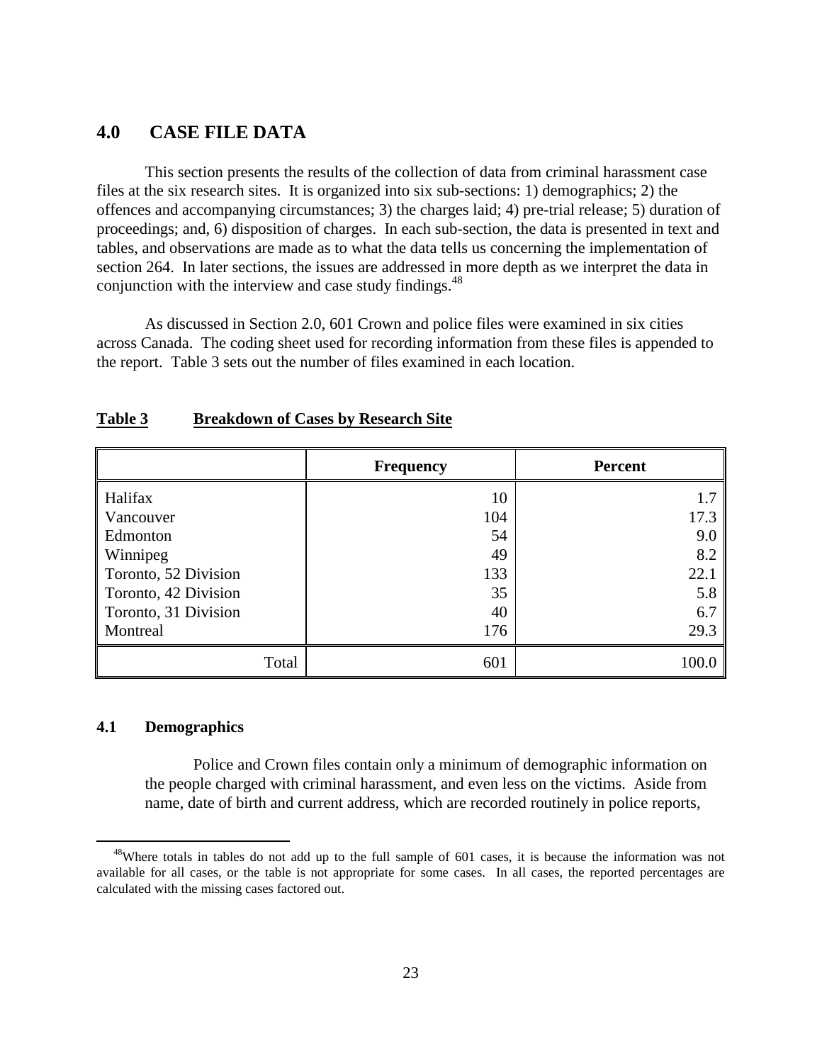## 4.0 CASE FILE DATA

This section presents the results of the collection of data from criminal harassment case files at the six research sites. It is organized into six sub-sections: 1) demographics; 2) the offences and accompanying circumstances; 3) the charges laid; 4) pre-trial release; 5) duration of proceedings; and, 6) disposition of charges. In each sub-section, the data is presented in text and tables, and observations are made as to what the data tells us concerning the implementation of section 264. In later sections, the issues are addressed in more depth as we interpret the data in conjunction with the interview and case study findings.[48]

As discussed in Section 2.0, 601 Crown and police files were examined in six cities across Canada. The coding sheet used for recording information from these files is appended to the report. Table 3 sets out the number of files examined in each location.

**Table 3 Breakdown of Cases by Research Site**

| | Frequency | Percent |
|---|---|---|
| Halifax | 10 | 1.7 |
| Vancouver | 104 | 17.3 |
| Edmonton | 54 | 9.0 |
| Winnipeg | 49 | 8.2 |
| Toronto, 52 Division | 133 | 22.1 |
| Toronto, 42 Division | 35 | 5.8 |
| Toronto, 31 Division | 40 | 6.7 |
| Montreal | 176 | 29.3 |
| Total | 601 | 100.0 |

### 4.1 Demographics

Police and Crown files contain only a minimum of demographic information on the people charged with criminal harassment, and even less on the victims. Aside from name, date of birth and current address, which are recorded routinely in police reports,

[48] Where totals in tables do not add up to the full sample of 601 cases, it is because the information was not available for all cases, or the table is not appropriate for some cases. In all cases, the reported percentages are calculated with the missing cases factored out.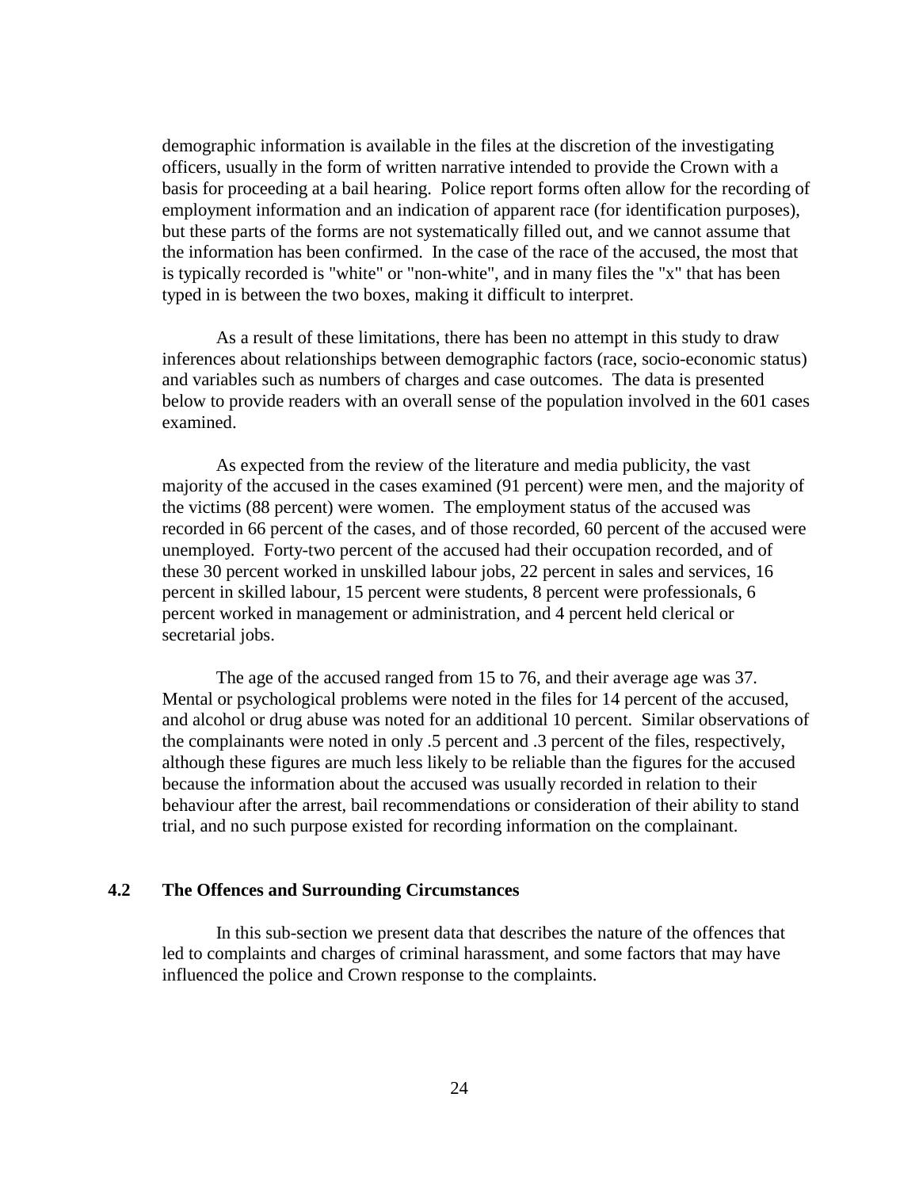demographic information is available in the files at the discretion of the investigating officers, usually in the form of written narrative intended to provide the Crown with a basis for proceeding at a bail hearing. Police report forms often allow for the recording of employment information and an indication of apparent race (for identification purposes), but these parts of the forms are not systematically filled out, and we cannot assume that the information has been confirmed. In the case of the race of the accused, the most that is typically recorded is "white" or "non-white", and in many files the "x" that has been typed in is between the two boxes, making it difficult to interpret.

As a result of these limitations, there has been no attempt in this study to draw inferences about relationships between demographic factors (race, socio-economic status) and variables such as numbers of charges and case outcomes. The data is presented below to provide readers with an overall sense of the population involved in the 601 cases examined.

As expected from the review of the literature and media publicity, the vast majority of the accused in the cases examined (91 percent) were men, and the majority of the victims (88 percent) were women. The employment status of the accused was recorded in 66 percent of the cases, and of those recorded, 60 percent of the accused were unemployed. Forty-two percent of the accused had their occupation recorded, and of these 30 percent worked in unskilled labour jobs, 22 percent in sales and services, 16 percent in skilled labour, 15 percent were students, 8 percent were professionals, 6 percent worked in management or administration, and 4 percent held clerical or secretarial jobs.

The age of the accused ranged from 15 to 76, and their average age was 37. Mental or psychological problems were noted in the files for 14 percent of the accused, and alcohol or drug abuse was noted for an additional 10 percent. Similar observations of the complainants were noted in only .5 percent and .3 percent of the files, respectively, although these figures are much less likely to be reliable than the figures for the accused because the information about the accused was usually recorded in relation to their behaviour after the arrest, bail recommendations or consideration of their ability to stand trial, and no such purpose existed for recording information on the complainant.

## 4.2 The Offences and Surrounding Circumstances

In this sub-section we present data that describes the nature of the offences that led to complaints and charges of criminal harassment, and some factors that may have influenced the police and Crown response to the complaints.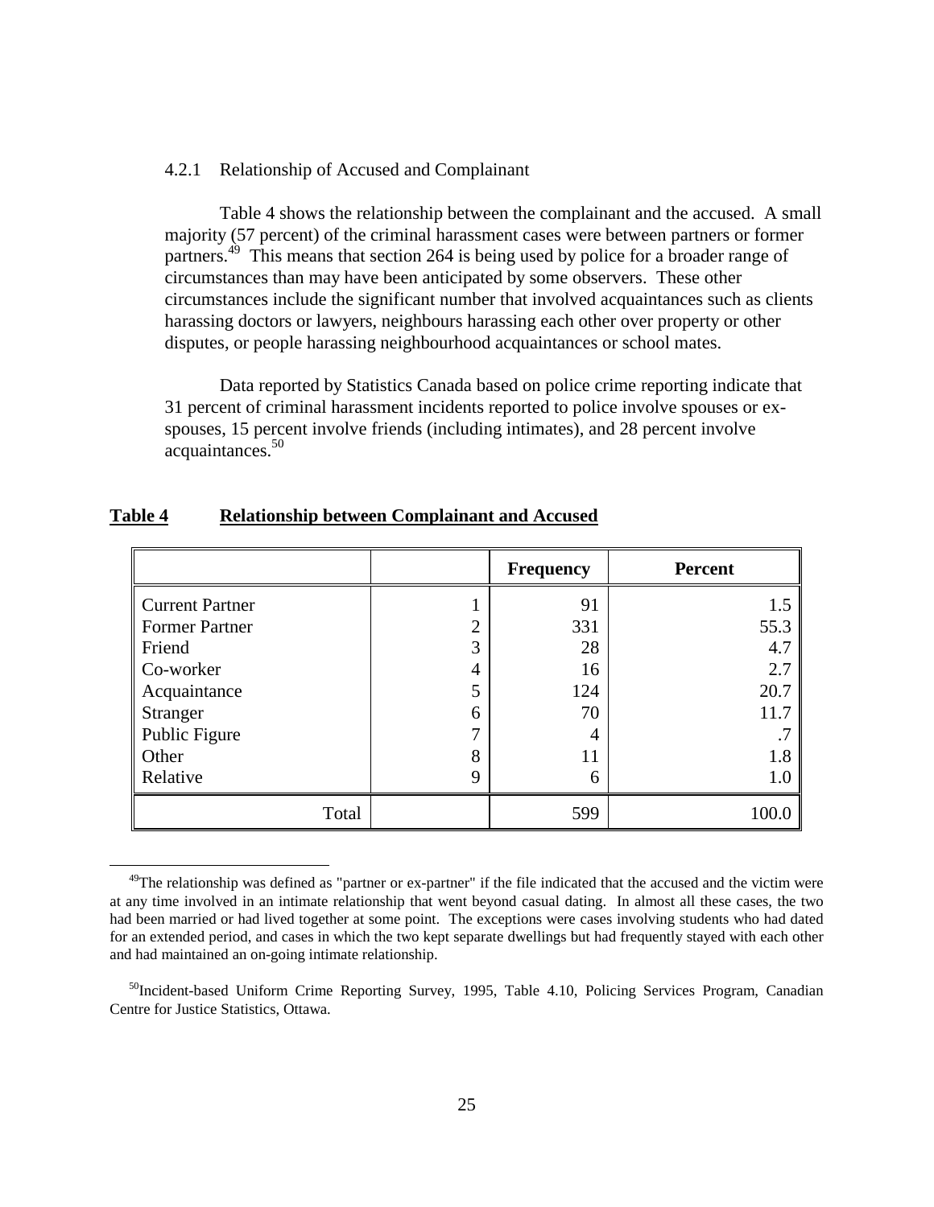### 4.2.1 Relationship of Accused and Complainant

Table 4 shows the relationship between the complainant and the accused. A small majority (57 percent) of the criminal harassment cases were between partners or former partners.[49] This means that section 264 is being used by police for a broader range of circumstances than may have been anticipated by some observers. These other circumstances include the significant number that involved acquaintances such as clients harassing doctors or lawyers, neighbours harassing each other over property or other disputes, or people harassing neighbourhood acquaintances or school mates.

Data reported by Statistics Canada based on police crime reporting indicate that 31 percent of criminal harassment incidents reported to police involve spouses or ex-spouses, 15 percent involve friends (including intimates), and 28 percent involve acquaintances.[50]

**Table 4 Relationship between Complainant and Accused**

| | | Frequency | Percent |
|---|---|---|---|
| Current Partner | 1 | 91 | 1.5 |
| Former Partner | 2 | 331 | 55.3 |
| Friend | 3 | 28 | 4.7 |
| Co-worker | 4 | 16 | 2.7 |
| Acquaintance | 5 | 124 | 20.7 |
| Stranger | 6 | 70 | 11.7 |
| Public Figure | 7 | 4 | .7 |
| Other | 8 | 11 | 1.8 |
| Relative | 9 | 6 | 1.0 |
| Total | | 599 | 100.0 |

[49]The relationship was defined as "partner or ex-partner" if the file indicated that the accused and the victim were at any time involved in an intimate relationship that went beyond casual dating. In almost all these cases, the two had been married or had lived together at some point. The exceptions were cases involving students who had dated for an extended period, and cases in which the two kept separate dwellings but had frequently stayed with each other and had maintained an on-going intimate relationship.

[50]Incident-based Uniform Crime Reporting Survey, 1995, Table 4.10, Policing Services Program, Canadian Centre for Justice Statistics, Ottawa.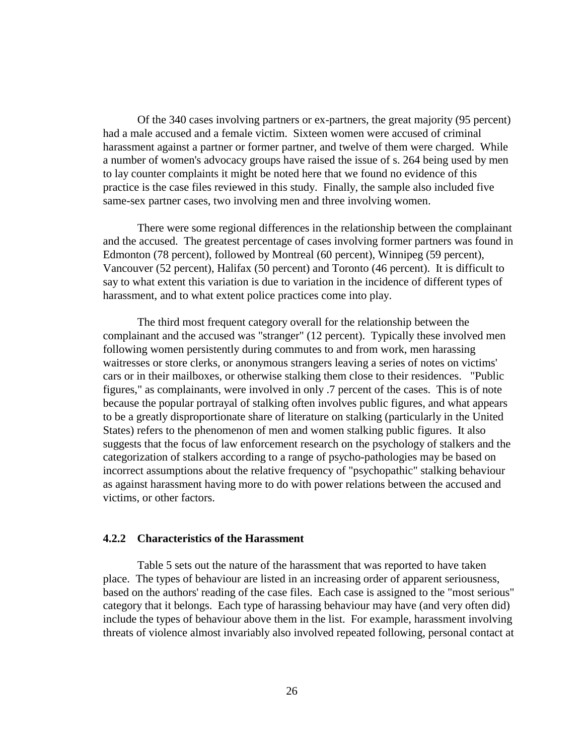Of the 340 cases involving partners or ex-partners, the great majority (95 percent) had a male accused and a female victim. Sixteen women were accused of criminal harassment against a partner or former partner, and twelve of them were charged. While a number of women's advocacy groups have raised the issue of s. 264 being used by men to lay counter complaints it might be noted here that we found no evidence of this practice is the case files reviewed in this study. Finally, the sample also included five same-sex partner cases, two involving men and three involving women.

There were some regional differences in the relationship between the complainant and the accused. The greatest percentage of cases involving former partners was found in Edmonton (78 percent), followed by Montreal (60 percent), Winnipeg (59 percent), Vancouver (52 percent), Halifax (50 percent) and Toronto (46 percent). It is difficult to say to what extent this variation is due to variation in the incidence of different types of harassment, and to what extent police practices come into play.

The third most frequent category overall for the relationship between the complainant and the accused was "stranger" (12 percent). Typically these involved men following women persistently during commutes to and from work, men harassing waitresses or store clerks, or anonymous strangers leaving a series of notes on victims' cars or in their mailboxes, or otherwise stalking them close to their residences. "Public figures," as complainants, were involved in only .7 percent of the cases. This is of note because the popular portrayal of stalking often involves public figures, and what appears to be a greatly disproportionate share of literature on stalking (particularly in the United States) refers to the phenomenon of men and women stalking public figures. It also suggests that the focus of law enforcement research on the psychology of stalkers and the categorization of stalkers according to a range of psycho-pathologies may be based on incorrect assumptions about the relative frequency of "psychopathic" stalking behaviour as against harassment having more to do with power relations between the accused and victims, or other factors.

### 4.2.2 Characteristics of the Harassment

Table 5 sets out the nature of the harassment that was reported to have taken place. The types of behaviour are listed in an increasing order of apparent seriousness, based on the authors' reading of the case files. Each case is assigned to the "most serious" category that it belongs. Each type of harassing behaviour may have (and very often did) include the types of behaviour above them in the list. For example, harassment involving threats of violence almost invariably also involved repeated following, personal contact at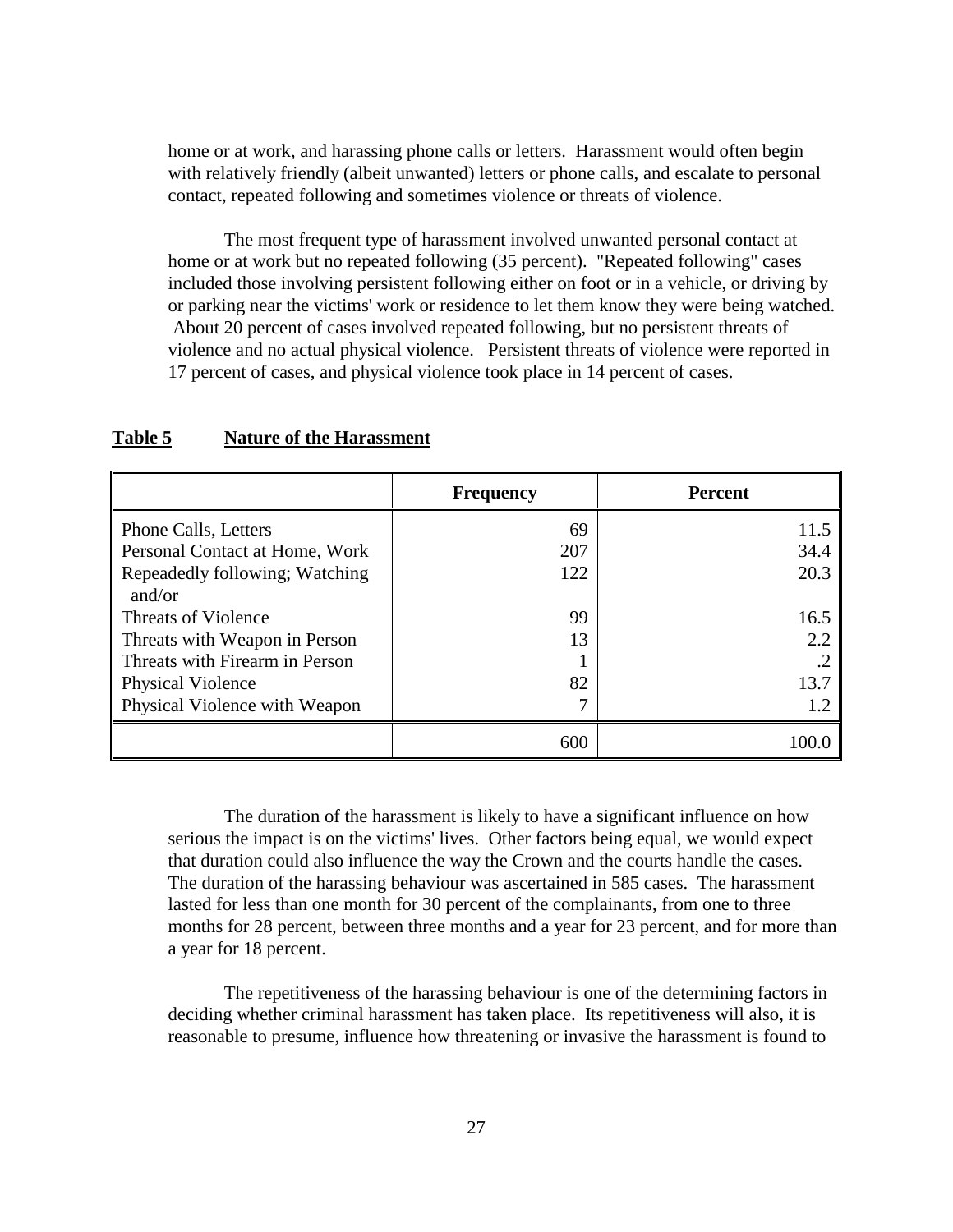home or at work, and harassing phone calls or letters. Harassment would often begin with relatively friendly (albeit unwanted) letters or phone calls, and escalate to personal contact, repeated following and sometimes violence or threats of violence.

The most frequent type of harassment involved unwanted personal contact at home or at work but no repeated following (35 percent). "Repeated following" cases included those involving persistent following either on foot or in a vehicle, or driving by or parking near the victims' work or residence to let them know they were being watched. About 20 percent of cases involved repeated following, but no persistent threats of violence and no actual physical violence. Persistent threats of violence were reported in 17 percent of cases, and physical violence took place in 14 percent of cases.

**Table 5 Nature of the Harassment**

| | Frequency | Percent |
|---|---|---|
| Phone Calls, Letters | 69 | 11.5 |
| Personal Contact at Home, Work | 207 | 34.4 |
| Repeadedly following; Watching and/or | 122 | 20.3 |
| Threats of Violence | 99 | 16.5 |
| Threats with Weapon in Person | 13 | 2.2 |
| Threats with Firearm in Person | 1 | .2 |
| Physical Violence | 82 | 13.7 |
| Physical Violence with Weapon | 7 | 1.2 |
| | 600 | 100.0 |

The duration of the harassment is likely to have a significant influence on how serious the impact is on the victims' lives. Other factors being equal, we would expect that duration could also influence the way the Crown and the courts handle the cases. The duration of the harassing behaviour was ascertained in 585 cases. The harassment lasted for less than one month for 30 percent of the complainants, from one to three months for 28 percent, between three months and a year for 23 percent, and for more than a year for 18 percent.

The repetitiveness of the harassing behaviour is one of the determining factors in deciding whether criminal harassment has taken place. Its repetitiveness will also, it is reasonable to presume, influence how threatening or invasive the harassment is found to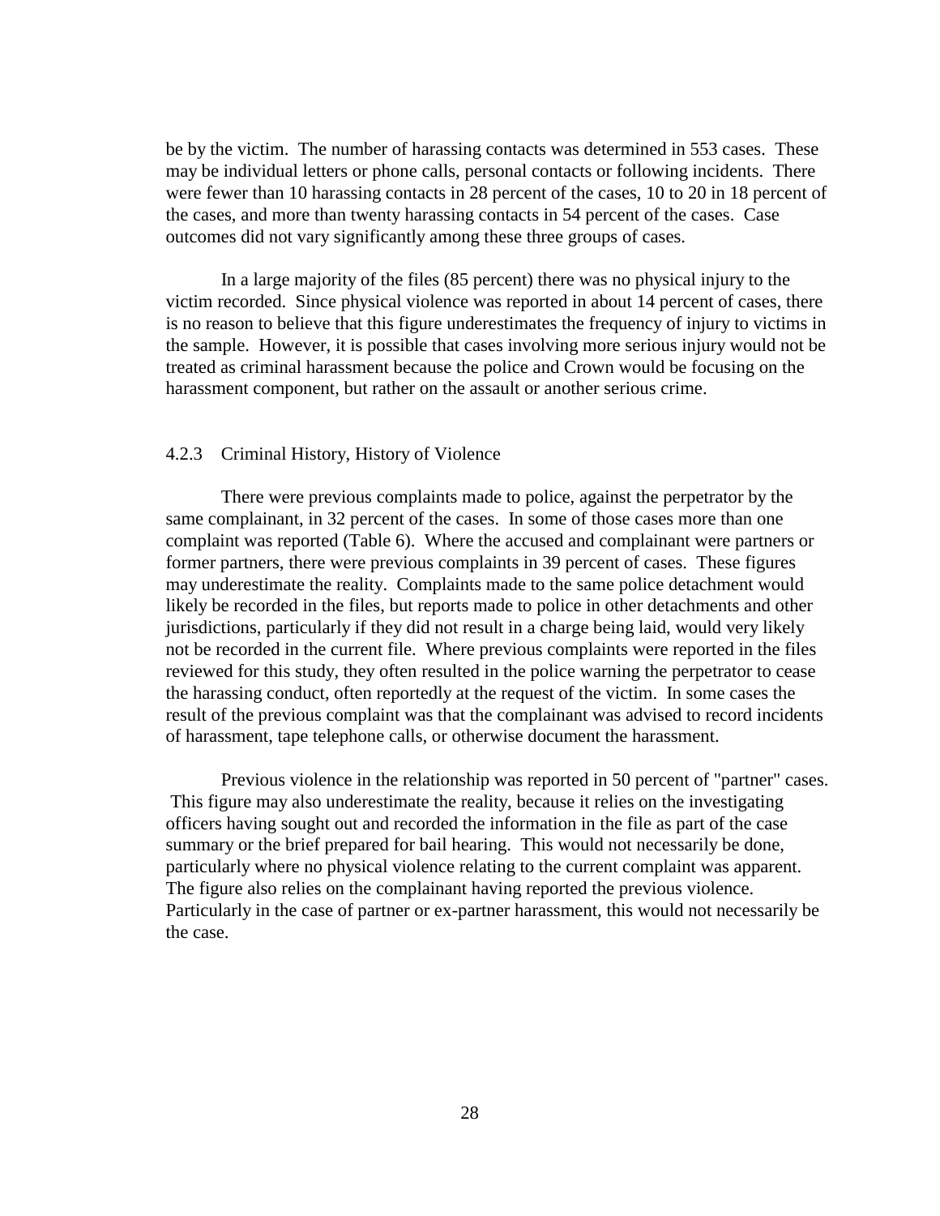be by the victim. The number of harassing contacts was determined in 553 cases. These may be individual letters or phone calls, personal contacts or following incidents. There were fewer than 10 harassing contacts in 28 percent of the cases, 10 to 20 in 18 percent of the cases, and more than twenty harassing contacts in 54 percent of the cases. Case outcomes did not vary significantly among these three groups of cases.

In a large majority of the files (85 percent) there was no physical injury to the victim recorded. Since physical violence was reported in about 14 percent of cases, there is no reason to believe that this figure underestimates the frequency of injury to victims in the sample. However, it is possible that cases involving more serious injury would not be treated as criminal harassment because the police and Crown would be focusing on the harassment component, but rather on the assault or another serious crime.

### 4.2.3 Criminal History, History of Violence

There were previous complaints made to police, against the perpetrator by the same complainant, in 32 percent of the cases. In some of those cases more than one complaint was reported (Table 6). Where the accused and complainant were partners or former partners, there were previous complaints in 39 percent of cases. These figures may underestimate the reality. Complaints made to the same police detachment would likely be recorded in the files, but reports made to police in other detachments and other jurisdictions, particularly if they did not result in a charge being laid, would very likely not be recorded in the current file. Where previous complaints were reported in the files reviewed for this study, they often resulted in the police warning the perpetrator to cease the harassing conduct, often reportedly at the request of the victim. In some cases the result of the previous complaint was that the complainant was advised to record incidents of harassment, tape telephone calls, or otherwise document the harassment.

Previous violence in the relationship was reported in 50 percent of "partner" cases. This figure may also underestimate the reality, because it relies on the investigating officers having sought out and recorded the information in the file as part of the case summary or the brief prepared for bail hearing. This would not necessarily be done, particularly where no physical violence relating to the current complaint was apparent. The figure also relies on the complainant having reported the previous violence. Particularly in the case of partner or ex-partner harassment, this would not necessarily be the case.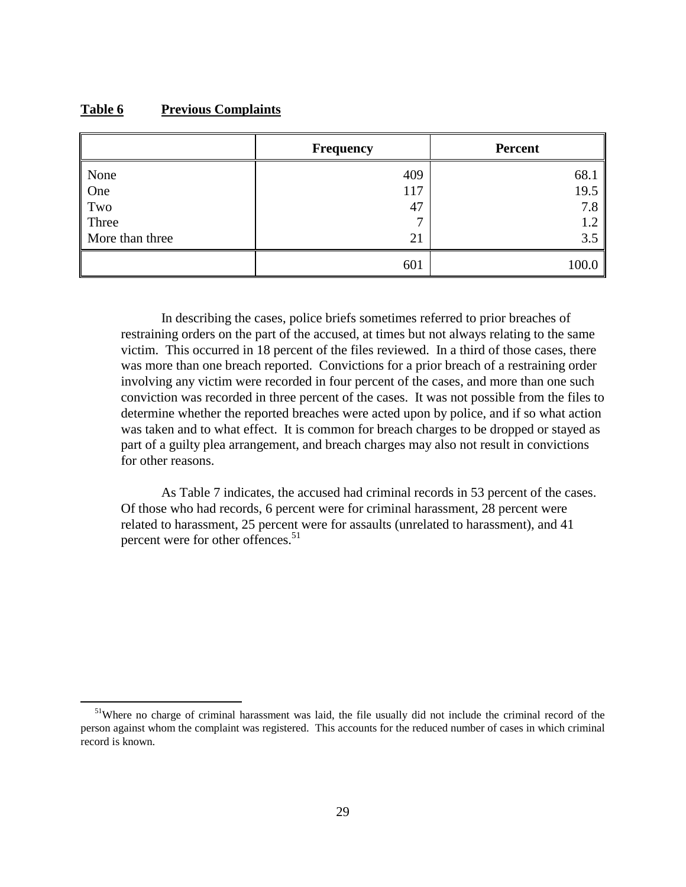**Table 6 Previous Complaints**

| | Frequency | Percent |
|---|---|---|
| None | 409 | 68.1 |
| One | 117 | 19.5 |
| Two | 47 | 7.8 |
| Three | 7 | 1.2 |
| More than three | 21 | 3.5 |
| | 601 | 100.0 |

In describing the cases, police briefs sometimes referred to prior breaches of restraining orders on the part of the accused, at times but not always relating to the same victim. This occurred in 18 percent of the files reviewed. In a third of those cases, there was more than one breach reported. Convictions for a prior breach of a restraining order involving any victim were recorded in four percent of the cases, and more than one such conviction was recorded in three percent of the cases. It was not possible from the files to determine whether the reported breaches were acted upon by police, and if so what action was taken and to what effect. It is common for breach charges to be dropped or stayed as part of a guilty plea arrangement, and breach charges may also not result in convictions for other reasons.

As Table 7 indicates, the accused had criminal records in 53 percent of the cases. Of those who had records, 6 percent were for criminal harassment, 28 percent were related to harassment, 25 percent were for assaults (unrelated to harassment), and 41 percent were for other offences.[51]

[51] Where no charge of criminal harassment was laid, the file usually did not include the criminal record of the person against whom the complaint was registered. This accounts for the reduced number of cases in which criminal record is known.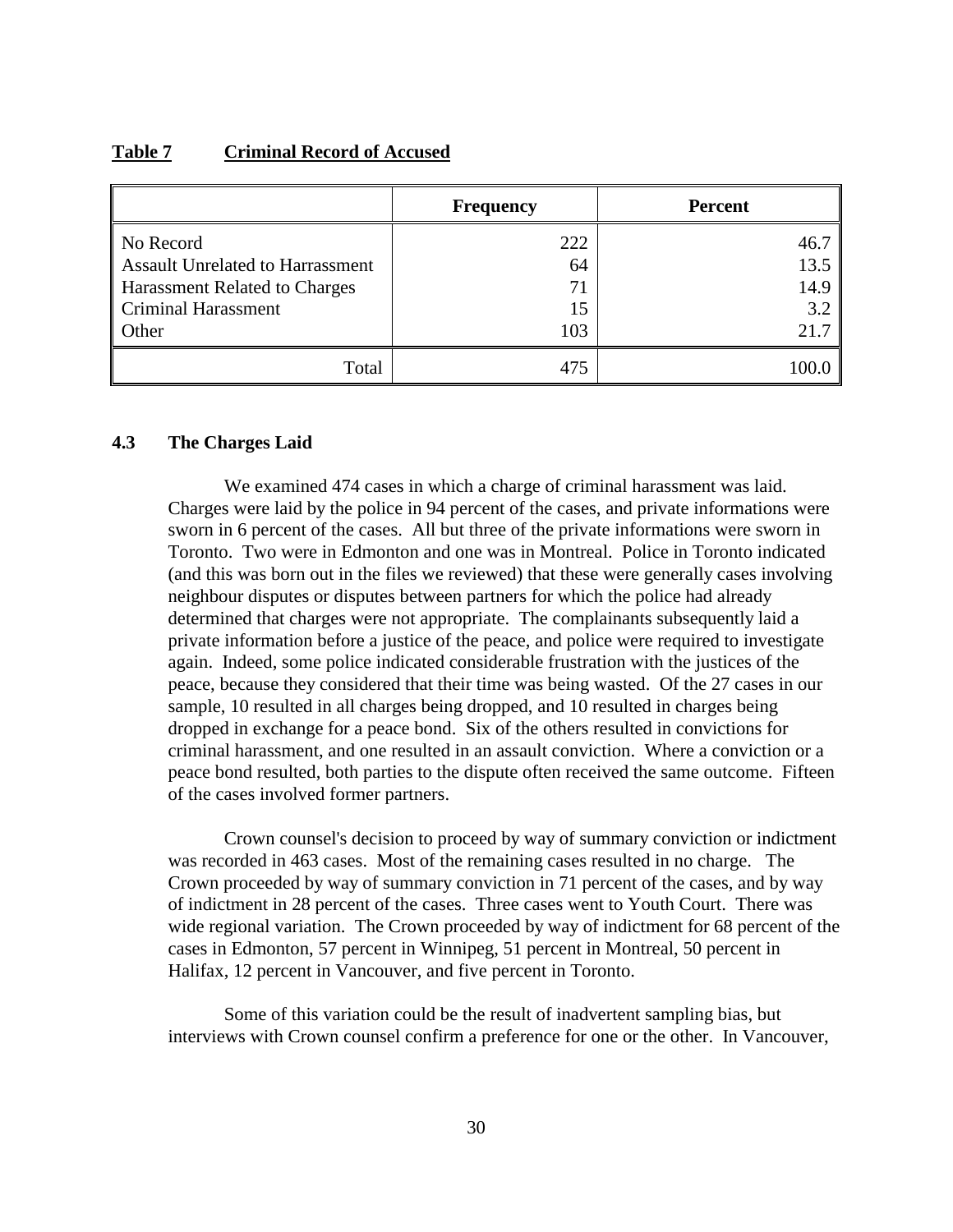**Table 7 Criminal Record of Accused**

| | Frequency | Percent |
|---|---|---|
| No Record | 222 | 46.7 |
| Assault Unrelated to Harrassment | 64 | 13.5 |
| Harassment Related to Charges | 71 | 14.9 |
| Criminal Harassment | 15 | 3.2 |
| Other | 103 | 21.7 |
| Total | 475 | 100.0 |

### 4.3 The Charges Laid

We examined 474 cases in which a charge of criminal harassment was laid. Charges were laid by the police in 94 percent of the cases, and private informations were sworn in 6 percent of the cases. All but three of the private informations were sworn in Toronto. Two were in Edmonton and one was in Montreal. Police in Toronto indicated (and this was born out in the files we reviewed) that these were generally cases involving neighbour disputes or disputes between partners for which the police had already determined that charges were not appropriate. The complainants subsequently laid a private information before a justice of the peace, and police were required to investigate again. Indeed, some police indicated considerable frustration with the justices of the peace, because they considered that their time was being wasted. Of the 27 cases in our sample, 10 resulted in all charges being dropped, and 10 resulted in charges being dropped in exchange for a peace bond. Six of the others resulted in convictions for criminal harassment, and one resulted in an assault conviction. Where a conviction or a peace bond resulted, both parties to the dispute often received the same outcome. Fifteen of the cases involved former partners.

Crown counsel's decision to proceed by way of summary conviction or indictment was recorded in 463 cases. Most of the remaining cases resulted in no charge. The Crown proceeded by way of summary conviction in 71 percent of the cases, and by way of indictment in 28 percent of the cases. Three cases went to Youth Court. There was wide regional variation. The Crown proceeded by way of indictment for 68 percent of the cases in Edmonton, 57 percent in Winnipeg, 51 percent in Montreal, 50 percent in Halifax, 12 percent in Vancouver, and five percent in Toronto.

Some of this variation could be the result of inadvertent sampling bias, but interviews with Crown counsel confirm a preference for one or the other. In Vancouver,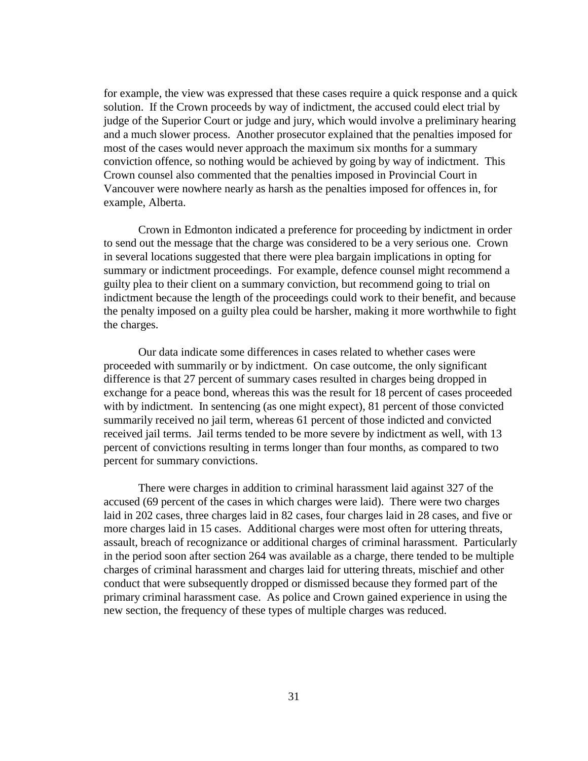for example, the view was expressed that these cases require a quick response and a quick solution. If the Crown proceeds by way of indictment, the accused could elect trial by judge of the Superior Court or judge and jury, which would involve a preliminary hearing and a much slower process. Another prosecutor explained that the penalties imposed for most of the cases would never approach the maximum six months for a summary conviction offence, so nothing would be achieved by going by way of indictment. This Crown counsel also commented that the penalties imposed in Provincial Court in Vancouver were nowhere nearly as harsh as the penalties imposed for offences in, for example, Alberta.

Crown in Edmonton indicated a preference for proceeding by indictment in order to send out the message that the charge was considered to be a very serious one. Crown in several locations suggested that there were plea bargain implications in opting for summary or indictment proceedings. For example, defence counsel might recommend a guilty plea to their client on a summary conviction, but recommend going to trial on indictment because the length of the proceedings could work to their benefit, and because the penalty imposed on a guilty plea could be harsher, making it more worthwhile to fight the charges.

Our data indicate some differences in cases related to whether cases were proceeded with summarily or by indictment. On case outcome, the only significant difference is that 27 percent of summary cases resulted in charges being dropped in exchange for a peace bond, whereas this was the result for 18 percent of cases proceeded with by indictment. In sentencing (as one might expect), 81 percent of those convicted summarily received no jail term, whereas 61 percent of those indicted and convicted received jail terms. Jail terms tended to be more severe by indictment as well, with 13 percent of convictions resulting in terms longer than four months, as compared to two percent for summary convictions.

There were charges in addition to criminal harassment laid against 327 of the accused (69 percent of the cases in which charges were laid). There were two charges laid in 202 cases, three charges laid in 82 cases, four charges laid in 28 cases, and five or more charges laid in 15 cases. Additional charges were most often for uttering threats, assault, breach of recognizance or additional charges of criminal harassment. Particularly in the period soon after section 264 was available as a charge, there tended to be multiple charges of criminal harassment and charges laid for uttering threats, mischief and other conduct that were subsequently dropped or dismissed because they formed part of the primary criminal harassment case. As police and Crown gained experience in using the new section, the frequency of these types of multiple charges was reduced.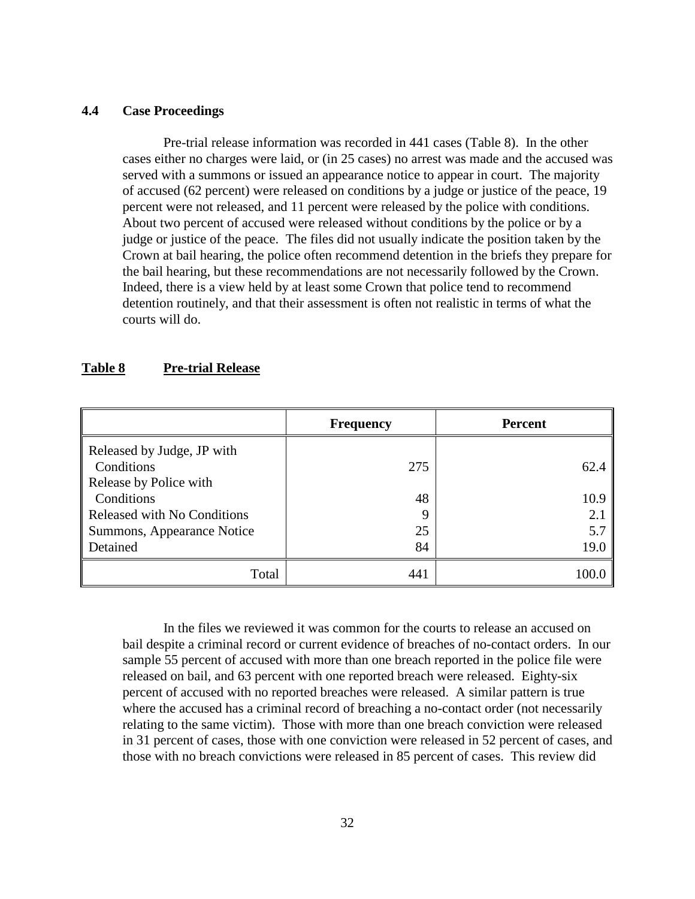### 4.4 Case Proceedings

Pre-trial release information was recorded in 441 cases (Table 8). In the other cases either no charges were laid, or (in 25 cases) no arrest was made and the accused was served with a summons or issued an appearance notice to appear in court. The majority of accused (62 percent) were released on conditions by a judge or justice of the peace, 19 percent were not released, and 11 percent were released by the police with conditions. About two percent of accused were released without conditions by the police or by a judge or justice of the peace. The files did not usually indicate the position taken by the Crown at bail hearing, the police often recommend detention in the briefs they prepare for the bail hearing, but these recommendations are not necessarily followed by the Crown. Indeed, there is a view held by at least some Crown that police tend to recommend detention routinely, and that their assessment is often not realistic in terms of what the courts will do.

**Table 8 Pre-trial Release**

| | Frequency | Percent |
|---|---|---|
| Released by Judge, JP with Conditions | 275 | 62.4 |
| Release by Police with Conditions | 48 | 10.9 |
| Released with No Conditions | 9 | 2.1 |
| Summons, Appearance Notice | 25 | 5.7 |
| Detained | 84 | 19.0 |
| Total | 441 | 100.0 |

In the files we reviewed it was common for the courts to release an accused on bail despite a criminal record or current evidence of breaches of no-contact orders. In our sample 55 percent of accused with more than one breach reported in the police file were released on bail, and 63 percent with one reported breach were released. Eighty-six percent of accused with no reported breaches were released. A similar pattern is true where the accused has a criminal record of breaching a no-contact order (not necessarily relating to the same victim). Those with more than one breach conviction were released in 31 percent of cases, those with one conviction were released in 52 percent of cases, and those with no breach convictions were released in 85 percent of cases. This review did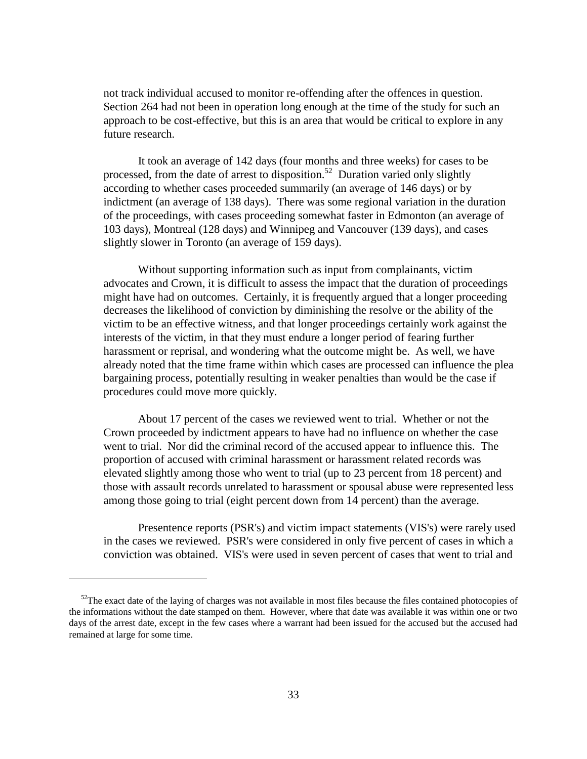not track individual accused to monitor re-offending after the offences in question. Section 264 had not been in operation long enough at the time of the study for such an approach to be cost-effective, but this is an area that would be critical to explore in any future research.

It took an average of 142 days (four months and three weeks) for cases to be processed, from the date of arrest to disposition.[52] Duration varied only slightly according to whether cases proceeded summarily (an average of 146 days) or by indictment (an average of 138 days). There was some regional variation in the duration of the proceedings, with cases proceeding somewhat faster in Edmonton (an average of 103 days), Montreal (128 days) and Winnipeg and Vancouver (139 days), and cases slightly slower in Toronto (an average of 159 days).

Without supporting information such as input from complainants, victim advocates and Crown, it is difficult to assess the impact that the duration of proceedings might have had on outcomes. Certainly, it is frequently argued that a longer proceeding decreases the likelihood of conviction by diminishing the resolve or the ability of the victim to be an effective witness, and that longer proceedings certainly work against the interests of the victim, in that they must endure a longer period of fearing further harassment or reprisal, and wondering what the outcome might be. As well, we have already noted that the time frame within which cases are processed can influence the plea bargaining process, potentially resulting in weaker penalties than would be the case if procedures could move more quickly.

About 17 percent of the cases we reviewed went to trial. Whether or not the Crown proceeded by indictment appears to have had no influence on whether the case went to trial. Nor did the criminal record of the accused appear to influence this. The proportion of accused with criminal harassment or harassment related records was elevated slightly among those who went to trial (up to 23 percent from 18 percent) and those with assault records unrelated to harassment or spousal abuse were represented less among those going to trial (eight percent down from 14 percent) than the average.

Presentence reports (PSR's) and victim impact statements (VIS's) were rarely used in the cases we reviewed. PSR's were considered in only five percent of cases in which a conviction was obtained. VIS's were used in seven percent of cases that went to trial and

---

[52] The exact date of the laying of charges was not available in most files because the files contained photocopies of the informations without the date stamped on them. However, where that date was available it was within one or two days of the arrest date, except in the few cases where a warrant had been issued for the accused but the accused had remained at large for some time.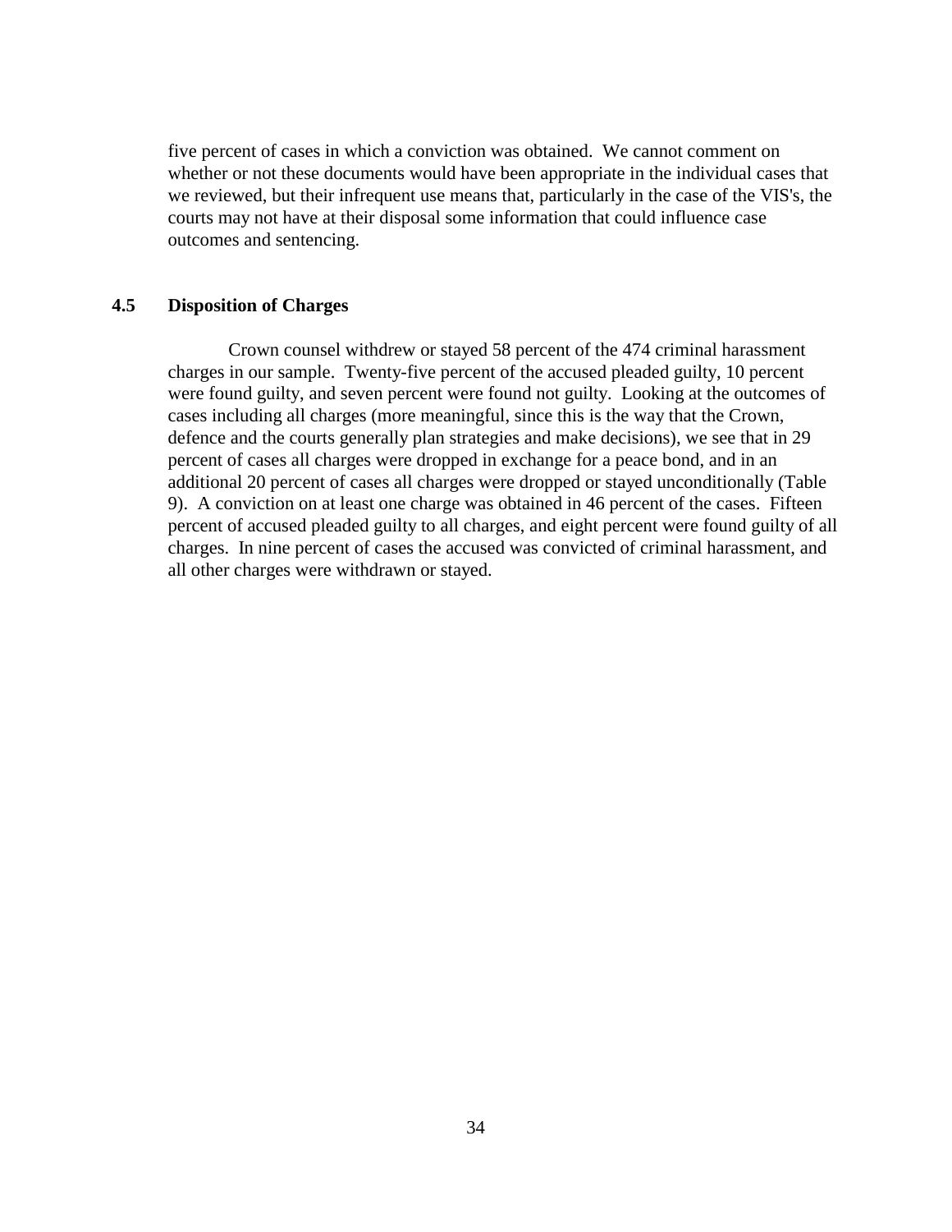five percent of cases in which a conviction was obtained. We cannot comment on whether or not these documents would have been appropriate in the individual cases that we reviewed, but their infrequent use means that, particularly in the case of the VIS's, the courts may not have at their disposal some information that could influence case outcomes and sentencing.

### 4.5 Disposition of Charges

Crown counsel withdrew or stayed 58 percent of the 474 criminal harassment charges in our sample. Twenty-five percent of the accused pleaded guilty, 10 percent were found guilty, and seven percent were found not guilty. Looking at the outcomes of cases including all charges (more meaningful, since this is the way that the Crown, defence and the courts generally plan strategies and make decisions), we see that in 29 percent of cases all charges were dropped in exchange for a peace bond, and in an additional 20 percent of cases all charges were dropped or stayed unconditionally (Table 9). A conviction on at least one charge was obtained in 46 percent of the cases. Fifteen percent of accused pleaded guilty to all charges, and eight percent were found guilty of all charges. In nine percent of cases the accused was convicted of criminal harassment, and all other charges were withdrawn or stayed.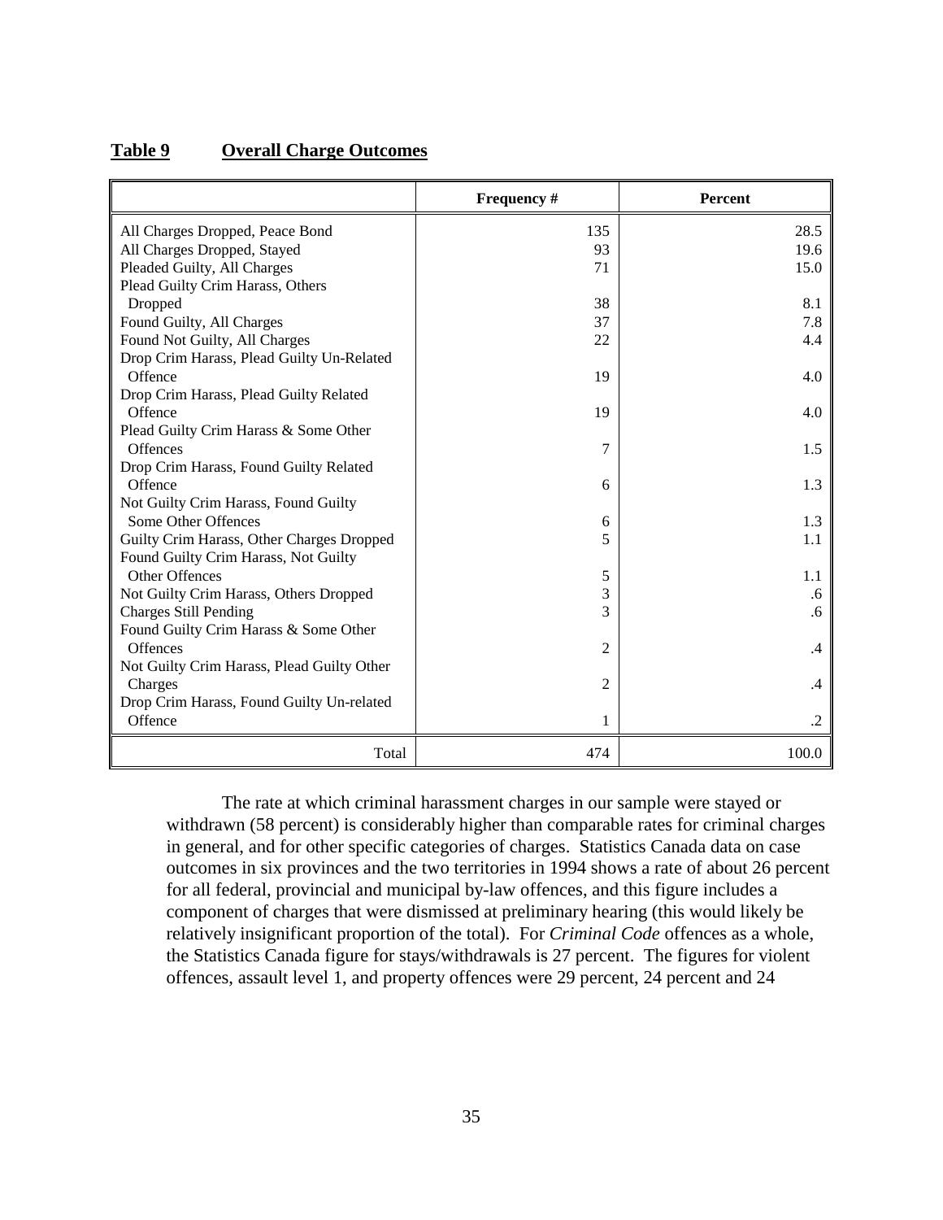**Table 9 Overall Charge Outcomes**

| | Frequency # | Percent |
|---|---|---|
| All Charges Dropped, Peace Bond | 135 | 28.5 |
| All Charges Dropped, Stayed | 93 | 19.6 |
| Pleaded Guilty, All Charges | 71 | 15.0 |
| Plead Guilty Crim Harass, Others Dropped | 38 | 8.1 |
| Found Guilty, All Charges | 37 | 7.8 |
| Found Not Guilty, All Charges | 22 | 4.4 |
| Drop Crim Harass, Plead Guilty Un-Related Offence | 19 | 4.0 |
| Drop Crim Harass, Plead Guilty Related Offence | 19 | 4.0 |
| Plead Guilty Crim Harass & Some Other Offences | 7 | 1.5 |
| Drop Crim Harass, Found Guilty Related Offence | 6 | 1.3 |
| Not Guilty Crim Harass, Found Guilty Some Other Offences | 6 | 1.3 |
| Guilty Crim Harass, Other Charges Dropped | 5 | 1.1 |
| Found Guilty Crim Harass, Not Guilty Other Offences | 5 | 1.1 |
| Not Guilty Crim Harass, Others Dropped | 3 | .6 |
| Charges Still Pending | 3 | .6 |
| Found Guilty Crim Harass & Some Other Offences | 2 | .4 |
| Not Guilty Crim Harass, Plead Guilty Other Charges | 2 | .4 |
| Drop Crim Harass, Found Guilty Un-related Offence | 1 | .2 |
| Total | 474 | 100.0 |

The rate at which criminal harassment charges in our sample were stayed or withdrawn (58 percent) is considerably higher than comparable rates for criminal charges in general, and for other specific categories of charges. Statistics Canada data on case outcomes in six provinces and the two territories in 1994 shows a rate of about 26 percent for all federal, provincial and municipal by-law offences, and this figure includes a component of charges that were dismissed at preliminary hearing (this would likely be relatively insignificant proportion of the total). For *Criminal Code* offences as a whole, the Statistics Canada figure for stays/withdrawals is 27 percent. The figures for violent offences, assault level 1, and property offences were 29 percent, 24 percent and 24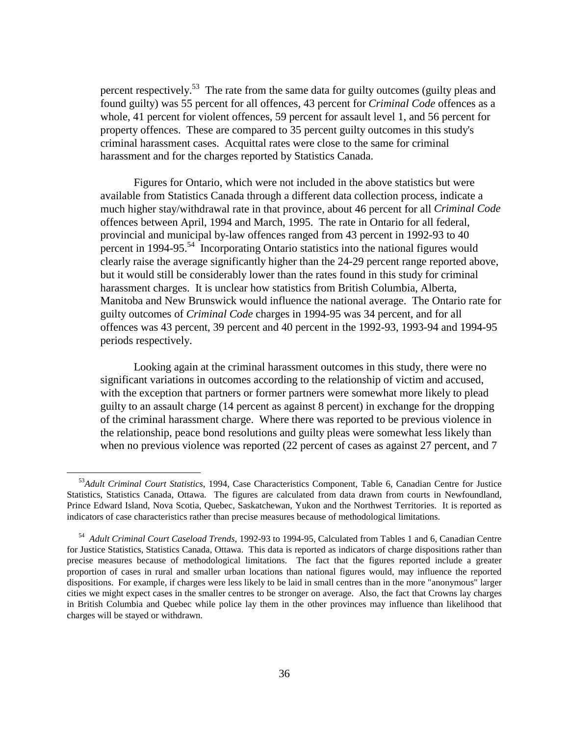percent respectively.[53] The rate from the same data for guilty outcomes (guilty pleas and found guilty) was 55 percent for all offences, 43 percent for *Criminal Code* offences as a whole, 41 percent for violent offences, 59 percent for assault level 1, and 56 percent for property offences. These are compared to 35 percent guilty outcomes in this study's criminal harassment cases. Acquittal rates were close to the same for criminal harassment and for the charges reported by Statistics Canada.

Figures for Ontario, which were not included in the above statistics but were available from Statistics Canada through a different data collection process, indicate a much higher stay/withdrawal rate in that province, about 46 percent for all *Criminal Code* offences between April, 1994 and March, 1995. The rate in Ontario for all federal, provincial and municipal by-law offences ranged from 43 percent in 1992-93 to 40 percent in 1994-95.[54] Incorporating Ontario statistics into the national figures would clearly raise the average significantly higher than the 24-29 percent range reported above, but it would still be considerably lower than the rates found in this study for criminal harassment charges. It is unclear how statistics from British Columbia, Alberta, Manitoba and New Brunswick would influence the national average. The Ontario rate for guilty outcomes of *Criminal Code* charges in 1994-95 was 34 percent, and for all offences was 43 percent, 39 percent and 40 percent in the 1992-93, 1993-94 and 1994-95 periods respectively.

Looking again at the criminal harassment outcomes in this study, there were no significant variations in outcomes according to the relationship of victim and accused, with the exception that partners or former partners were somewhat more likely to plead guilty to an assault charge (14 percent as against 8 percent) in exchange for the dropping of the criminal harassment charge. Where there was reported to be previous violence in the relationship, peace bond resolutions and guilty pleas were somewhat less likely than when no previous violence was reported (22 percent of cases as against 27 percent, and 7

---

[53] *Adult Criminal Court Statistics*, 1994, Case Characteristics Component, Table 6, Canadian Centre for Justice Statistics, Statistics Canada, Ottawa. The figures are calculated from data drawn from courts in Newfoundland, Prince Edward Island, Nova Scotia, Quebec, Saskatchewan, Yukon and the Northwest Territories. It is reported as indicators of case characteristics rather than precise measures because of methodological limitations.

[54] *Adult Criminal Court Caseload Trends*, 1992-93 to 1994-95, Calculated from Tables 1 and 6, Canadian Centre for Justice Statistics, Statistics Canada, Ottawa. This data is reported as indicators of charge dispositions rather than precise measures because of methodological limitations. The fact that the figures reported include a greater proportion of cases in rural and smaller urban locations than national figures would, may influence the reported dispositions. For example, if charges were less likely to be laid in small centres than in the more "anonymous" larger cities we might expect cases in the smaller centres to be stronger on average. Also, the fact that Crowns lay charges in British Columbia and Quebec while police lay them in the other provinces may influence than likelihood that charges will be stayed or withdrawn.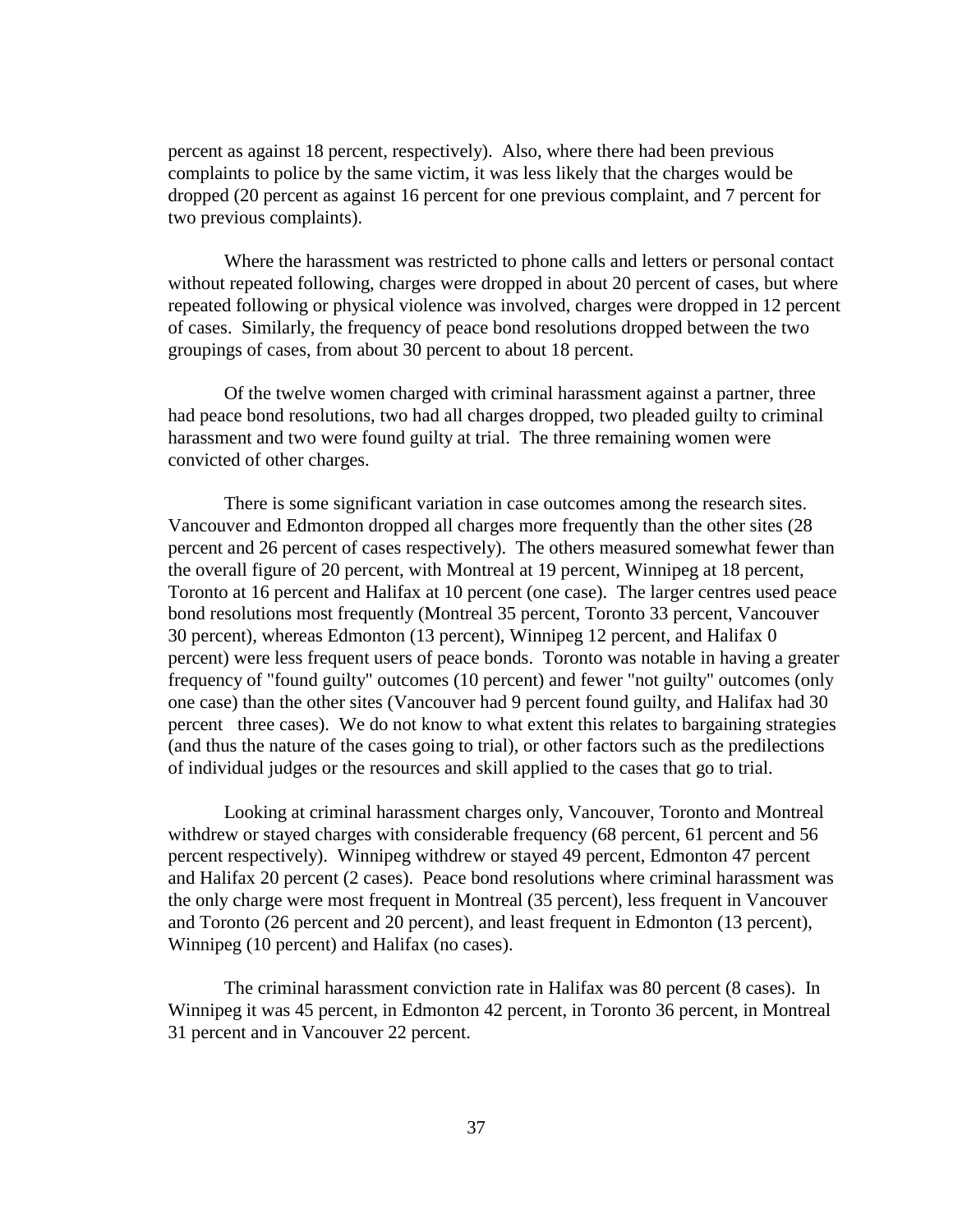percent as against 18 percent, respectively). Also, where there had been previous complaints to police by the same victim, it was less likely that the charges would be dropped (20 percent as against 16 percent for one previous complaint, and 7 percent for two previous complaints).

Where the harassment was restricted to phone calls and letters or personal contact without repeated following, charges were dropped in about 20 percent of cases, but where repeated following or physical violence was involved, charges were dropped in 12 percent of cases. Similarly, the frequency of peace bond resolutions dropped between the two groupings of cases, from about 30 percent to about 18 percent.

Of the twelve women charged with criminal harassment against a partner, three had peace bond resolutions, two had all charges dropped, two pleaded guilty to criminal harassment and two were found guilty at trial. The three remaining women were convicted of other charges.

There is some significant variation in case outcomes among the research sites. Vancouver and Edmonton dropped all charges more frequently than the other sites (28 percent and 26 percent of cases respectively). The others measured somewhat fewer than the overall figure of 20 percent, with Montreal at 19 percent, Winnipeg at 18 percent, Toronto at 16 percent and Halifax at 10 percent (one case). The larger centres used peace bond resolutions most frequently (Montreal 35 percent, Toronto 33 percent, Vancouver 30 percent), whereas Edmonton (13 percent), Winnipeg 12 percent, and Halifax 0 percent) were less frequent users of peace bonds. Toronto was notable in having a greater frequency of "found guilty" outcomes (10 percent) and fewer "not guilty" outcomes (only one case) than the other sites (Vancouver had 9 percent found guilty, and Halifax had 30 percent three cases). We do not know to what extent this relates to bargaining strategies (and thus the nature of the cases going to trial), or other factors such as the predilections of individual judges or the resources and skill applied to the cases that go to trial.

Looking at criminal harassment charges only, Vancouver, Toronto and Montreal withdrew or stayed charges with considerable frequency (68 percent, 61 percent and 56 percent respectively). Winnipeg withdrew or stayed 49 percent, Edmonton 47 percent and Halifax 20 percent (2 cases). Peace bond resolutions where criminal harassment was the only charge were most frequent in Montreal (35 percent), less frequent in Vancouver and Toronto (26 percent and 20 percent), and least frequent in Edmonton (13 percent), Winnipeg (10 percent) and Halifax (no cases).

The criminal harassment conviction rate in Halifax was 80 percent (8 cases). In Winnipeg it was 45 percent, in Edmonton 42 percent, in Toronto 36 percent, in Montreal 31 percent and in Vancouver 22 percent.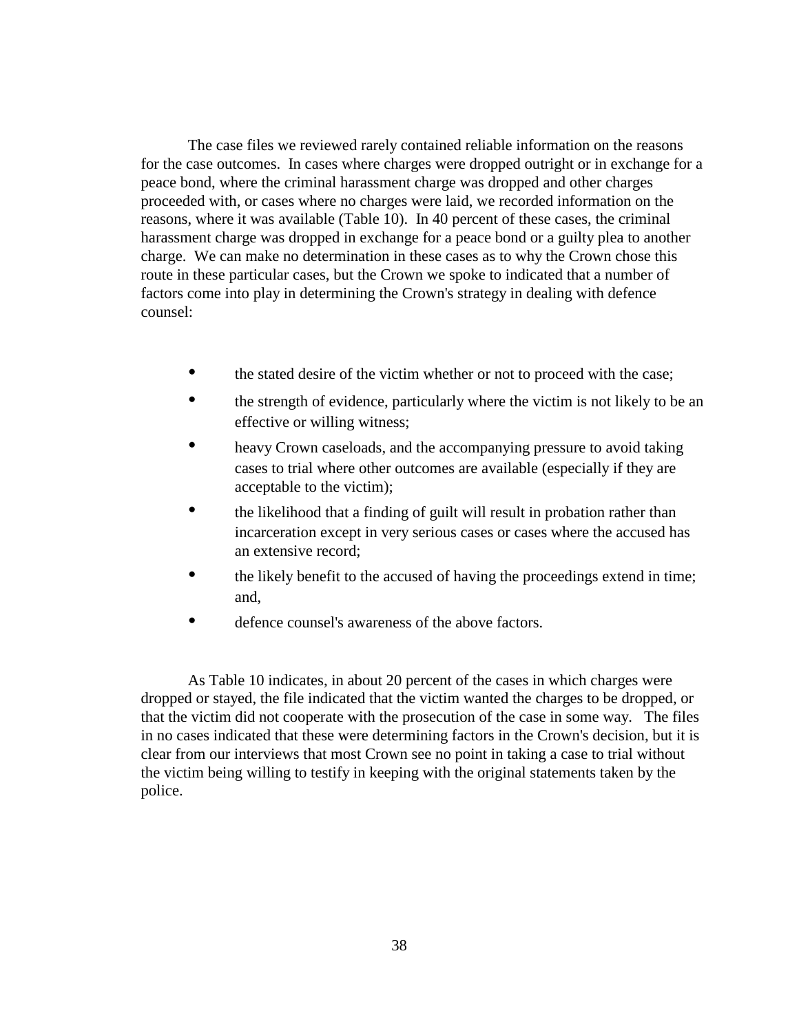The case files we reviewed rarely contained reliable information on the reasons for the case outcomes. In cases where charges were dropped outright or in exchange for a peace bond, where the criminal harassment charge was dropped and other charges proceeded with, or cases where no charges were laid, we recorded information on the reasons, where it was available (Table 10). In 40 percent of these cases, the criminal harassment charge was dropped in exchange for a peace bond or a guilty plea to another charge. We can make no determination in these cases as to why the Crown chose this route in these particular cases, but the Crown we spoke to indicated that a number of factors come into play in determining the Crown's strategy in dealing with defence counsel:

- the stated desire of the victim whether or not to proceed with the case;
- the strength of evidence, particularly where the victim is not likely to be an effective or willing witness;
- heavy Crown caseloads, and the accompanying pressure to avoid taking cases to trial where other outcomes are available (especially if they are acceptable to the victim);
- the likelihood that a finding of guilt will result in probation rather than incarceration except in very serious cases or cases where the accused has an extensive record;
- the likely benefit to the accused of having the proceedings extend in time; and,
- defence counsel's awareness of the above factors.

As Table 10 indicates, in about 20 percent of the cases in which charges were dropped or stayed, the file indicated that the victim wanted the charges to be dropped, or that the victim did not cooperate with the prosecution of the case in some way. The files in no cases indicated that these were determining factors in the Crown's decision, but it is clear from our interviews that most Crown see no point in taking a case to trial without the victim being willing to testify in keeping with the original statements taken by the police.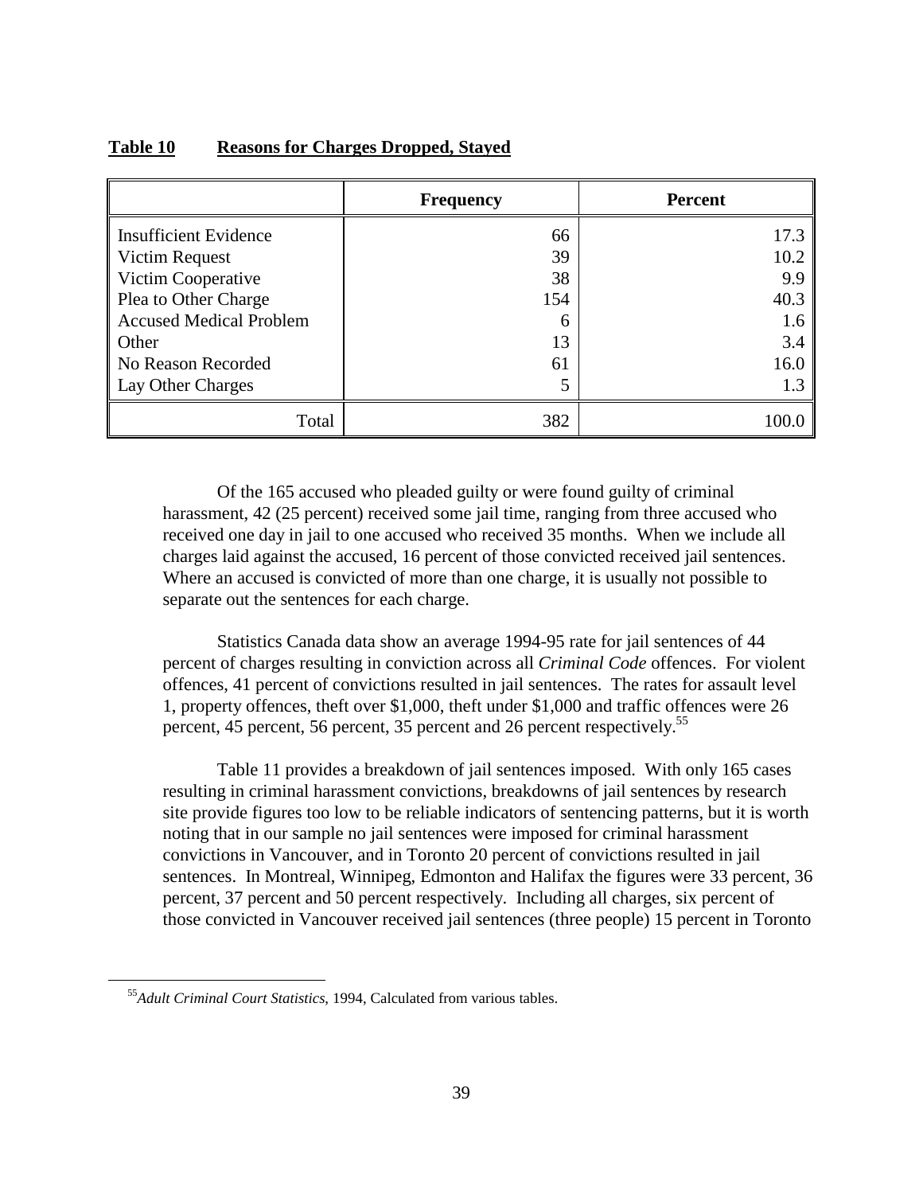**Table 10 Reasons for Charges Dropped, Stayed**

| | Frequency | Percent |
|---|---|---|
| Insufficient Evidence | 66 | 17.3 |
| Victim Request | 39 | 10.2 |
| Victim Cooperative | 38 | 9.9 |
| Plea to Other Charge | 154 | 40.3 |
| Accused Medical Problem | 6 | 1.6 |
| Other | 13 | 3.4 |
| No Reason Recorded | 61 | 16.0 |
| Lay Other Charges | 5 | 1.3 |
| Total | 382 | 100.0 |

Of the 165 accused who pleaded guilty or were found guilty of criminal harassment, 42 (25 percent) received some jail time, ranging from three accused who received one day in jail to one accused who received 35 months. When we include all charges laid against the accused, 16 percent of those convicted received jail sentences. Where an accused is convicted of more than one charge, it is usually not possible to separate out the sentences for each charge.

Statistics Canada data show an average 1994-95 rate for jail sentences of 44 percent of charges resulting in conviction across all *Criminal Code* offences. For violent offences, 41 percent of convictions resulted in jail sentences. The rates for assault level 1, property offences, theft over $1,000, theft under $1,000 and traffic offences were 26 percent, 45 percent, 56 percent, 35 percent and 26 percent respectively.[55]

Table 11 provides a breakdown of jail sentences imposed. With only 165 cases resulting in criminal harassment convictions, breakdowns of jail sentences by research site provide figures too low to be reliable indicators of sentencing patterns, but it is worth noting that in our sample no jail sentences were imposed for criminal harassment convictions in Vancouver, and in Toronto 20 percent of convictions resulted in jail sentences. In Montreal, Winnipeg, Edmonton and Halifax the figures were 33 percent, 36 percent, 37 percent and 50 percent respectively. Including all charges, six percent of those convicted in Vancouver received jail sentences (three people) 15 percent in Toronto

---

[55]*Adult Criminal Court Statistics*, 1994, Calculated from various tables.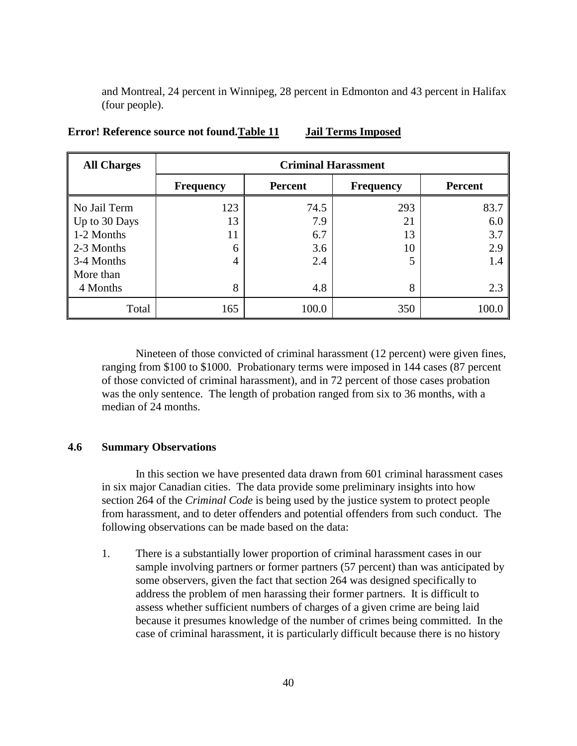and Montreal, 24 percent in Winnipeg, 28 percent in Edmonton and 43 percent in Halifax (four people).

**Error! Reference source not found.Table 11 Jail Terms Imposed**

| All Charges | Criminal Harassment | | | |
|---|---|---|---|---|
| | Frequency | Percent | Frequency | Percent |
| No Jail Term | 123 | 74.5 | 293 | 83.7 |
| Up to 30 Days | 13 | 7.9 | 21 | 6.0 |
| 1-2 Months | 11 | 6.7 | 13 | 3.7 |
| 2-3 Months | 6 | 3.6 | 10 | 2.9 |
| 3-4 Months | 4 | 2.4 | 5 | 1.4 |
| More than 4 Months | 8 | 4.8 | 8 | 2.3 |
| Total | 165 | 100.0 | 350 | 100.0 |

Nineteen of those convicted of criminal harassment (12 percent) were given fines, ranging from $100 to $1000. Probationary terms were imposed in 144 cases (87 percent of those convicted of criminal harassment), and in 72 percent of those cases probation was the only sentence. The length of probation ranged from six to 36 months, with a median of 24 months.

### 4.6 Summary Observations

In this section we have presented data drawn from 601 criminal harassment cases in six major Canadian cities. The data provide some preliminary insights into how section 264 of the *Criminal Code* is being used by the justice system to protect people from harassment, and to deter offenders and potential offenders from such conduct. The following observations can be made based on the data:

1. There is a substantially lower proportion of criminal harassment cases in our sample involving partners or former partners (57 percent) than was anticipated by some observers, given the fact that section 264 was designed specifically to address the problem of men harassing their former partners. It is difficult to assess whether sufficient numbers of charges of a given crime are being laid because it presumes knowledge of the number of crimes being committed. In the case of criminal harassment, it is particularly difficult because there is no history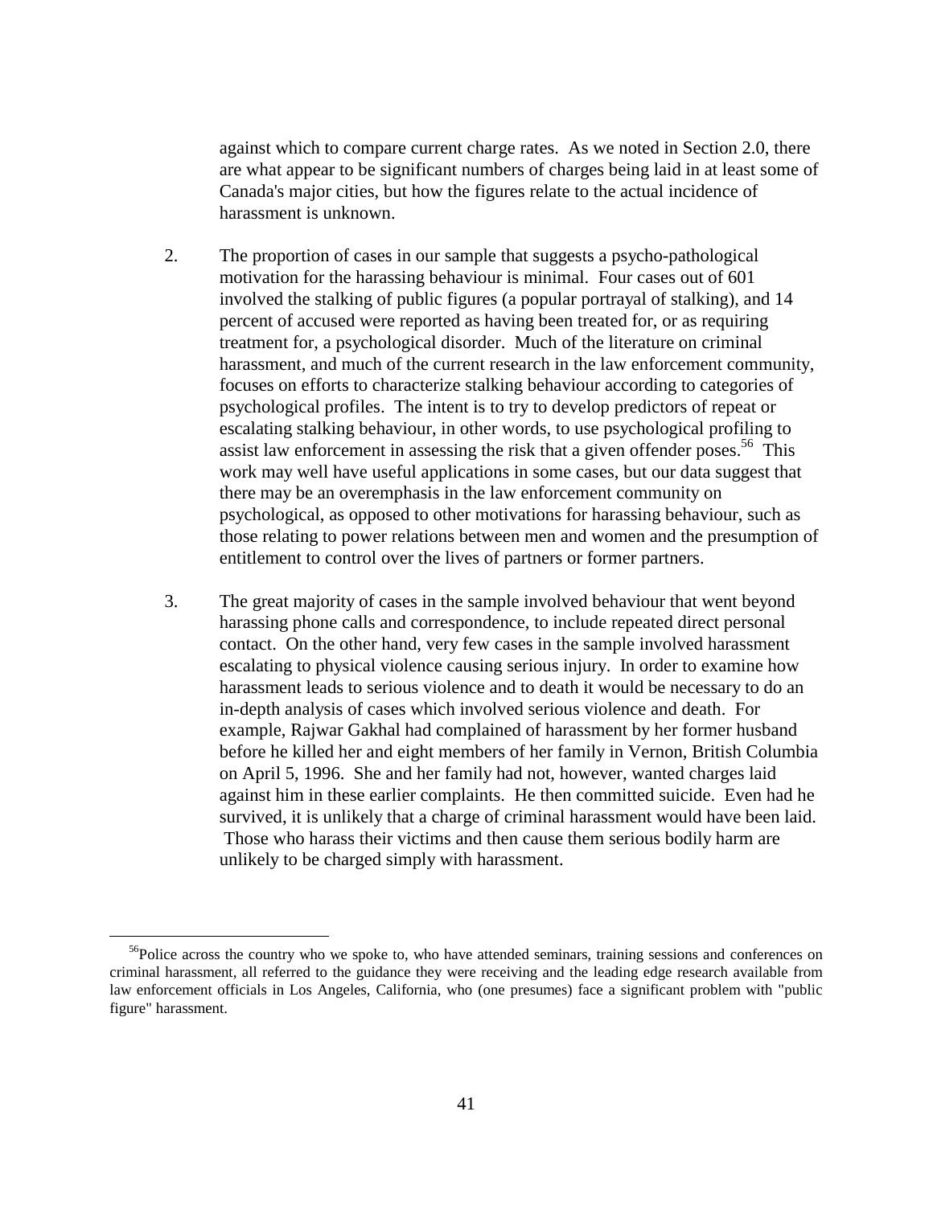against which to compare current charge rates. As we noted in Section 2.0, there are what appear to be significant numbers of charges being laid in at least some of Canada's major cities, but how the figures relate to the actual incidence of harassment is unknown.

2. The proportion of cases in our sample that suggests a psycho-pathological motivation for the harassing behaviour is minimal. Four cases out of 601 involved the stalking of public figures (a popular portrayal of stalking), and 14 percent of accused were reported as having been treated for, or as requiring treatment for, a psychological disorder. Much of the literature on criminal harassment, and much of the current research in the law enforcement community, focuses on efforts to characterize stalking behaviour according to categories of psychological profiles. The intent is to try to develop predictors of repeat or escalating stalking behaviour, in other words, to use psychological profiling to assist law enforcement in assessing the risk that a given offender poses.[56] This work may well have useful applications in some cases, but our data suggest that there may be an overemphasis in the law enforcement community on psychological, as opposed to other motivations for harassing behaviour, such as those relating to power relations between men and women and the presumption of entitlement to control over the lives of partners or former partners.

3. The great majority of cases in the sample involved behaviour that went beyond harassing phone calls and correspondence, to include repeated direct personal contact. On the other hand, very few cases in the sample involved harassment escalating to physical violence causing serious injury. In order to examine how harassment leads to serious violence and to death it would be necessary to do an in-depth analysis of cases which involved serious violence and death. For example, Rajwar Gakhal had complained of harassment by her former husband before he killed her and eight members of her family in Vernon, British Columbia on April 5, 1996. She and her family had not, however, wanted charges laid against him in these earlier complaints. He then committed suicide. Even had he survived, it is unlikely that a charge of criminal harassment would have been laid. Those who harass their victims and then cause them serious bodily harm are unlikely to be charged simply with harassment.

[56] Police across the country who we spoke to, who have attended seminars, training sessions and conferences on criminal harassment, all referred to the guidance they were receiving and the leading edge research available from law enforcement officials in Los Angeles, California, who (one presumes) face a significant problem with "public figure" harassment.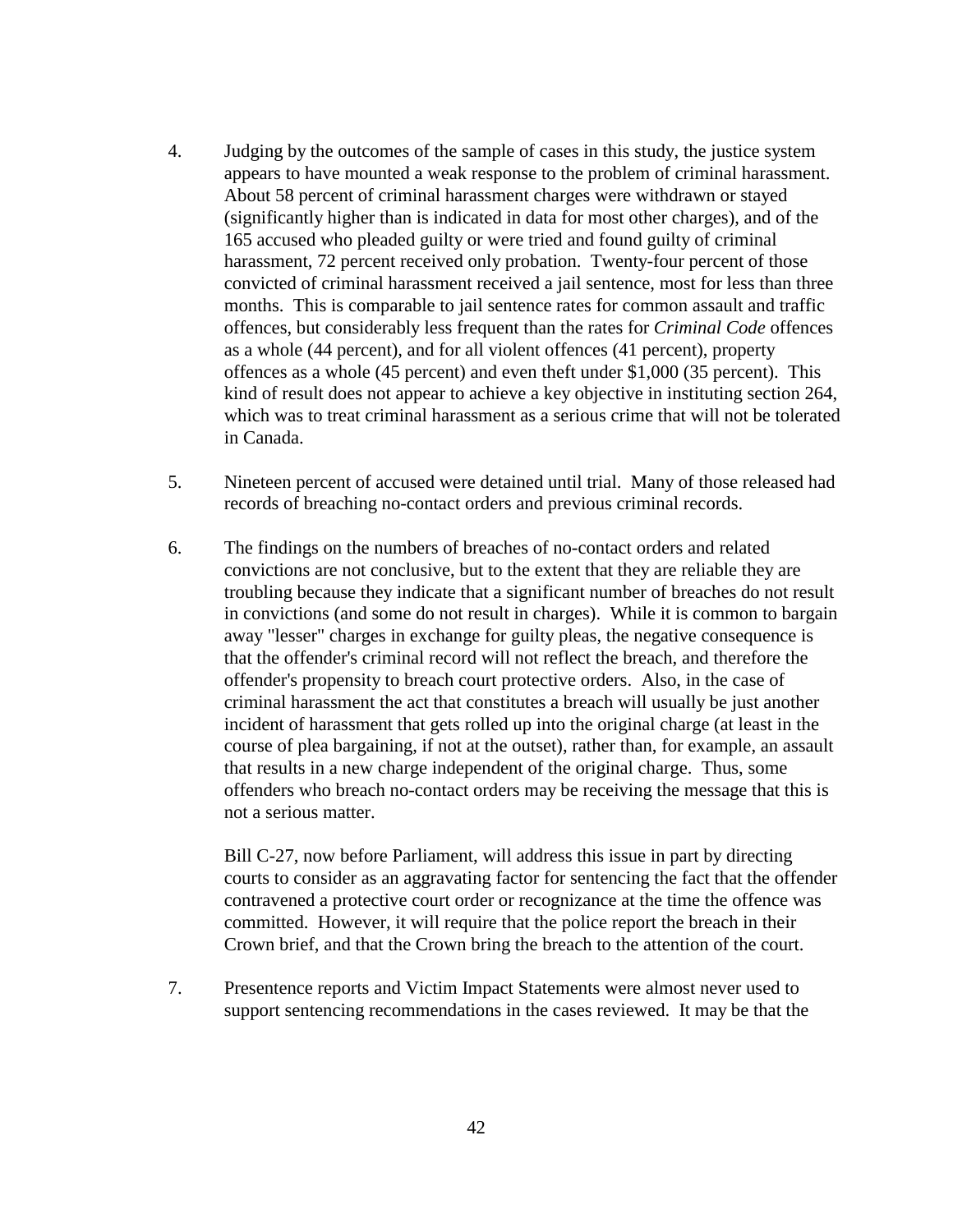4. Judging by the outcomes of the sample of cases in this study, the justice system appears to have mounted a weak response to the problem of criminal harassment. About 58 percent of criminal harassment charges were withdrawn or stayed (significantly higher than is indicated in data for most other charges), and of the 165 accused who pleaded guilty or were tried and found guilty of criminal harassment, 72 percent received only probation. Twenty-four percent of those convicted of criminal harassment received a jail sentence, most for less than three months. This is comparable to jail sentence rates for common assault and traffic offences, but considerably less frequent than the rates for *Criminal Code* offences as a whole (44 percent), and for all violent offences (41 percent), property offences as a whole (45 percent) and even theft under $1,000 (35 percent). This kind of result does not appear to achieve a key objective in instituting section 264, which was to treat criminal harassment as a serious crime that will not be tolerated in Canada.

5. Nineteen percent of accused were detained until trial. Many of those released had records of breaching no-contact orders and previous criminal records.

6. The findings on the numbers of breaches of no-contact orders and related convictions are not conclusive, but to the extent that they are reliable they are troubling because they indicate that a significant number of breaches do not result in convictions (and some do not result in charges). While it is common to bargain away "lesser" charges in exchange for guilty pleas, the negative consequence is that the offender's criminal record will not reflect the breach, and therefore the offender's propensity to breach court protective orders. Also, in the case of criminal harassment the act that constitutes a breach will usually be just another incident of harassment that gets rolled up into the original charge (at least in the course of plea bargaining, if not at the outset), rather than, for example, an assault that results in a new charge independent of the original charge. Thus, some offenders who breach no-contact orders may be receiving the message that this is not a serious matter.

   Bill C-27, now before Parliament, will address this issue in part by directing courts to consider as an aggravating factor for sentencing the fact that the offender contravened a protective court order or recognizance at the time the offence was committed. However, it will require that the police report the breach in their Crown brief, and that the Crown bring the breach to the attention of the court.

7. Presentence reports and Victim Impact Statements were almost never used to support sentencing recommendations in the cases reviewed. It may be that the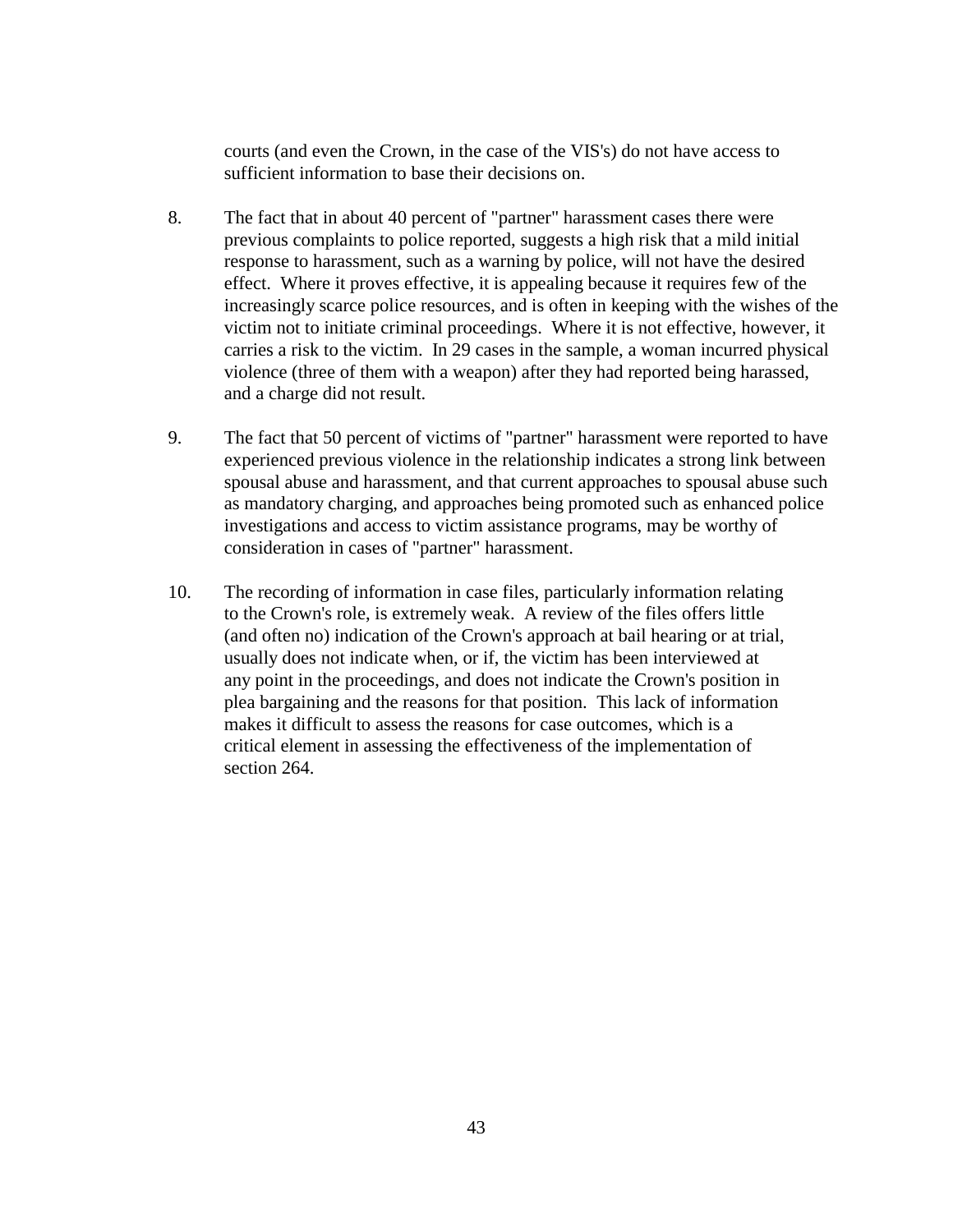courts (and even the Crown, in the case of the VIS's) do not have access to sufficient information to base their decisions on.

8. The fact that in about 40 percent of "partner" harassment cases there were previous complaints to police reported, suggests a high risk that a mild initial response to harassment, such as a warning by police, will not have the desired effect. Where it proves effective, it is appealing because it requires few of the increasingly scarce police resources, and is often in keeping with the wishes of the victim not to initiate criminal proceedings. Where it is not effective, however, it carries a risk to the victim. In 29 cases in the sample, a woman incurred physical violence (three of them with a weapon) after they had reported being harassed, and a charge did not result.

9. The fact that 50 percent of victims of "partner" harassment were reported to have experienced previous violence in the relationship indicates a strong link between spousal abuse and harassment, and that current approaches to spousal abuse such as mandatory charging, and approaches being promoted such as enhanced police investigations and access to victim assistance programs, may be worthy of consideration in cases of "partner" harassment.

10. The recording of information in case files, particularly information relating to the Crown's role, is extremely weak. A review of the files offers little (and often no) indication of the Crown's approach at bail hearing or at trial, usually does not indicate when, or if, the victim has been interviewed at any point in the proceedings, and does not indicate the Crown's position in plea bargaining and the reasons for that position. This lack of information makes it difficult to assess the reasons for case outcomes, which is a critical element in assessing the effectiveness of the implementation of section 264.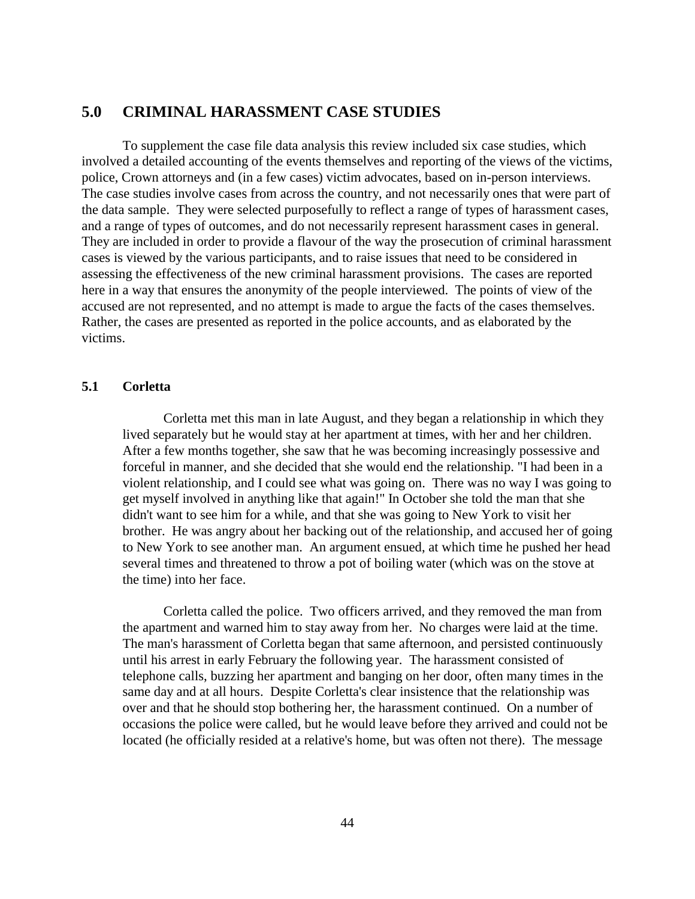## 5.0 CRIMINAL HARASSMENT CASE STUDIES

To supplement the case file data analysis this review included six case studies, which involved a detailed accounting of the events themselves and reporting of the views of the victims, police, Crown attorneys and (in a few cases) victim advocates, based on in-person interviews. The case studies involve cases from across the country, and not necessarily ones that were part of the data sample. They were selected purposefully to reflect a range of types of harassment cases, and a range of types of outcomes, and do not necessarily represent harassment cases in general. They are included in order to provide a flavour of the way the prosecution of criminal harassment cases is viewed by the various participants, and to raise issues that need to be considered in assessing the effectiveness of the new criminal harassment provisions. The cases are reported here in a way that ensures the anonymity of the people interviewed. The points of view of the accused are not represented, and no attempt is made to argue the facts of the cases themselves. Rather, the cases are presented as reported in the police accounts, and as elaborated by the victims.

### 5.1 Corletta

Corletta met this man in late August, and they began a relationship in which they lived separately but he would stay at her apartment at times, with her and her children. After a few months together, she saw that he was becoming increasingly possessive and forceful in manner, and she decided that she would end the relationship. "I had been in a violent relationship, and I could see what was going on. There was no way I was going to get myself involved in anything like that again!" In October she told the man that she didn't want to see him for a while, and that she was going to New York to visit her brother. He was angry about her backing out of the relationship, and accused her of going to New York to see another man. An argument ensued, at which time he pushed her head several times and threatened to throw a pot of boiling water (which was on the stove at the time) into her face.

Corletta called the police. Two officers arrived, and they removed the man from the apartment and warned him to stay away from her. No charges were laid at the time. The man's harassment of Corletta began that same afternoon, and persisted continuously until his arrest in early February the following year. The harassment consisted of telephone calls, buzzing her apartment and banging on her door, often many times in the same day and at all hours. Despite Corletta's clear insistence that the relationship was over and that he should stop bothering her, the harassment continued. On a number of occasions the police were called, but he would leave before they arrived and could not be located (he officially resided at a relative's home, but was often not there). The message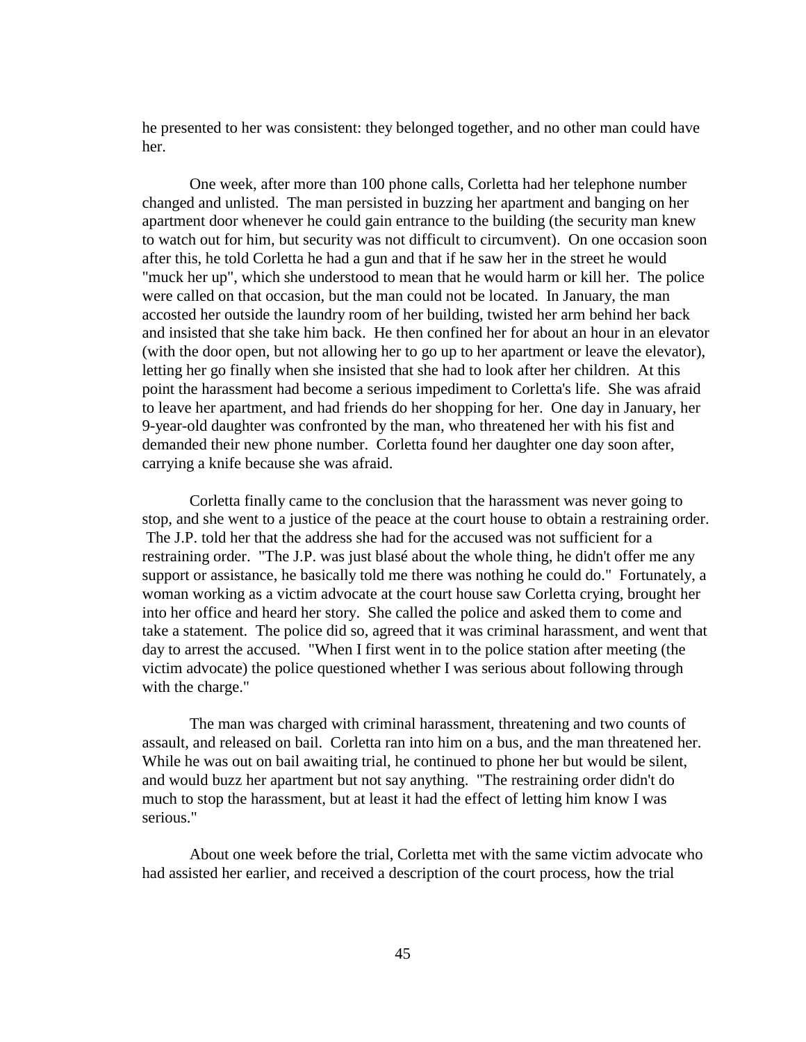he presented to her was consistent: they belonged together, and no other man could have her.

One week, after more than 100 phone calls, Corletta had her telephone number changed and unlisted. The man persisted in buzzing her apartment and banging on her apartment door whenever he could gain entrance to the building (the security man knew to watch out for him, but security was not difficult to circumvent). On one occasion soon after this, he told Corletta he had a gun and that if he saw her in the street he would "muck her up", which she understood to mean that he would harm or kill her. The police were called on that occasion, but the man could not be located. In January, the man accosted her outside the laundry room of her building, twisted her arm behind her back and insisted that she take him back. He then confined her for about an hour in an elevator (with the door open, but not allowing her to go up to her apartment or leave the elevator), letting her go finally when she insisted that she had to look after her children. At this point the harassment had become a serious impediment to Corletta's life. She was afraid to leave her apartment, and had friends do her shopping for her. One day in January, her 9-year-old daughter was confronted by the man, who threatened her with his fist and demanded their new phone number. Corletta found her daughter one day soon after, carrying a knife because she was afraid.

Corletta finally came to the conclusion that the harassment was never going to stop, and she went to a justice of the peace at the court house to obtain a restraining order. The J.P. told her that the address she had for the accused was not sufficient for a restraining order. "The J.P. was just blasé about the whole thing, he didn't offer me any support or assistance, he basically told me there was nothing he could do." Fortunately, a woman working as a victim advocate at the court house saw Corletta crying, brought her into her office and heard her story. She called the police and asked them to come and take a statement. The police did so, agreed that it was criminal harassment, and went that day to arrest the accused. "When I first went in to the police station after meeting (the victim advocate) the police questioned whether I was serious about following through with the charge."

The man was charged with criminal harassment, threatening and two counts of assault, and released on bail. Corletta ran into him on a bus, and the man threatened her. While he was out on bail awaiting trial, he continued to phone her but would be silent, and would buzz her apartment but not say anything. "The restraining order didn't do much to stop the harassment, but at least it had the effect of letting him know I was serious."

About one week before the trial, Corletta met with the same victim advocate who had assisted her earlier, and received a description of the court process, how the trial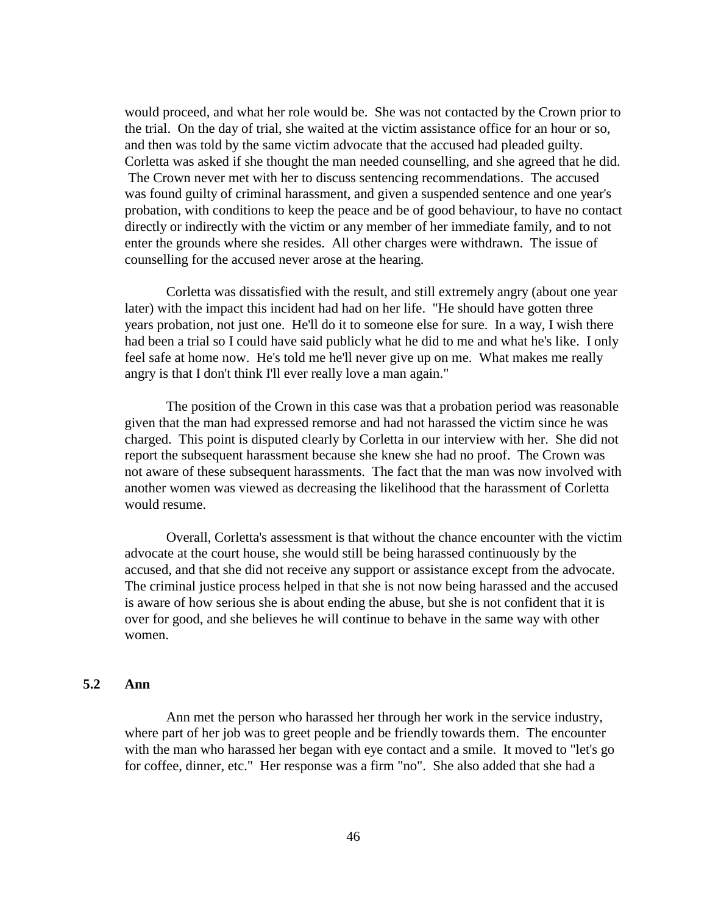would proceed, and what her role would be. She was not contacted by the Crown prior to the trial. On the day of trial, she waited at the victim assistance office for an hour or so, and then was told by the same victim advocate that the accused had pleaded guilty. Corletta was asked if she thought the man needed counselling, and she agreed that he did. The Crown never met with her to discuss sentencing recommendations. The accused was found guilty of criminal harassment, and given a suspended sentence and one year's probation, with conditions to keep the peace and be of good behaviour, to have no contact directly or indirectly with the victim or any member of her immediate family, and to not enter the grounds where she resides. All other charges were withdrawn. The issue of counselling for the accused never arose at the hearing.

Corletta was dissatisfied with the result, and still extremely angry (about one year later) with the impact this incident had had on her life. "He should have gotten three years probation, not just one. He'll do it to someone else for sure. In a way, I wish there had been a trial so I could have said publicly what he did to me and what he's like. I only feel safe at home now. He's told me he'll never give up on me. What makes me really angry is that I don't think I'll ever really love a man again."

The position of the Crown in this case was that a probation period was reasonable given that the man had expressed remorse and had not harassed the victim since he was charged. This point is disputed clearly by Corletta in our interview with her. She did not report the subsequent harassment because she knew she had no proof. The Crown was not aware of these subsequent harassments. The fact that the man was now involved with another women was viewed as decreasing the likelihood that the harassment of Corletta would resume.

Overall, Corletta's assessment is that without the chance encounter with the victim advocate at the court house, she would still be being harassed continuously by the accused, and that she did not receive any support or assistance except from the advocate. The criminal justice process helped in that she is not now being harassed and the accused is aware of how serious she is about ending the abuse, but she is not confident that it is over for good, and she believes he will continue to behave in the same way with other women.

### 5.2 Ann

Ann met the person who harassed her through her work in the service industry, where part of her job was to greet people and be friendly towards them. The encounter with the man who harassed her began with eye contact and a smile. It moved to "let's go for coffee, dinner, etc." Her response was a firm "no". She also added that she had a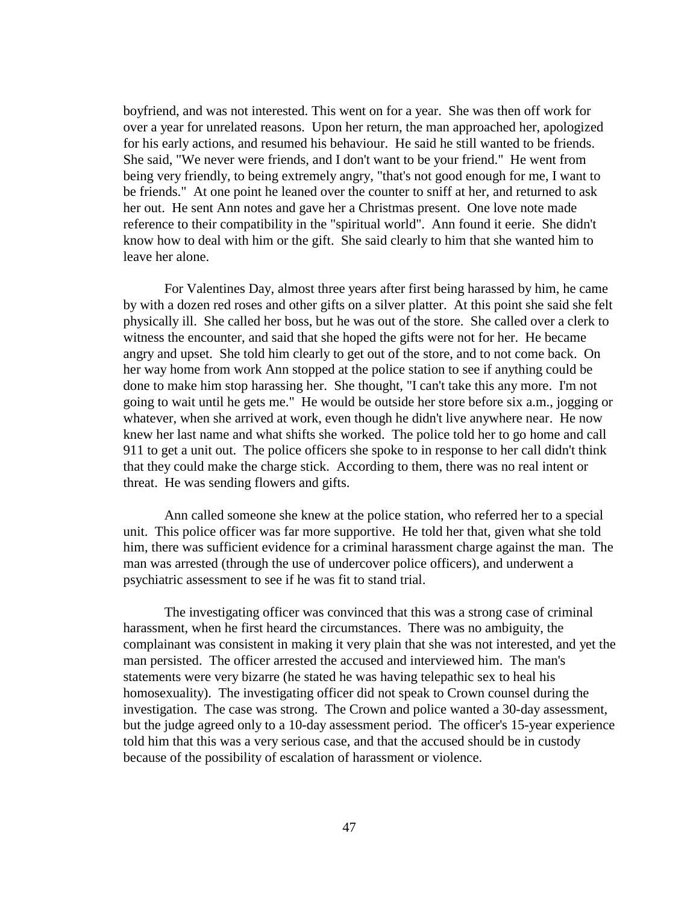boyfriend, and was not interested. This went on for a year. She was then off work for over a year for unrelated reasons. Upon her return, the man approached her, apologized for his early actions, and resumed his behaviour. He said he still wanted to be friends. She said, "We never were friends, and I don't want to be your friend." He went from being very friendly, to being extremely angry, "that's not good enough for me, I want to be friends." At one point he leaned over the counter to sniff at her, and returned to ask her out. He sent Ann notes and gave her a Christmas present. One love note made reference to their compatibility in the "spiritual world". Ann found it eerie. She didn't know how to deal with him or the gift. She said clearly to him that she wanted him to leave her alone.

For Valentines Day, almost three years after first being harassed by him, he came by with a dozen red roses and other gifts on a silver platter. At this point she said she felt physically ill. She called her boss, but he was out of the store. She called over a clerk to witness the encounter, and said that she hoped the gifts were not for her. He became angry and upset. She told him clearly to get out of the store, and to not come back. On her way home from work Ann stopped at the police station to see if anything could be done to make him stop harassing her. She thought, "I can't take this any more. I'm not going to wait until he gets me." He would be outside her store before six a.m., jogging or whatever, when she arrived at work, even though he didn't live anywhere near. He now knew her last name and what shifts she worked. The police told her to go home and call 911 to get a unit out. The police officers she spoke to in response to her call didn't think that they could make the charge stick. According to them, there was no real intent or threat. He was sending flowers and gifts.

Ann called someone she knew at the police station, who referred her to a special unit. This police officer was far more supportive. He told her that, given what she told him, there was sufficient evidence for a criminal harassment charge against the man. The man was arrested (through the use of undercover police officers), and underwent a psychiatric assessment to see if he was fit to stand trial.

The investigating officer was convinced that this was a strong case of criminal harassment, when he first heard the circumstances. There was no ambiguity, the complainant was consistent in making it very plain that she was not interested, and yet the man persisted. The officer arrested the accused and interviewed him. The man's statements were very bizarre (he stated he was having telepathic sex to heal his homosexuality). The investigating officer did not speak to Crown counsel during the investigation. The case was strong. The Crown and police wanted a 30-day assessment, but the judge agreed only to a 10-day assessment period. The officer's 15-year experience told him that this was a very serious case, and that the accused should be in custody because of the possibility of escalation of harassment or violence.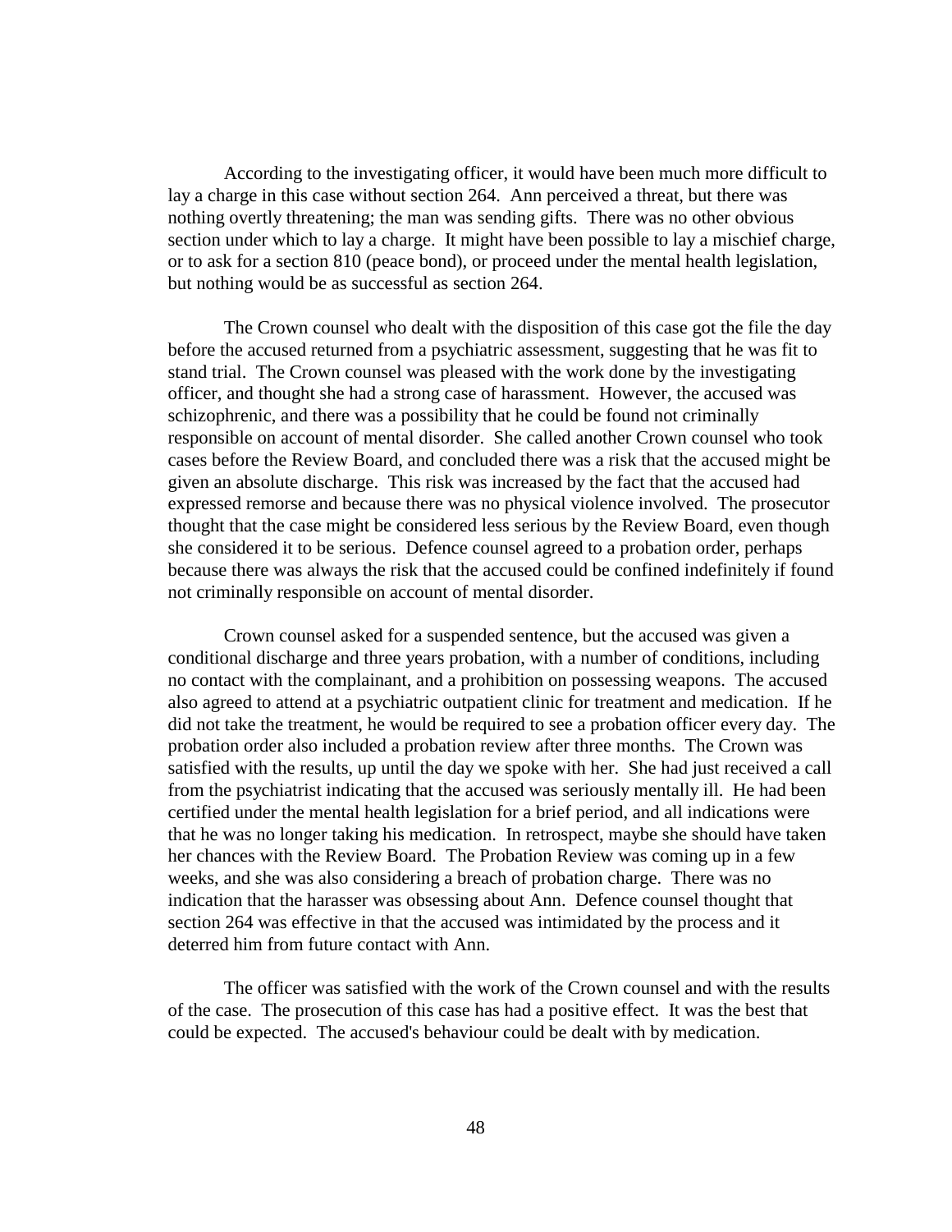According to the investigating officer, it would have been much more difficult to lay a charge in this case without section 264. Ann perceived a threat, but there was nothing overtly threatening; the man was sending gifts. There was no other obvious section under which to lay a charge. It might have been possible to lay a mischief charge, or to ask for a section 810 (peace bond), or proceed under the mental health legislation, but nothing would be as successful as section 264.

The Crown counsel who dealt with the disposition of this case got the file the day before the accused returned from a psychiatric assessment, suggesting that he was fit to stand trial. The Crown counsel was pleased with the work done by the investigating officer, and thought she had a strong case of harassment. However, the accused was schizophrenic, and there was a possibility that he could be found not criminally responsible on account of mental disorder. She called another Crown counsel who took cases before the Review Board, and concluded there was a risk that the accused might be given an absolute discharge. This risk was increased by the fact that the accused had expressed remorse and because there was no physical violence involved. The prosecutor thought that the case might be considered less serious by the Review Board, even though she considered it to be serious. Defence counsel agreed to a probation order, perhaps because there was always the risk that the accused could be confined indefinitely if found not criminally responsible on account of mental disorder.

Crown counsel asked for a suspended sentence, but the accused was given a conditional discharge and three years probation, with a number of conditions, including no contact with the complainant, and a prohibition on possessing weapons. The accused also agreed to attend at a psychiatric outpatient clinic for treatment and medication. If he did not take the treatment, he would be required to see a probation officer every day. The probation order also included a probation review after three months. The Crown was satisfied with the results, up until the day we spoke with her. She had just received a call from the psychiatrist indicating that the accused was seriously mentally ill. He had been certified under the mental health legislation for a brief period, and all indications were that he was no longer taking his medication. In retrospect, maybe she should have taken her chances with the Review Board. The Probation Review was coming up in a few weeks, and she was also considering a breach of probation charge. There was no indication that the harasser was obsessing about Ann. Defence counsel thought that section 264 was effective in that the accused was intimidated by the process and it deterred him from future contact with Ann.

The officer was satisfied with the work of the Crown counsel and with the results of the case. The prosecution of this case has had a positive effect. It was the best that could be expected. The accused's behaviour could be dealt with by medication.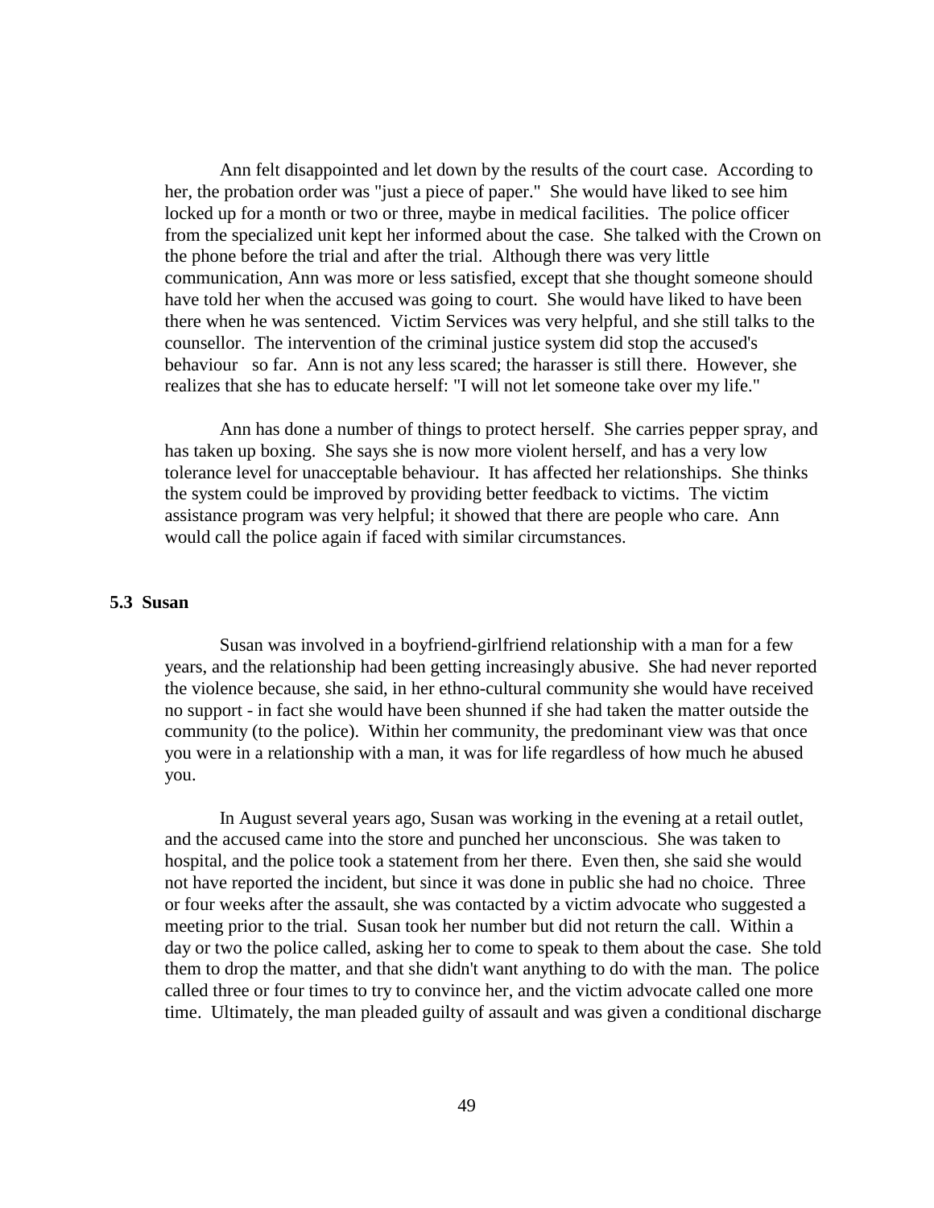Ann felt disappointed and let down by the results of the court case. According to her, the probation order was "just a piece of paper." She would have liked to see him locked up for a month or two or three, maybe in medical facilities. The police officer from the specialized unit kept her informed about the case. She talked with the Crown on the phone before the trial and after the trial. Although there was very little communication, Ann was more or less satisfied, except that she thought someone should have told her when the accused was going to court. She would have liked to have been there when he was sentenced. Victim Services was very helpful, and she still talks to the counsellor. The intervention of the criminal justice system did stop the accused's behaviour so far. Ann is not any less scared; the harasser is still there. However, she realizes that she has to educate herself: "I will not let someone take over my life."

Ann has done a number of things to protect herself. She carries pepper spray, and has taken up boxing. She says she is now more violent herself, and has a very low tolerance level for unacceptable behaviour. It has affected her relationships. She thinks the system could be improved by providing better feedback to victims. The victim assistance program was very helpful; it showed that there are people who care. Ann would call the police again if faced with similar circumstances.

### 5.3 Susan

Susan was involved in a boyfriend-girlfriend relationship with a man for a few years, and the relationship had been getting increasingly abusive. She had never reported the violence because, she said, in her ethno-cultural community she would have received no support - in fact she would have been shunned if she had taken the matter outside the community (to the police). Within her community, the predominant view was that once you were in a relationship with a man, it was for life regardless of how much he abused you.

In August several years ago, Susan was working in the evening at a retail outlet, and the accused came into the store and punched her unconscious. She was taken to hospital, and the police took a statement from her there. Even then, she said she would not have reported the incident, but since it was done in public she had no choice. Three or four weeks after the assault, she was contacted by a victim advocate who suggested a meeting prior to the trial. Susan took her number but did not return the call. Within a day or two the police called, asking her to come to speak to them about the case. She told them to drop the matter, and that she didn't want anything to do with the man. The police called three or four times to try to convince her, and the victim advocate called one more time. Ultimately, the man pleaded guilty of assault and was given a conditional discharge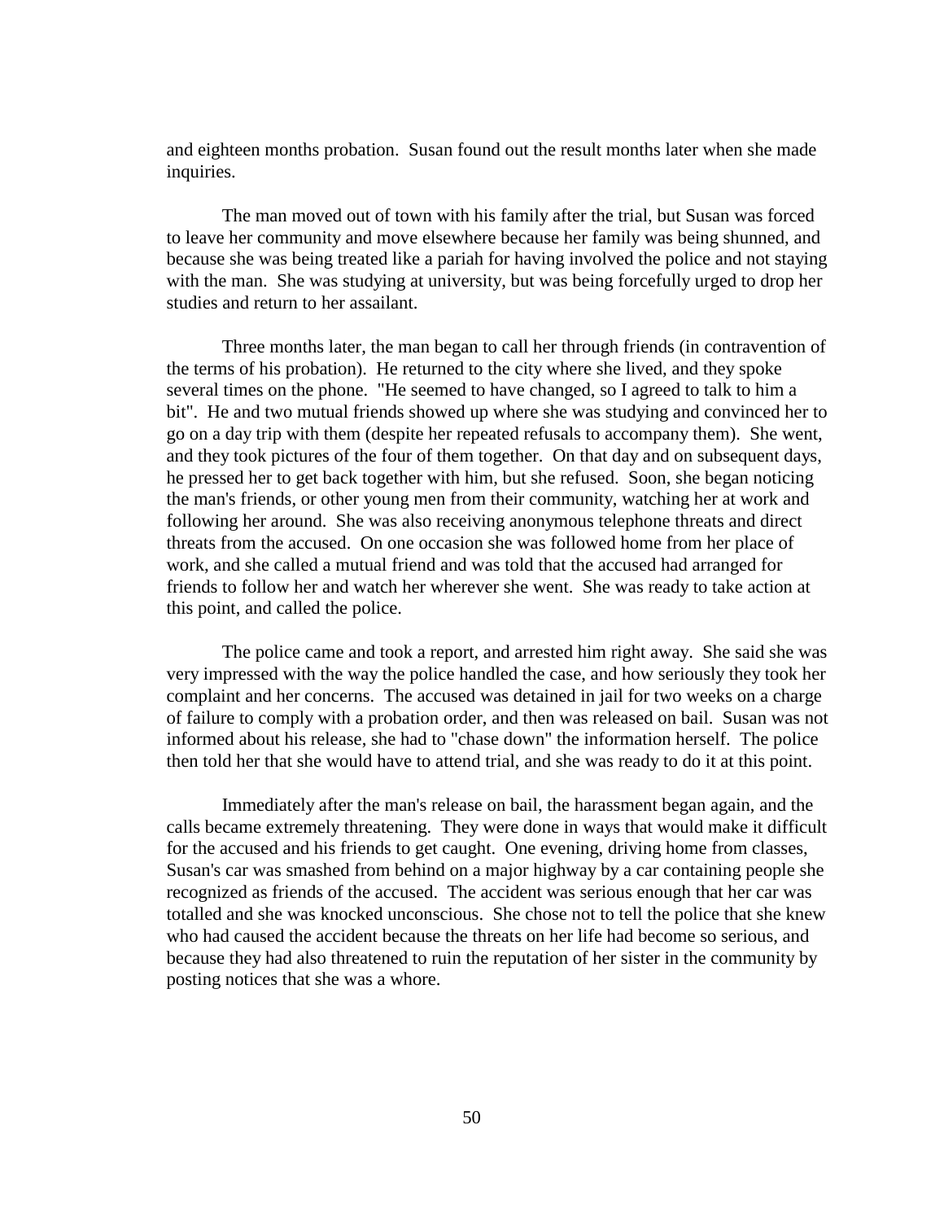and eighteen months probation. Susan found out the result months later when she made inquiries.

The man moved out of town with his family after the trial, but Susan was forced to leave her community and move elsewhere because her family was being shunned, and because she was being treated like a pariah for having involved the police and not staying with the man. She was studying at university, but was being forcefully urged to drop her studies and return to her assailant.

Three months later, the man began to call her through friends (in contravention of the terms of his probation). He returned to the city where she lived, and they spoke several times on the phone. "He seemed to have changed, so I agreed to talk to him a bit". He and two mutual friends showed up where she was studying and convinced her to go on a day trip with them (despite her repeated refusals to accompany them). She went, and they took pictures of the four of them together. On that day and on subsequent days, he pressed her to get back together with him, but she refused. Soon, she began noticing the man's friends, or other young men from their community, watching her at work and following her around. She was also receiving anonymous telephone threats and direct threats from the accused. On one occasion she was followed home from her place of work, and she called a mutual friend and was told that the accused had arranged for friends to follow her and watch her wherever she went. She was ready to take action at this point, and called the police.

The police came and took a report, and arrested him right away. She said she was very impressed with the way the police handled the case, and how seriously they took her complaint and her concerns. The accused was detained in jail for two weeks on a charge of failure to comply with a probation order, and then was released on bail. Susan was not informed about his release, she had to "chase down" the information herself. The police then told her that she would have to attend trial, and she was ready to do it at this point.

Immediately after the man's release on bail, the harassment began again, and the calls became extremely threatening. They were done in ways that would make it difficult for the accused and his friends to get caught. One evening, driving home from classes, Susan's car was smashed from behind on a major highway by a car containing people she recognized as friends of the accused. The accident was serious enough that her car was totalled and she was knocked unconscious. She chose not to tell the police that she knew who had caused the accident because the threats on her life had become so serious, and because they had also threatened to ruin the reputation of her sister in the community by posting notices that she was a whore.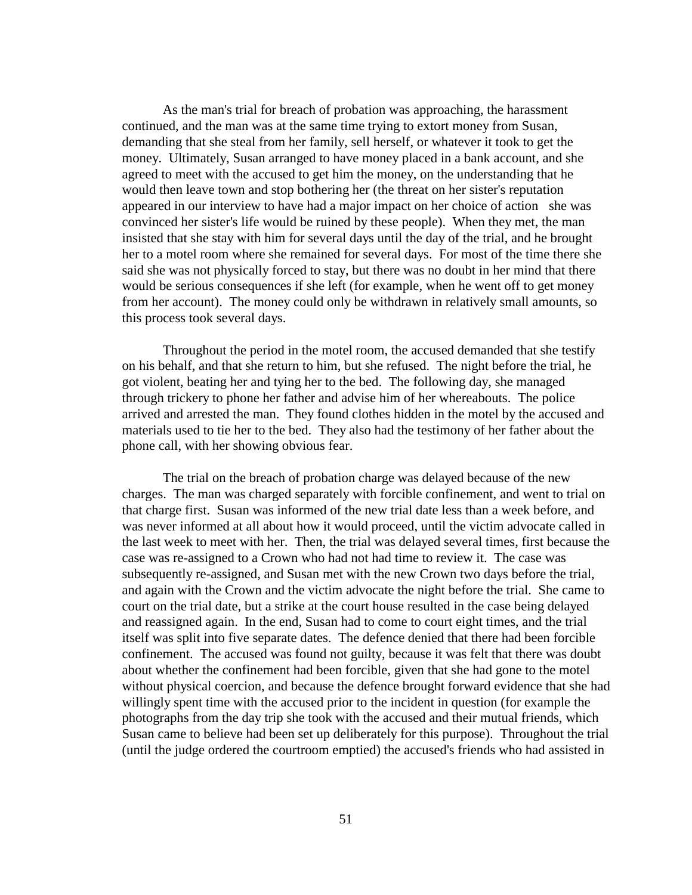As the man's trial for breach of probation was approaching, the harassment continued, and the man was at the same time trying to extort money from Susan, demanding that she steal from her family, sell herself, or whatever it took to get the money. Ultimately, Susan arranged to have money placed in a bank account, and she agreed to meet with the accused to get him the money, on the understanding that he would then leave town and stop bothering her (the threat on her sister's reputation appeared in our interview to have had a major impact on her choice of action she was convinced her sister's life would be ruined by these people). When they met, the man insisted that she stay with him for several days until the day of the trial, and he brought her to a motel room where she remained for several days. For most of the time there she said she was not physically forced to stay, but there was no doubt in her mind that there would be serious consequences if she left (for example, when he went off to get money from her account). The money could only be withdrawn in relatively small amounts, so this process took several days.

Throughout the period in the motel room, the accused demanded that she testify on his behalf, and that she return to him, but she refused. The night before the trial, he got violent, beating her and tying her to the bed. The following day, she managed through trickery to phone her father and advise him of her whereabouts. The police arrived and arrested the man. They found clothes hidden in the motel by the accused and materials used to tie her to the bed. They also had the testimony of her father about the phone call, with her showing obvious fear.

The trial on the breach of probation charge was delayed because of the new charges. The man was charged separately with forcible confinement, and went to trial on that charge first. Susan was informed of the new trial date less than a week before, and was never informed at all about how it would proceed, until the victim advocate called in the last week to meet with her. Then, the trial was delayed several times, first because the case was re-assigned to a Crown who had not had time to review it. The case was subsequently re-assigned, and Susan met with the new Crown two days before the trial, and again with the Crown and the victim advocate the night before the trial. She came to court on the trial date, but a strike at the court house resulted in the case being delayed and reassigned again. In the end, Susan had to come to court eight times, and the trial itself was split into five separate dates. The defence denied that there had been forcible confinement. The accused was found not guilty, because it was felt that there was doubt about whether the confinement had been forcible, given that she had gone to the motel without physical coercion, and because the defence brought forward evidence that she had willingly spent time with the accused prior to the incident in question (for example the photographs from the day trip she took with the accused and their mutual friends, which Susan came to believe had been set up deliberately for this purpose). Throughout the trial (until the judge ordered the courtroom emptied) the accused's friends who had assisted in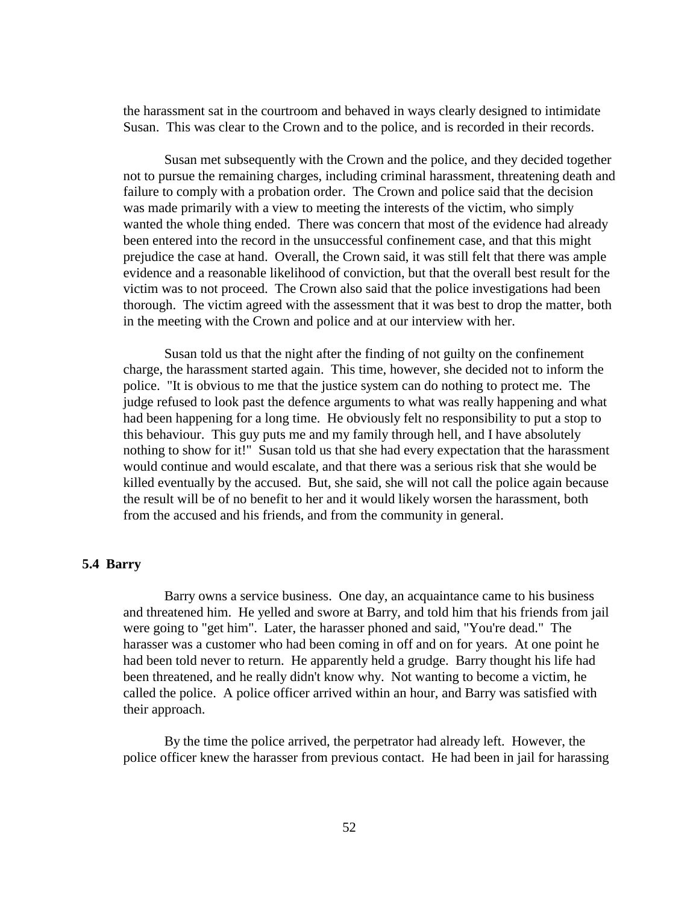the harassment sat in the courtroom and behaved in ways clearly designed to intimidate Susan. This was clear to the Crown and to the police, and is recorded in their records.

Susan met subsequently with the Crown and the police, and they decided together not to pursue the remaining charges, including criminal harassment, threatening death and failure to comply with a probation order. The Crown and police said that the decision was made primarily with a view to meeting the interests of the victim, who simply wanted the whole thing ended. There was concern that most of the evidence had already been entered into the record in the unsuccessful confinement case, and that this might prejudice the case at hand. Overall, the Crown said, it was still felt that there was ample evidence and a reasonable likelihood of conviction, but that the overall best result for the victim was to not proceed. The Crown also said that the police investigations had been thorough. The victim agreed with the assessment that it was best to drop the matter, both in the meeting with the Crown and police and at our interview with her.

Susan told us that the night after the finding of not guilty on the confinement charge, the harassment started again. This time, however, she decided not to inform the police. "It is obvious to me that the justice system can do nothing to protect me. The judge refused to look past the defence arguments to what was really happening and what had been happening for a long time. He obviously felt no responsibility to put a stop to this behaviour. This guy puts me and my family through hell, and I have absolutely nothing to show for it!" Susan told us that she had every expectation that the harassment would continue and would escalate, and that there was a serious risk that she would be killed eventually by the accused. But, she said, she will not call the police again because the result will be of no benefit to her and it would likely worsen the harassment, both from the accused and his friends, and from the community in general.

### 5.4 Barry

Barry owns a service business. One day, an acquaintance came to his business and threatened him. He yelled and swore at Barry, and told him that his friends from jail were going to "get him". Later, the harasser phoned and said, "You're dead." The harasser was a customer who had been coming in off and on for years. At one point he had been told never to return. He apparently held a grudge. Barry thought his life had been threatened, and he really didn't know why. Not wanting to become a victim, he called the police. A police officer arrived within an hour, and Barry was satisfied with their approach.

By the time the police arrived, the perpetrator had already left. However, the police officer knew the harasser from previous contact. He had been in jail for harassing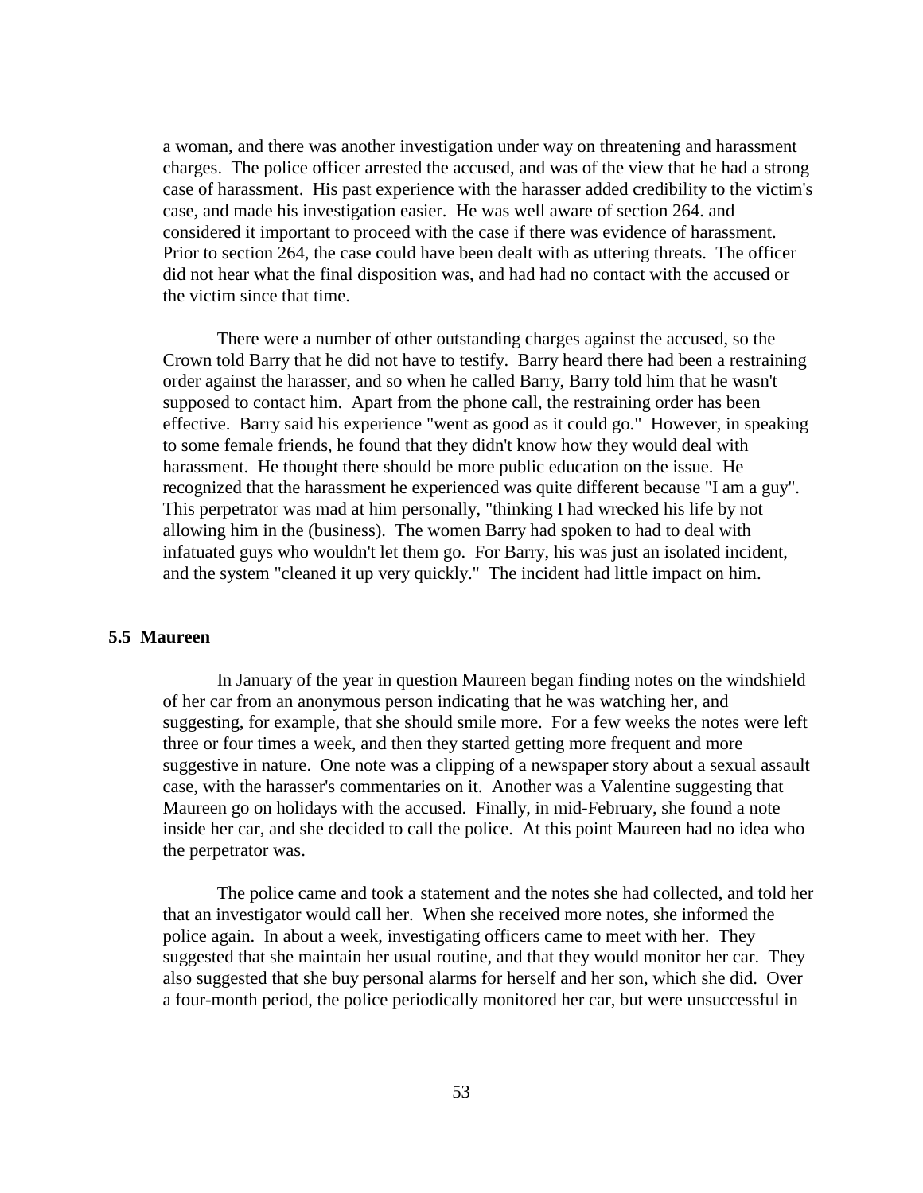a woman, and there was another investigation under way on threatening and harassment charges. The police officer arrested the accused, and was of the view that he had a strong case of harassment. His past experience with the harasser added credibility to the victim's case, and made his investigation easier. He was well aware of section 264. and considered it important to proceed with the case if there was evidence of harassment. Prior to section 264, the case could have been dealt with as uttering threats. The officer did not hear what the final disposition was, and had had no contact with the accused or the victim since that time.

There were a number of other outstanding charges against the accused, so the Crown told Barry that he did not have to testify. Barry heard there had been a restraining order against the harasser, and so when he called Barry, Barry told him that he wasn't supposed to contact him. Apart from the phone call, the restraining order has been effective. Barry said his experience "went as good as it could go." However, in speaking to some female friends, he found that they didn't know how they would deal with harassment. He thought there should be more public education on the issue. He recognized that the harassment he experienced was quite different because "I am a guy". This perpetrator was mad at him personally, "thinking I had wrecked his life by not allowing him in the (business). The women Barry had spoken to had to deal with infatuated guys who wouldn't let them go. For Barry, his was just an isolated incident, and the system "cleaned it up very quickly." The incident had little impact on him.

### 5.5 Maureen

In January of the year in question Maureen began finding notes on the windshield of her car from an anonymous person indicating that he was watching her, and suggesting, for example, that she should smile more. For a few weeks the notes were left three or four times a week, and then they started getting more frequent and more suggestive in nature. One note was a clipping of a newspaper story about a sexual assault case, with the harasser's commentaries on it. Another was a Valentine suggesting that Maureen go on holidays with the accused. Finally, in mid-February, she found a note inside her car, and she decided to call the police. At this point Maureen had no idea who the perpetrator was.

The police came and took a statement and the notes she had collected, and told her that an investigator would call her. When she received more notes, she informed the police again. In about a week, investigating officers came to meet with her. They suggested that she maintain her usual routine, and that they would monitor her car. They also suggested that she buy personal alarms for herself and her son, which she did. Over a four-month period, the police periodically monitored her car, but were unsuccessful in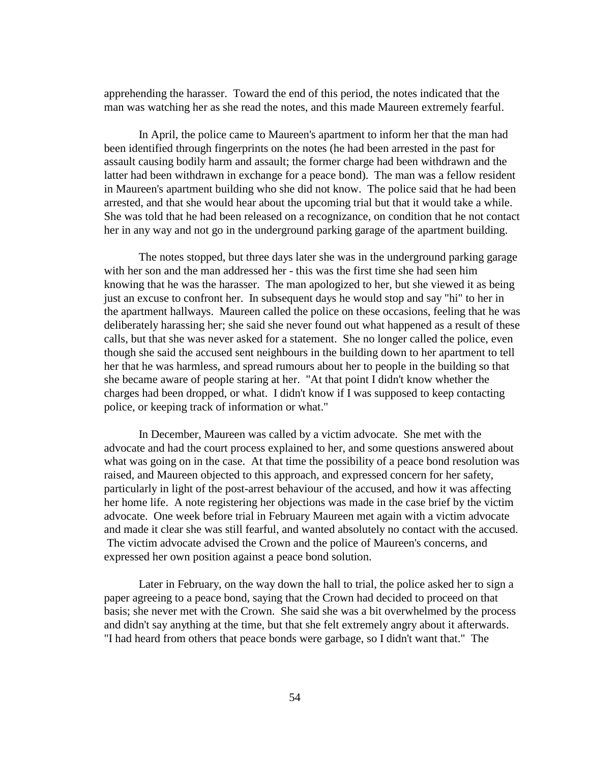apprehending the harasser. Toward the end of this period, the notes indicated that the man was watching her as she read the notes, and this made Maureen extremely fearful.

In April, the police came to Maureen's apartment to inform her that the man had been identified through fingerprints on the notes (he had been arrested in the past for assault causing bodily harm and assault; the former charge had been withdrawn and the latter had been withdrawn in exchange for a peace bond). The man was a fellow resident in Maureen's apartment building who she did not know. The police said that he had been arrested, and that she would hear about the upcoming trial but that it would take a while. She was told that he had been released on a recognizance, on condition that he not contact her in any way and not go in the underground parking garage of the apartment building.

The notes stopped, but three days later she was in the underground parking garage with her son and the man addressed her - this was the first time she had seen him knowing that he was the harasser. The man apologized to her, but she viewed it as being just an excuse to confront her. In subsequent days he would stop and say "hi" to her in the apartment hallways. Maureen called the police on these occasions, feeling that he was deliberately harassing her; she said she never found out what happened as a result of these calls, but that she was never asked for a statement. She no longer called the police, even though she said the accused sent neighbours in the building down to her apartment to tell her that he was harmless, and spread rumours about her to people in the building so that she became aware of people staring at her. "At that point I didn't know whether the charges had been dropped, or what. I didn't know if I was supposed to keep contacting police, or keeping track of information or what."

In December, Maureen was called by a victim advocate. She met with the advocate and had the court process explained to her, and some questions answered about what was going on in the case. At that time the possibility of a peace bond resolution was raised, and Maureen objected to this approach, and expressed concern for her safety, particularly in light of the post-arrest behaviour of the accused, and how it was affecting her home life. A note registering her objections was made in the case brief by the victim advocate. One week before trial in February Maureen met again with a victim advocate and made it clear she was still fearful, and wanted absolutely no contact with the accused. The victim advocate advised the Crown and the police of Maureen's concerns, and expressed her own position against a peace bond solution.

Later in February, on the way down the hall to trial, the police asked her to sign a paper agreeing to a peace bond, saying that the Crown had decided to proceed on that basis; she never met with the Crown. She said she was a bit overwhelmed by the process and didn't say anything at the time, but that she felt extremely angry about it afterwards. "I had heard from others that peace bonds were garbage, so I didn't want that." The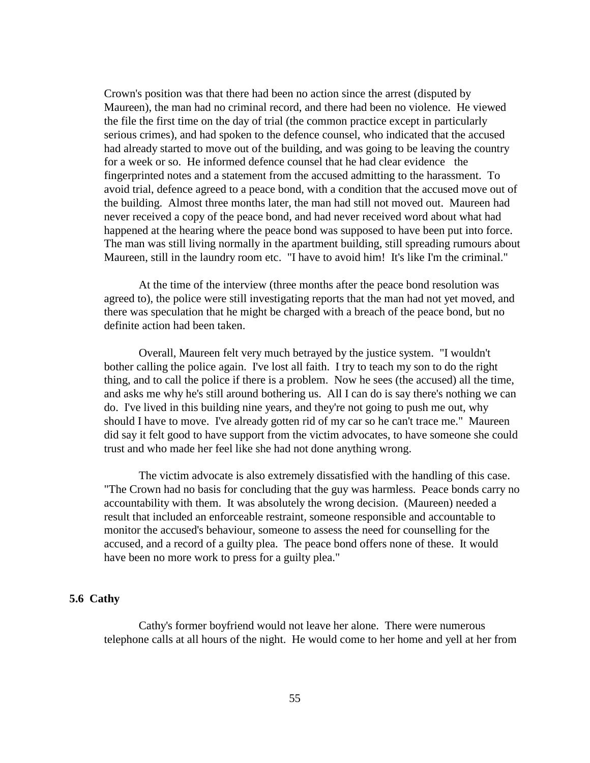Crown's position was that there had been no action since the arrest (disputed by Maureen), the man had no criminal record, and there had been no violence. He viewed the file the first time on the day of trial (the common practice except in particularly serious crimes), and had spoken to the defence counsel, who indicated that the accused had already started to move out of the building, and was going to be leaving the country for a week or so. He informed defence counsel that he had clear evidence the fingerprinted notes and a statement from the accused admitting to the harassment. To avoid trial, defence agreed to a peace bond, with a condition that the accused move out of the building. Almost three months later, the man had still not moved out. Maureen had never received a copy of the peace bond, and had never received word about what had happened at the hearing where the peace bond was supposed to have been put into force. The man was still living normally in the apartment building, still spreading rumours about Maureen, still in the laundry room etc. "I have to avoid him! It's like I'm the criminal."

At the time of the interview (three months after the peace bond resolution was agreed to), the police were still investigating reports that the man had not yet moved, and there was speculation that he might be charged with a breach of the peace bond, but no definite action had been taken.

Overall, Maureen felt very much betrayed by the justice system. "I wouldn't bother calling the police again. I've lost all faith. I try to teach my son to do the right thing, and to call the police if there is a problem. Now he sees (the accused) all the time, and asks me why he's still around bothering us. All I can do is say there's nothing we can do. I've lived in this building nine years, and they're not going to push me out, why should I have to move. I've already gotten rid of my car so he can't trace me." Maureen did say it felt good to have support from the victim advocates, to have someone she could trust and who made her feel like she had not done anything wrong.

The victim advocate is also extremely dissatisfied with the handling of this case. "The Crown had no basis for concluding that the guy was harmless. Peace bonds carry no accountability with them. It was absolutely the wrong decision. (Maureen) needed a result that included an enforceable restraint, someone responsible and accountable to monitor the accused's behaviour, someone to assess the need for counselling for the accused, and a record of a guilty plea. The peace bond offers none of these. It would have been no more work to press for a guilty plea."

### 5.6 Cathy

Cathy's former boyfriend would not leave her alone. There were numerous telephone calls at all hours of the night. He would come to her home and yell at her from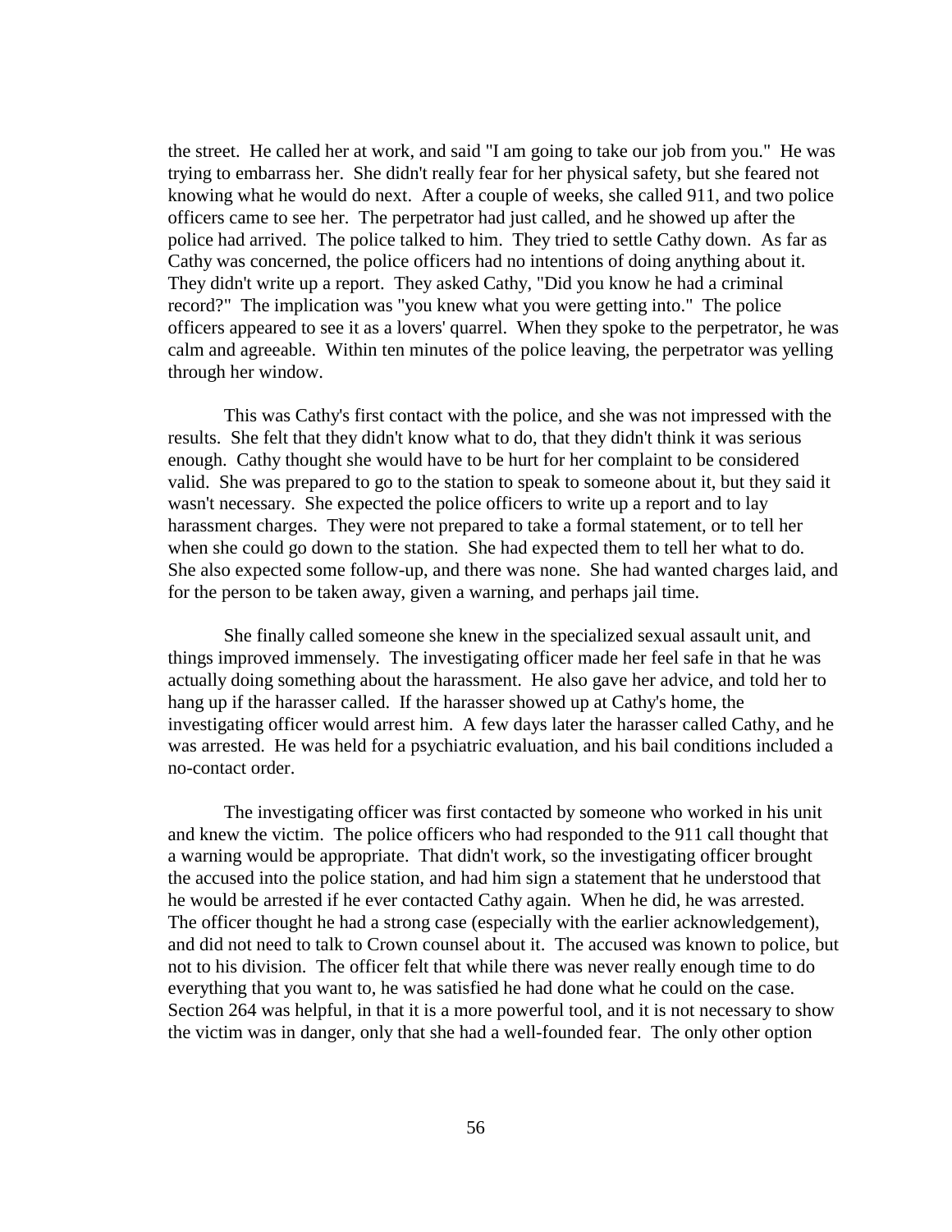the street. He called her at work, and said "I am going to take our job from you." He was trying to embarrass her. She didn't really fear for her physical safety, but she feared not knowing what he would do next. After a couple of weeks, she called 911, and two police officers came to see her. The perpetrator had just called, and he showed up after the police had arrived. The police talked to him. They tried to settle Cathy down. As far as Cathy was concerned, the police officers had no intentions of doing anything about it. They didn't write up a report. They asked Cathy, "Did you know he had a criminal record?" The implication was "you knew what you were getting into." The police officers appeared to see it as a lovers' quarrel. When they spoke to the perpetrator, he was calm and agreeable. Within ten minutes of the police leaving, the perpetrator was yelling through her window.

This was Cathy's first contact with the police, and she was not impressed with the results. She felt that they didn't know what to do, that they didn't think it was serious enough. Cathy thought she would have to be hurt for her complaint to be considered valid. She was prepared to go to the station to speak to someone about it, but they said it wasn't necessary. She expected the police officers to write up a report and to lay harassment charges. They were not prepared to take a formal statement, or to tell her when she could go down to the station. She had expected them to tell her what to do. She also expected some follow-up, and there was none. She had wanted charges laid, and for the person to be taken away, given a warning, and perhaps jail time.

She finally called someone she knew in the specialized sexual assault unit, and things improved immensely. The investigating officer made her feel safe in that he was actually doing something about the harassment. He also gave her advice, and told her to hang up if the harasser called. If the harasser showed up at Cathy's home, the investigating officer would arrest him. A few days later the harasser called Cathy, and he was arrested. He was held for a psychiatric evaluation, and his bail conditions included a no-contact order.

The investigating officer was first contacted by someone who worked in his unit and knew the victim. The police officers who had responded to the 911 call thought that a warning would be appropriate. That didn't work, so the investigating officer brought the accused into the police station, and had him sign a statement that he understood that he would be arrested if he ever contacted Cathy again. When he did, he was arrested. The officer thought he had a strong case (especially with the earlier acknowledgement), and did not need to talk to Crown counsel about it. The accused was known to police, but not to his division. The officer felt that while there was never really enough time to do everything that you want to, he was satisfied he had done what he could on the case. Section 264 was helpful, in that it is a more powerful tool, and it is not necessary to show the victim was in danger, only that she had a well-founded fear. The only other option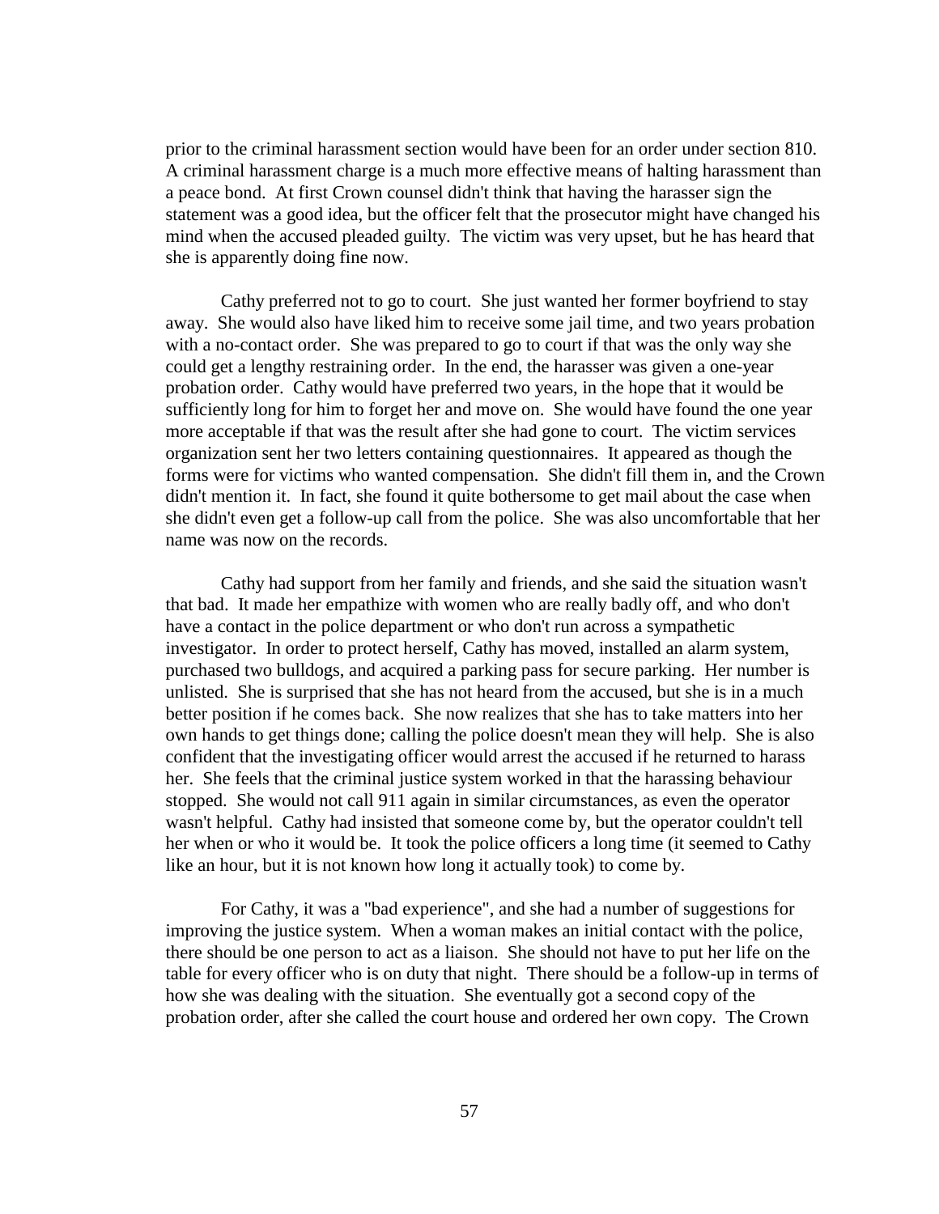prior to the criminal harassment section would have been for an order under section 810. A criminal harassment charge is a much more effective means of halting harassment than a peace bond. At first Crown counsel didn't think that having the harasser sign the statement was a good idea, but the officer felt that the prosecutor might have changed his mind when the accused pleaded guilty. The victim was very upset, but he has heard that she is apparently doing fine now.

Cathy preferred not to go to court. She just wanted her former boyfriend to stay away. She would also have liked him to receive some jail time, and two years probation with a no-contact order. She was prepared to go to court if that was the only way she could get a lengthy restraining order. In the end, the harasser was given a one-year probation order. Cathy would have preferred two years, in the hope that it would be sufficiently long for him to forget her and move on. She would have found the one year more acceptable if that was the result after she had gone to court. The victim services organization sent her two letters containing questionnaires. It appeared as though the forms were for victims who wanted compensation. She didn't fill them in, and the Crown didn't mention it. In fact, she found it quite bothersome to get mail about the case when she didn't even get a follow-up call from the police. She was also uncomfortable that her name was now on the records.

Cathy had support from her family and friends, and she said the situation wasn't that bad. It made her empathize with women who are really badly off, and who don't have a contact in the police department or who don't run across a sympathetic investigator. In order to protect herself, Cathy has moved, installed an alarm system, purchased two bulldogs, and acquired a parking pass for secure parking. Her number is unlisted. She is surprised that she has not heard from the accused, but she is in a much better position if he comes back. She now realizes that she has to take matters into her own hands to get things done; calling the police doesn't mean they will help. She is also confident that the investigating officer would arrest the accused if he returned to harass her. She feels that the criminal justice system worked in that the harassing behaviour stopped. She would not call 911 again in similar circumstances, as even the operator wasn't helpful. Cathy had insisted that someone come by, but the operator couldn't tell her when or who it would be. It took the police officers a long time (it seemed to Cathy like an hour, but it is not known how long it actually took) to come by.

For Cathy, it was a "bad experience", and she had a number of suggestions for improving the justice system. When a woman makes an initial contact with the police, there should be one person to act as a liaison. She should not have to put her life on the table for every officer who is on duty that night. There should be a follow-up in terms of how she was dealing with the situation. She eventually got a second copy of the probation order, after she called the court house and ordered her own copy. The Crown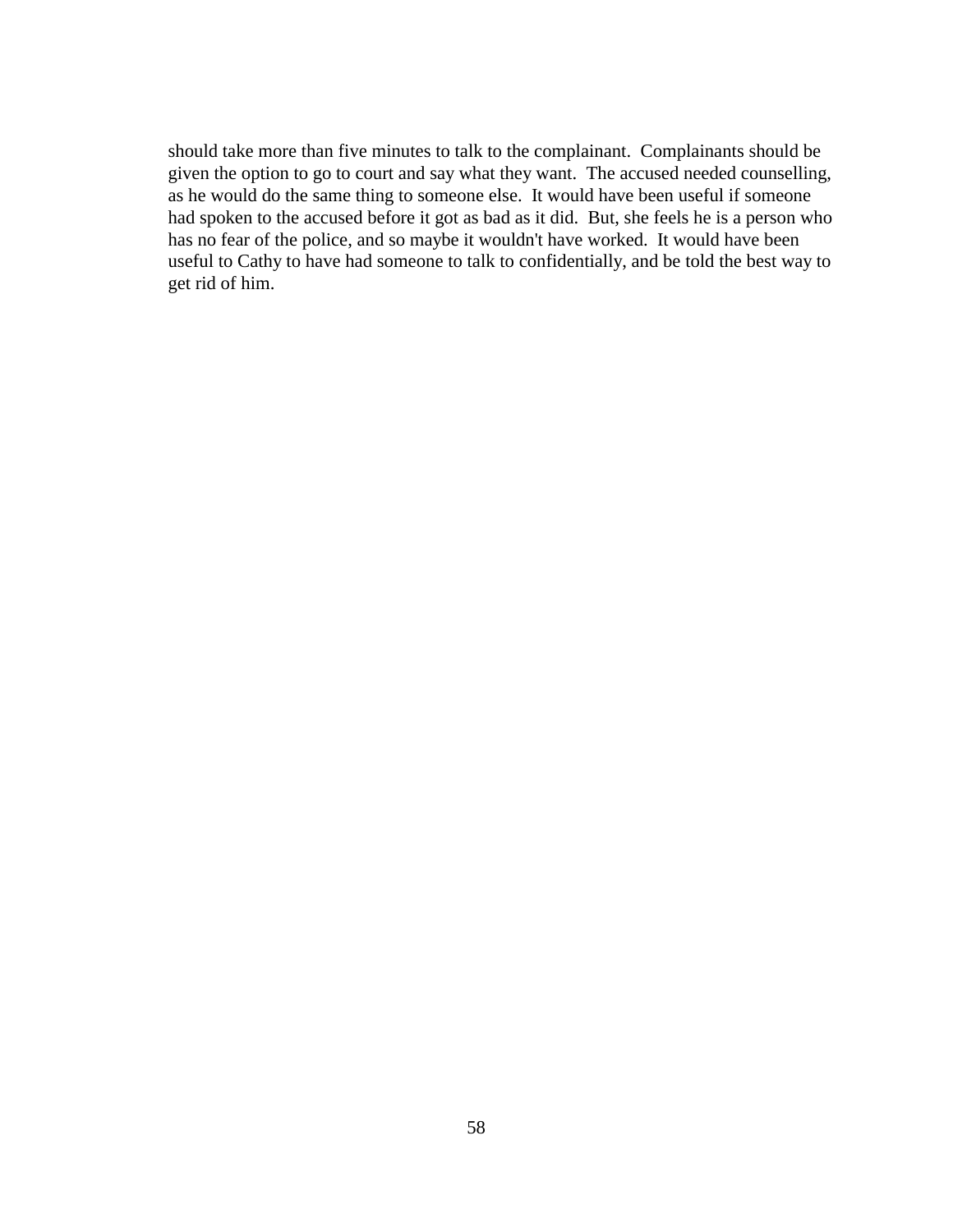should take more than five minutes to talk to the complainant. Complainants should be given the option to go to court and say what they want. The accused needed counselling, as he would do the same thing to someone else. It would have been useful if someone had spoken to the accused before it got as bad as it did. But, she feels he is a person who has no fear of the police, and so maybe it wouldn't have worked. It would have been useful to Cathy to have had someone to talk to confidentially, and be told the best way to get rid of him.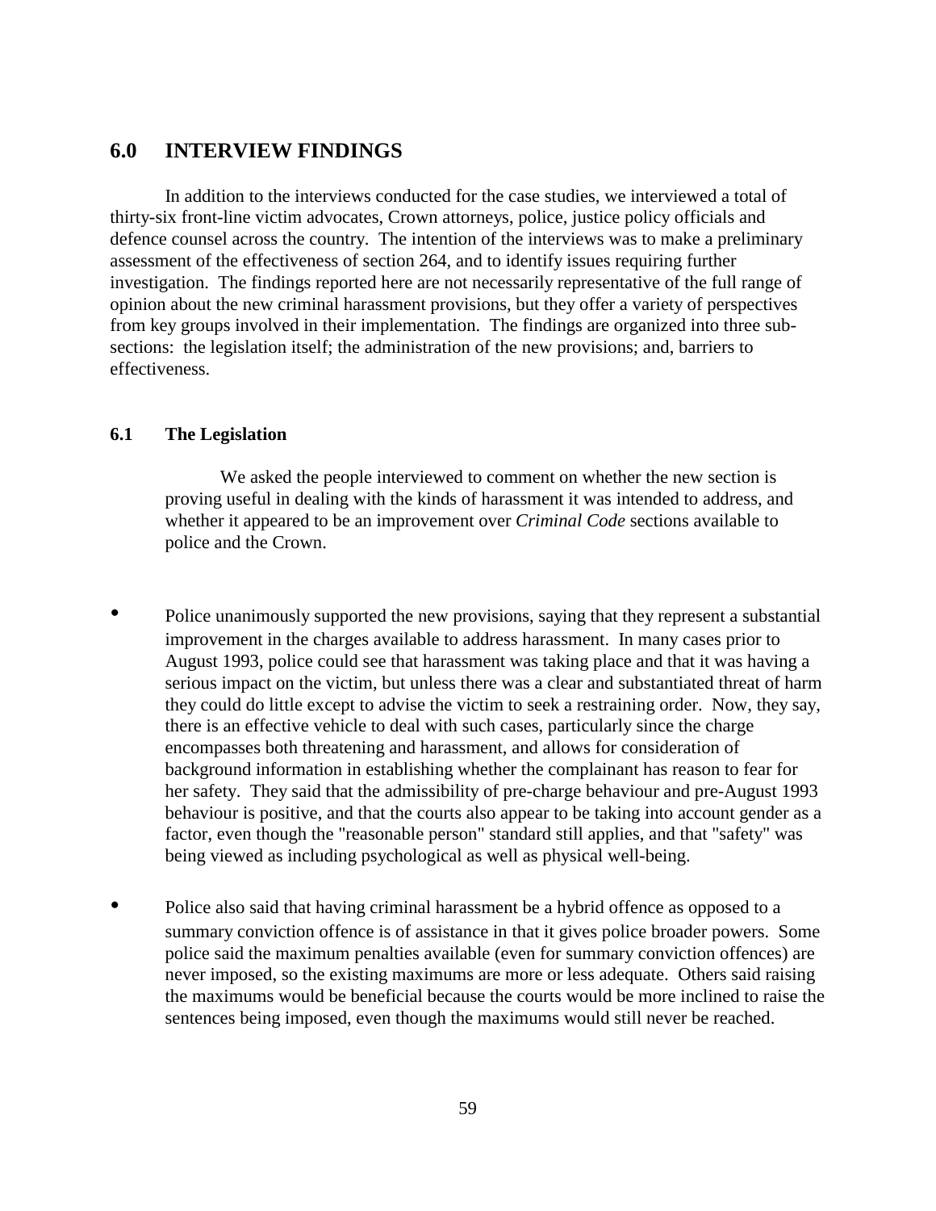## 6.0 INTERVIEW FINDINGS

In addition to the interviews conducted for the case studies, we interviewed a total of thirty-six front-line victim advocates, Crown attorneys, police, justice policy officials and defence counsel across the country. The intention of the interviews was to make a preliminary assessment of the effectiveness of section 264, and to identify issues requiring further investigation. The findings reported here are not necessarily representative of the full range of opinion about the new criminal harassment provisions, but they offer a variety of perspectives from key groups involved in their implementation. The findings are organized into three sub-sections: the legislation itself; the administration of the new provisions; and, barriers to effectiveness.

### 6.1 The Legislation

We asked the people interviewed to comment on whether the new section is proving useful in dealing with the kinds of harassment it was intended to address, and whether it appeared to be an improvement over *Criminal Code* sections available to police and the Crown.

- Police unanimously supported the new provisions, saying that they represent a substantial improvement in the charges available to address harassment. In many cases prior to August 1993, police could see that harassment was taking place and that it was having a serious impact on the victim, but unless there was a clear and substantiated threat of harm they could do little except to advise the victim to seek a restraining order. Now, they say, there is an effective vehicle to deal with such cases, particularly since the charge encompasses both threatening and harassment, and allows for consideration of background information in establishing whether the complainant has reason to fear for her safety. They said that the admissibility of pre-charge behaviour and pre-August 1993 behaviour is positive, and that the courts also appear to be taking into account gender as a factor, even though the "reasonable person" standard still applies, and that "safety" was being viewed as including psychological as well as physical well-being.

- Police also said that having criminal harassment be a hybrid offence as opposed to a summary conviction offence is of assistance in that it gives police broader powers. Some police said the maximum penalties available (even for summary conviction offences) are never imposed, so the existing maximums are more or less adequate. Others said raising the maximums would be beneficial because the courts would be more inclined to raise the sentences being imposed, even though the maximums would still never be reached.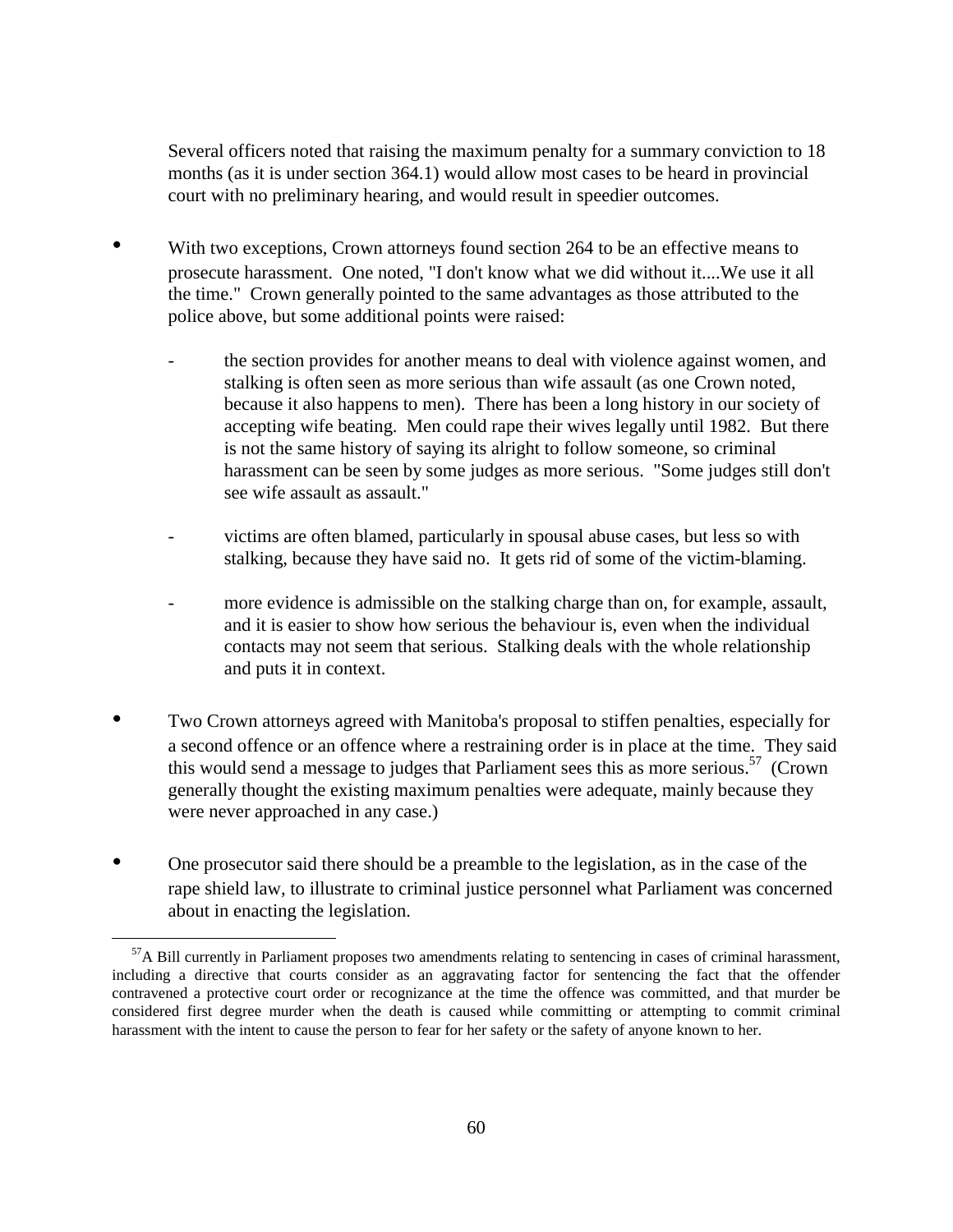Several officers noted that raising the maximum penalty for a summary conviction to 18 months (as it is under section 364.1) would allow most cases to be heard in provincial court with no preliminary hearing, and would result in speedier outcomes.

- With two exceptions, Crown attorneys found section 264 to be an effective means to prosecute harassment. One noted, "I don't know what we did without it....We use it all the time." Crown generally pointed to the same advantages as those attributed to the police above, but some additional points were raised:

    - the section provides for another means to deal with violence against women, and stalking is often seen as more serious than wife assault (as one Crown noted, because it also happens to men). There has been a long history in our society of accepting wife beating. Men could rape their wives legally until 1982. But there is not the same history of saying its alright to follow someone, so criminal harassment can be seen by some judges as more serious. "Some judges still don't see wife assault as assault."

    - victims are often blamed, particularly in spousal abuse cases, but less so with stalking, because they have said no. It gets rid of some of the victim-blaming.

    - more evidence is admissible on the stalking charge than on, for example, assault, and it is easier to show how serious the behaviour is, even when the individual contacts may not seem that serious. Stalking deals with the whole relationship and puts it in context.

- Two Crown attorneys agreed with Manitoba's proposal to stiffen penalties, especially for a second offence or an offence where a restraining order is in place at the time. They said this would send a message to judges that Parliament sees this as more serious.[57] (Crown generally thought the existing maximum penalties were adequate, mainly because they were never approached in any case.)

- One prosecutor said there should be a preamble to the legislation, as in the case of the rape shield law, to illustrate to criminal justice personnel what Parliament was concerned about in enacting the legislation.

---

[57] A Bill currently in Parliament proposes two amendments relating to sentencing in cases of criminal harassment, including a directive that courts consider as an aggravating factor for sentencing the fact that the offender contravened a protective court order or recognizance at the time the offence was committed, and that murder be considered first degree murder when the death is caused while committing or attempting to commit criminal harassment with the intent to cause the person to fear for her safety or the safety of anyone known to her.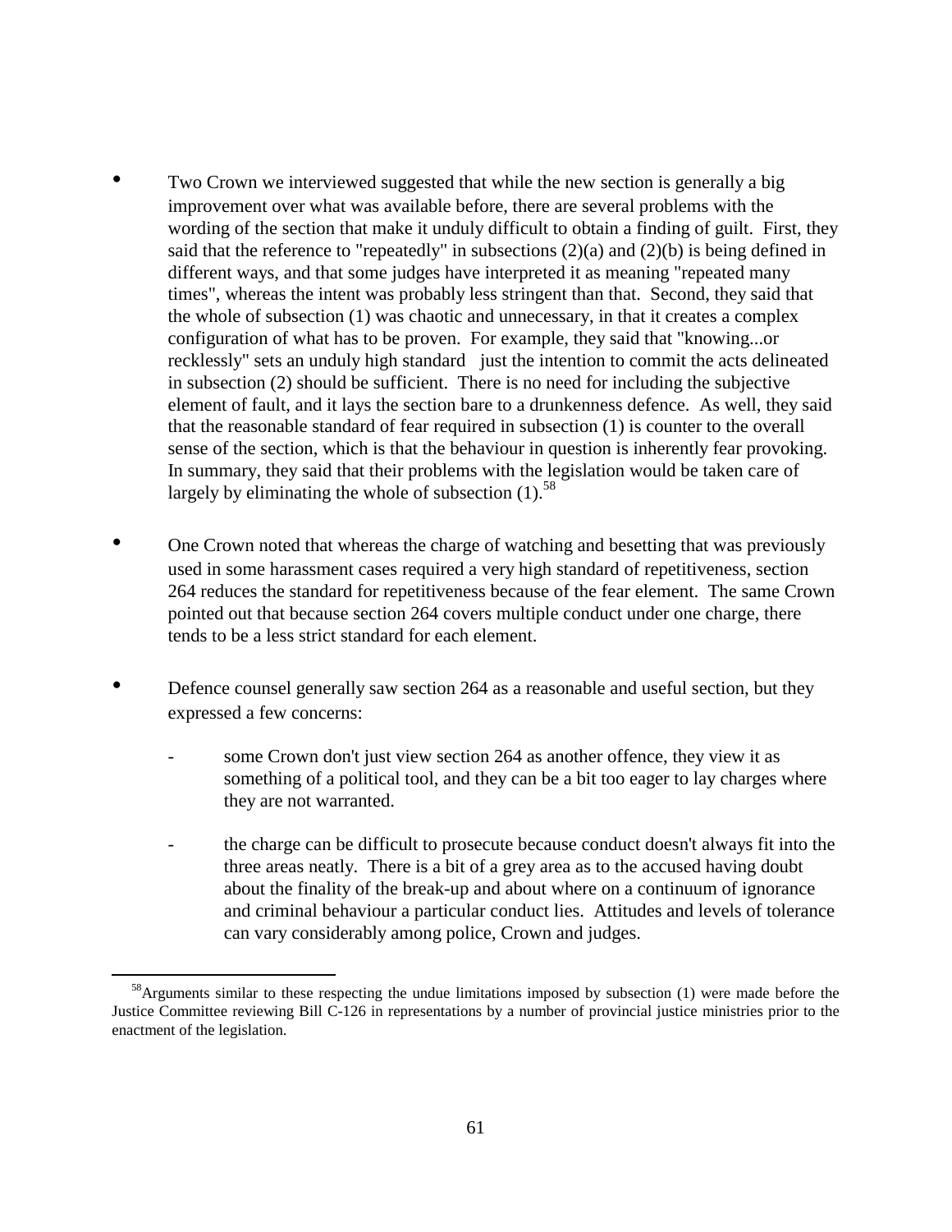- Two Crown we interviewed suggested that while the new section is generally a big improvement over what was available before, there are several problems with the wording of the section that make it unduly difficult to obtain a finding of guilt. First, they said that the reference to "repeatedly" in subsections (2)(a) and (2)(b) is being defined in different ways, and that some judges have interpreted it as meaning "repeated many times", whereas the intent was probably less stringent than that. Second, they said that the whole of subsection (1) was chaotic and unnecessary, in that it creates a complex configuration of what has to be proven. For example, they said that "knowing...or recklessly" sets an unduly high standard just the intention to commit the acts delineated in subsection (2) should be sufficient. There is no need for including the subjective element of fault, and it lays the section bare to a drunkenness defence. As well, they said that the reasonable standard of fear required in subsection (1) is counter to the overall sense of the section, which is that the behaviour in question is inherently fear provoking. In summary, they said that their problems with the legislation would be taken care of largely by eliminating the whole of subsection (1).[58]

- One Crown noted that whereas the charge of watching and besetting that was previously used in some harassment cases required a very high standard of repetitiveness, section 264 reduces the standard for repetitiveness because of the fear element. The same Crown pointed out that because section 264 covers multiple conduct under one charge, there tends to be a less strict standard for each element.

- Defence counsel generally saw section 264 as a reasonable and useful section, but they expressed a few concerns:

  - some Crown don't just view section 264 as another offence, they view it as something of a political tool, and they can be a bit too eager to lay charges where they are not warranted.

  - the charge can be difficult to prosecute because conduct doesn't always fit into the three areas neatly. There is a bit of a grey area as to the accused having doubt about the finality of the break-up and about where on a continuum of ignorance and criminal behaviour a particular conduct lies. Attitudes and levels of tolerance can vary considerably among police, Crown and judges.

---

[58] Arguments similar to these respecting the undue limitations imposed by subsection (1) were made before the Justice Committee reviewing Bill C-126 in representations by a number of provincial justice ministries prior to the enactment of the legislation.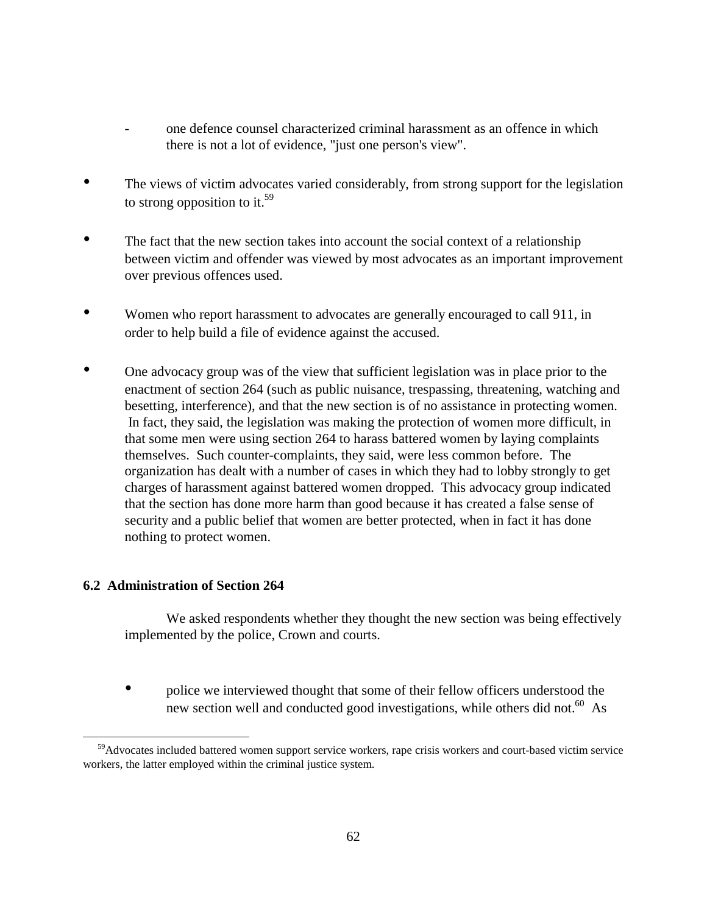- one defence counsel characterized criminal harassment as an offence in which there is not a lot of evidence, "just one person's view".

- The views of victim advocates varied considerably, from strong support for the legislation to strong opposition to it.[59]

- The fact that the new section takes into account the social context of a relationship between victim and offender was viewed by most advocates as an important improvement over previous offences used.

- Women who report harassment to advocates are generally encouraged to call 911, in order to help build a file of evidence against the accused.

- One advocacy group was of the view that sufficient legislation was in place prior to the enactment of section 264 (such as public nuisance, trespassing, threatening, watching and besetting, interference), and that the new section is of no assistance in protecting women. In fact, they said, the legislation was making the protection of women more difficult, in that some men were using section 264 to harass battered women by laying complaints themselves. Such counter-complaints, they said, were less common before. The organization has dealt with a number of cases in which they had to lobby strongly to get charges of harassment against battered women dropped. This advocacy group indicated that the section has done more harm than good because it has created a false sense of security and a public belief that women are better protected, when in fact it has done nothing to protect women.

### 6.2 Administration of Section 264

We asked respondents whether they thought the new section was being effectively implemented by the police, Crown and courts.

- police we interviewed thought that some of their fellow officers understood the new section well and conducted good investigations, while others did not.[60] As

---

[59] Advocates included battered women support service workers, rape crisis workers and court-based victim service workers, the latter employed within the criminal justice system.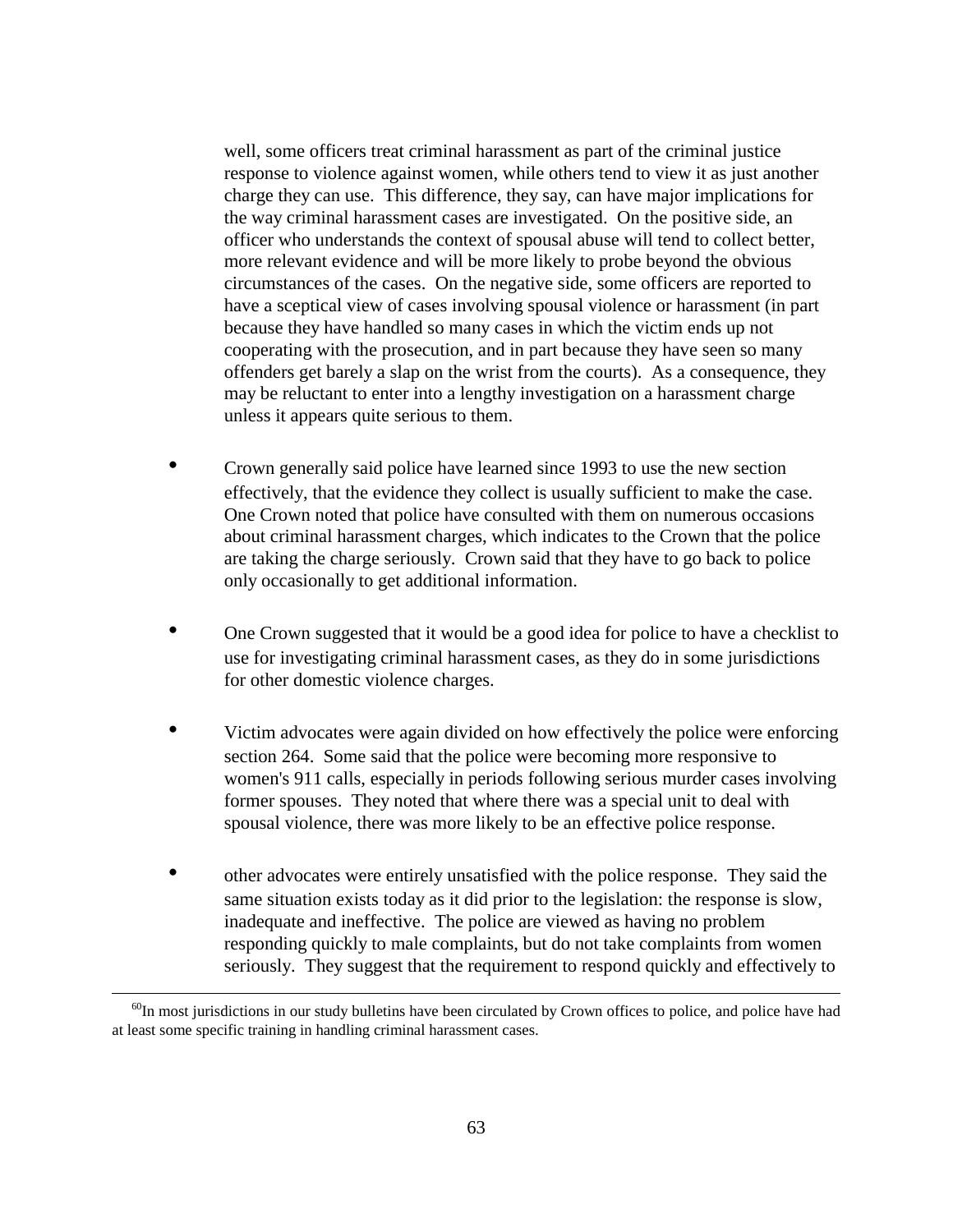well, some officers treat criminal harassment as part of the criminal justice response to violence against women, while others tend to view it as just another charge they can use. This difference, they say, can have major implications for the way criminal harassment cases are investigated. On the positive side, an officer who understands the context of spousal abuse will tend to collect better, more relevant evidence and will be more likely to probe beyond the obvious circumstances of the cases. On the negative side, some officers are reported to have a sceptical view of cases involving spousal violence or harassment (in part because they have handled so many cases in which the victim ends up not cooperating with the prosecution, and in part because they have seen so many offenders get barely a slap on the wrist from the courts). As a consequence, they may be reluctant to enter into a lengthy investigation on a harassment charge unless it appears quite serious to them.

- Crown generally said police have learned since 1993 to use the new section effectively, that the evidence they collect is usually sufficient to make the case. One Crown noted that police have consulted with them on numerous occasions about criminal harassment charges, which indicates to the Crown that the police are taking the charge seriously. Crown said that they have to go back to police only occasionally to get additional information.

- One Crown suggested that it would be a good idea for police to have a checklist to use for investigating criminal harassment cases, as they do in some jurisdictions for other domestic violence charges.

- Victim advocates were again divided on how effectively the police were enforcing section 264. Some said that the police were becoming more responsive to women's 911 calls, especially in periods following serious murder cases involving former spouses. They noted that where there was a special unit to deal with spousal violence, there was more likely to be an effective police response.

- other advocates were entirely unsatisfied with the police response. They said the same situation exists today as it did prior to the legislation: the response is slow, inadequate and ineffective. The police are viewed as having no problem responding quickly to male complaints, but do not take complaints from women seriously. They suggest that the requirement to respond quickly and effectively to

---

[60] In most jurisdictions in our study bulletins have been circulated by Crown offices to police, and police have had at least some specific training in handling criminal harassment cases.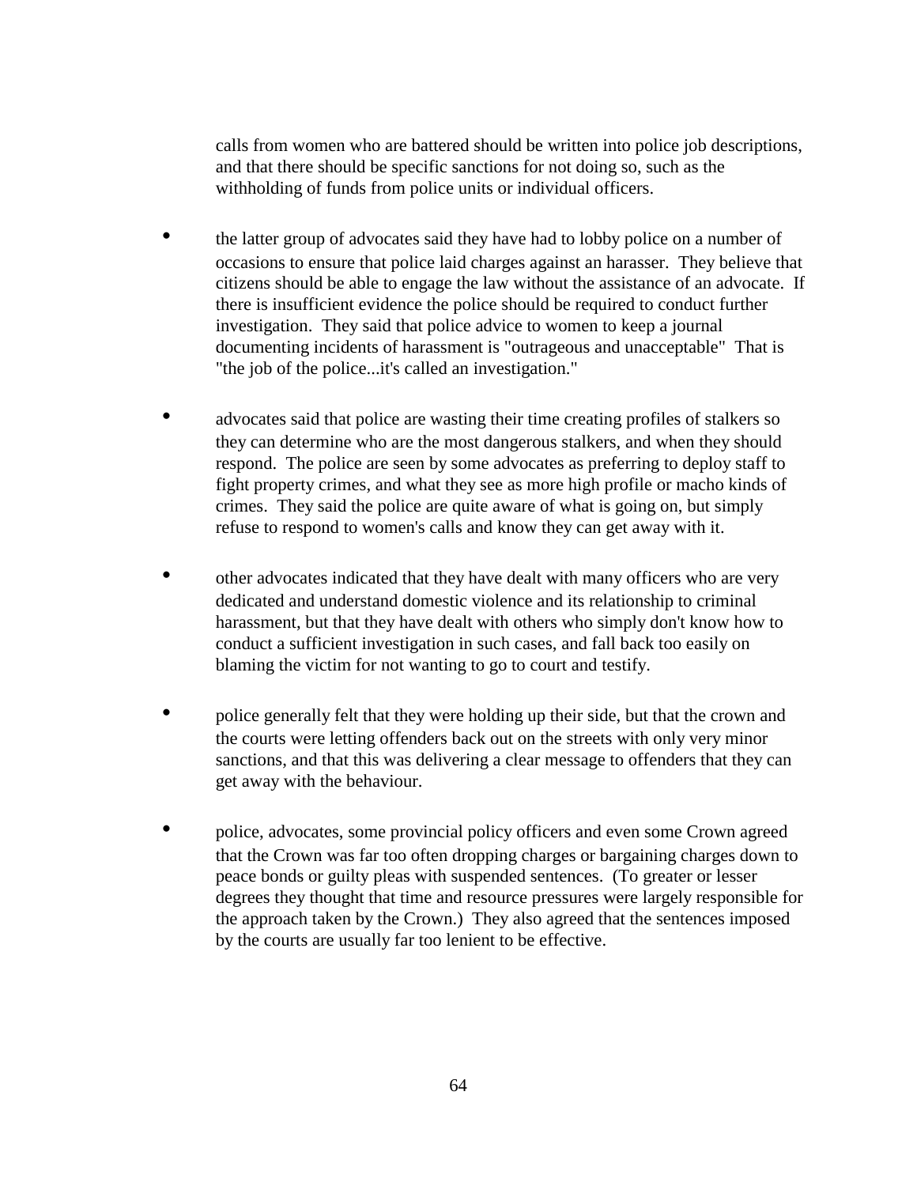calls from women who are battered should be written into police job descriptions, and that there should be specific sanctions for not doing so, such as the withholding of funds from police units or individual officers.

- the latter group of advocates said they have had to lobby police on a number of occasions to ensure that police laid charges against an harasser. They believe that citizens should be able to engage the law without the assistance of an advocate. If there is insufficient evidence the police should be required to conduct further investigation. They said that police advice to women to keep a journal documenting incidents of harassment is "outrageous and unacceptable" That is "the job of the police...it's called an investigation."

- advocates said that police are wasting their time creating profiles of stalkers so they can determine who are the most dangerous stalkers, and when they should respond. The police are seen by some advocates as preferring to deploy staff to fight property crimes, and what they see as more high profile or macho kinds of crimes. They said the police are quite aware of what is going on, but simply refuse to respond to women's calls and know they can get away with it.

- other advocates indicated that they have dealt with many officers who are very dedicated and understand domestic violence and its relationship to criminal harassment, but that they have dealt with others who simply don't know how to conduct a sufficient investigation in such cases, and fall back too easily on blaming the victim for not wanting to go to court and testify.

- police generally felt that they were holding up their side, but that the crown and the courts were letting offenders back out on the streets with only very minor sanctions, and that this was delivering a clear message to offenders that they can get away with the behaviour.

- police, advocates, some provincial policy officers and even some Crown agreed that the Crown was far too often dropping charges or bargaining charges down to peace bonds or guilty pleas with suspended sentences. (To greater or lesser degrees they thought that time and resource pressures were largely responsible for the approach taken by the Crown.) They also agreed that the sentences imposed by the courts are usually far too lenient to be effective.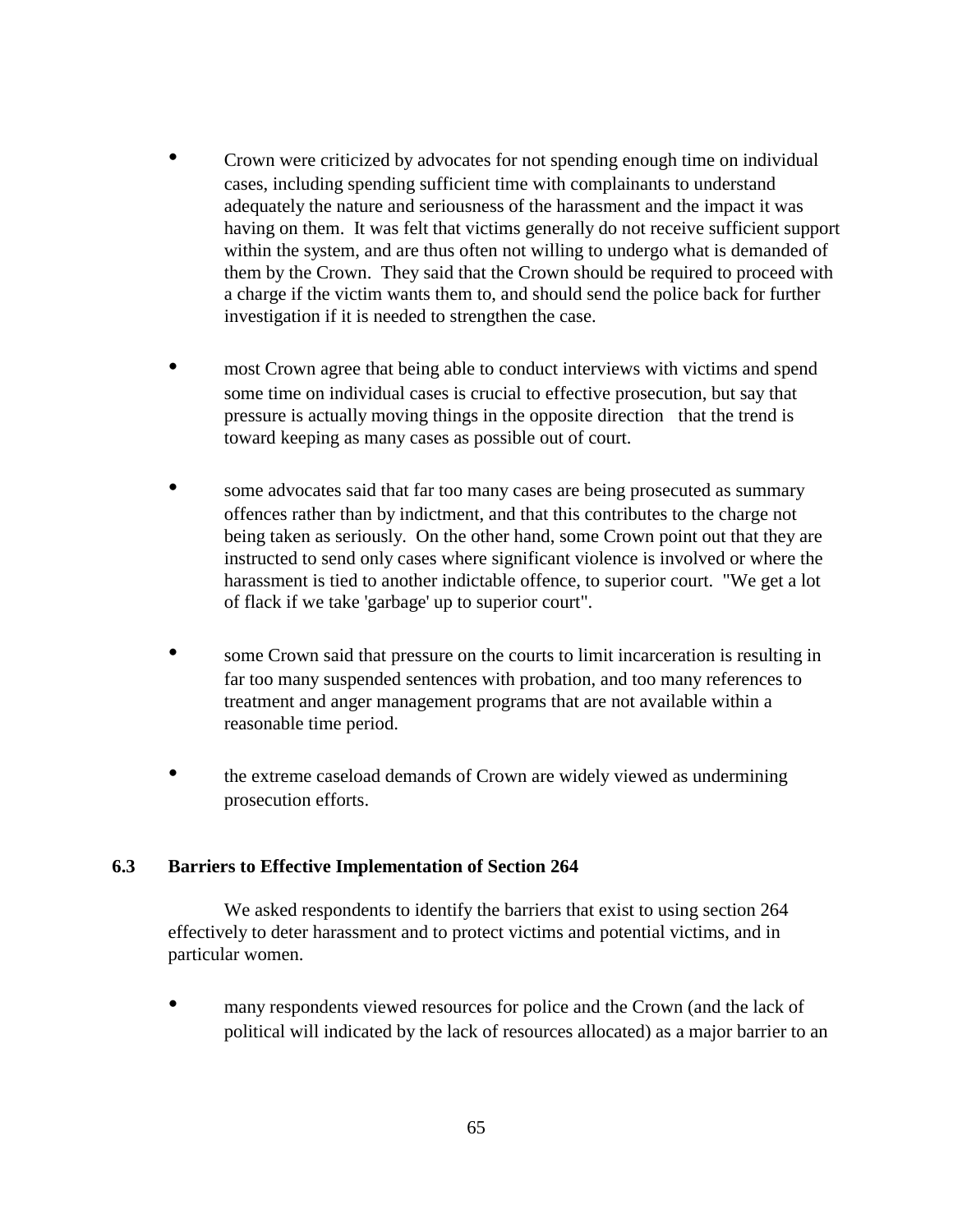- Crown were criticized by advocates for not spending enough time on individual cases, including spending sufficient time with complainants to understand adequately the nature and seriousness of the harassment and the impact it was having on them. It was felt that victims generally do not receive sufficient support within the system, and are thus often not willing to undergo what is demanded of them by the Crown. They said that the Crown should be required to proceed with a charge if the victim wants them to, and should send the police back for further investigation if it is needed to strengthen the case.

- most Crown agree that being able to conduct interviews with victims and spend some time on individual cases is crucial to effective prosecution, but say that pressure is actually moving things in the opposite direction that the trend is toward keeping as many cases as possible out of court.

- some advocates said that far too many cases are being prosecuted as summary offences rather than by indictment, and that this contributes to the charge not being taken as seriously. On the other hand, some Crown point out that they are instructed to send only cases where significant violence is involved or where the harassment is tied to another indictable offence, to superior court. "We get a lot of flack if we take 'garbage' up to superior court".

- some Crown said that pressure on the courts to limit incarceration is resulting in far too many suspended sentences with probation, and too many references to treatment and anger management programs that are not available within a reasonable time period.

- the extreme caseload demands of Crown are widely viewed as undermining prosecution efforts.

## 6.3 Barriers to Effective Implementation of Section 264

We asked respondents to identify the barriers that exist to using section 264 effectively to deter harassment and to protect victims and potential victims, and in particular women.

- many respondents viewed resources for police and the Crown (and the lack of political will indicated by the lack of resources allocated) as a major barrier to an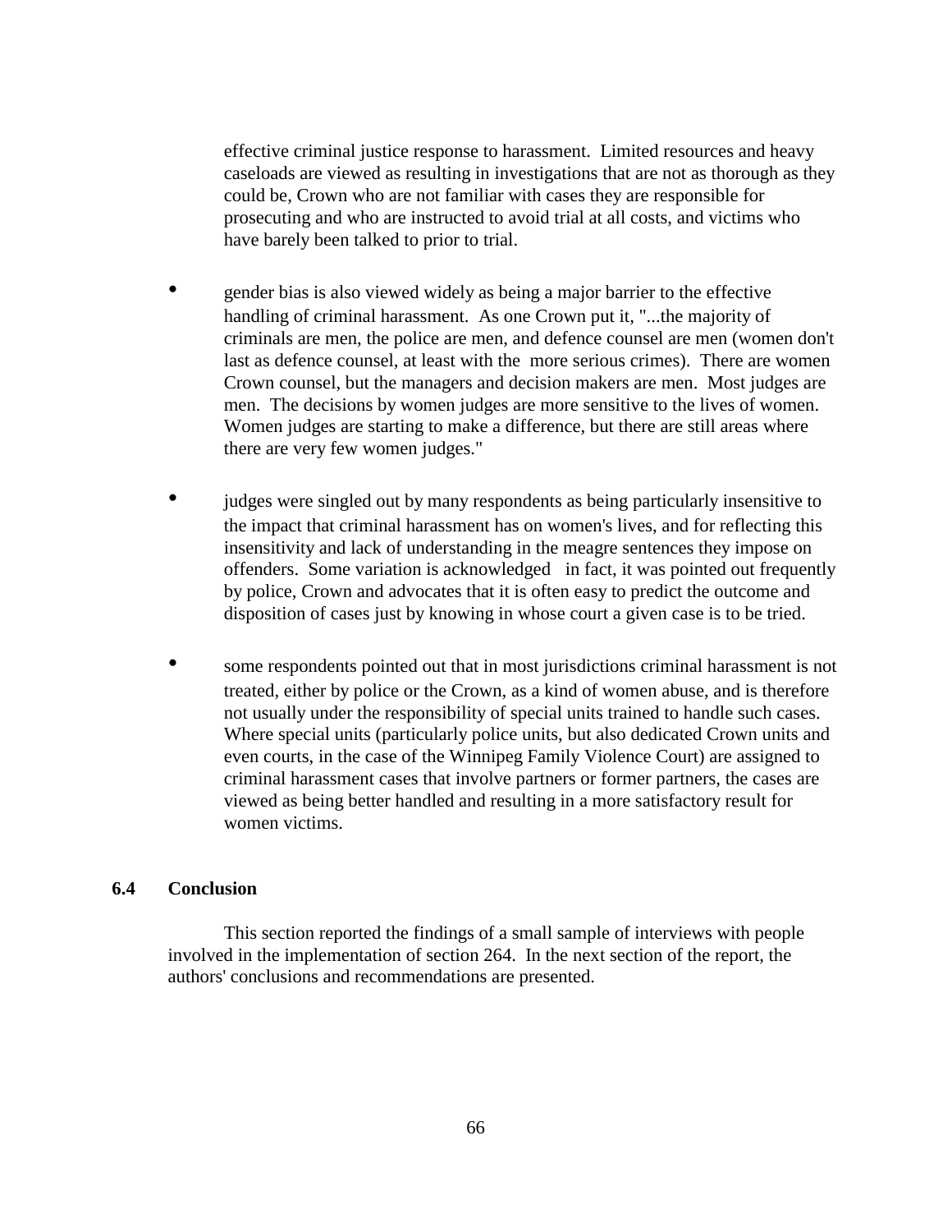effective criminal justice response to harassment. Limited resources and heavy caseloads are viewed as resulting in investigations that are not as thorough as they could be, Crown who are not familiar with cases they are responsible for prosecuting and who are instructed to avoid trial at all costs, and victims who have barely been talked to prior to trial.

- gender bias is also viewed widely as being a major barrier to the effective handling of criminal harassment. As one Crown put it, "...the majority of criminals are men, the police are men, and defence counsel are men (women don't last as defence counsel, at least with the more serious crimes). There are women Crown counsel, but the managers and decision makers are men. Most judges are men. The decisions by women judges are more sensitive to the lives of women. Women judges are starting to make a difference, but there are still areas where there are very few women judges."

- judges were singled out by many respondents as being particularly insensitive to the impact that criminal harassment has on women's lives, and for reflecting this insensitivity and lack of understanding in the meagre sentences they impose on offenders. Some variation is acknowledged in fact, it was pointed out frequently by police, Crown and advocates that it is often easy to predict the outcome and disposition of cases just by knowing in whose court a given case is to be tried.

- some respondents pointed out that in most jurisdictions criminal harassment is not treated, either by police or the Crown, as a kind of women abuse, and is therefore not usually under the responsibility of special units trained to handle such cases. Where special units (particularly police units, but also dedicated Crown units and even courts, in the case of the Winnipeg Family Violence Court) are assigned to criminal harassment cases that involve partners or former partners, the cases are viewed as being better handled and resulting in a more satisfactory result for women victims.

## 6.4 Conclusion

This section reported the findings of a small sample of interviews with people involved in the implementation of section 264. In the next section of the report, the authors' conclusions and recommendations are presented.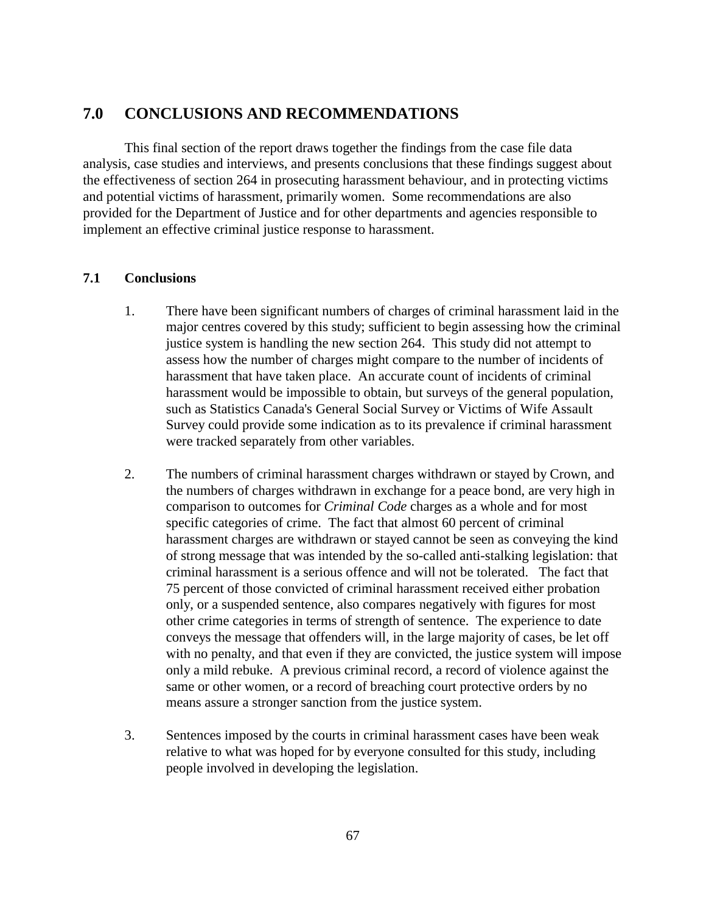## 7.0 CONCLUSIONS AND RECOMMENDATIONS

This final section of the report draws together the findings from the case file data analysis, case studies and interviews, and presents conclusions that these findings suggest about the effectiveness of section 264 in prosecuting harassment behaviour, and in protecting victims and potential victims of harassment, primarily women. Some recommendations are also provided for the Department of Justice and for other departments and agencies responsible to implement an effective criminal justice response to harassment.

### 7.1 Conclusions

1. There have been significant numbers of charges of criminal harassment laid in the major centres covered by this study; sufficient to begin assessing how the criminal justice system is handling the new section 264. This study did not attempt to assess how the number of charges might compare to the number of incidents of harassment that have taken place. An accurate count of incidents of criminal harassment would be impossible to obtain, but surveys of the general population, such as Statistics Canada's General Social Survey or Victims of Wife Assault Survey could provide some indication as to its prevalence if criminal harassment were tracked separately from other variables.

2. The numbers of criminal harassment charges withdrawn or stayed by Crown, and the numbers of charges withdrawn in exchange for a peace bond, are very high in comparison to outcomes for *Criminal Code* charges as a whole and for most specific categories of crime. The fact that almost 60 percent of criminal harassment charges are withdrawn or stayed cannot be seen as conveying the kind of strong message that was intended by the so-called anti-stalking legislation: that criminal harassment is a serious offence and will not be tolerated. The fact that 75 percent of those convicted of criminal harassment received either probation only, or a suspended sentence, also compares negatively with figures for most other crime categories in terms of strength of sentence. The experience to date conveys the message that offenders will, in the large majority of cases, be let off with no penalty, and that even if they are convicted, the justice system will impose only a mild rebuke. A previous criminal record, a record of violence against the same or other women, or a record of breaching court protective orders by no means assure a stronger sanction from the justice system.

3. Sentences imposed by the courts in criminal harassment cases have been weak relative to what was hoped for by everyone consulted for this study, including people involved in developing the legislation.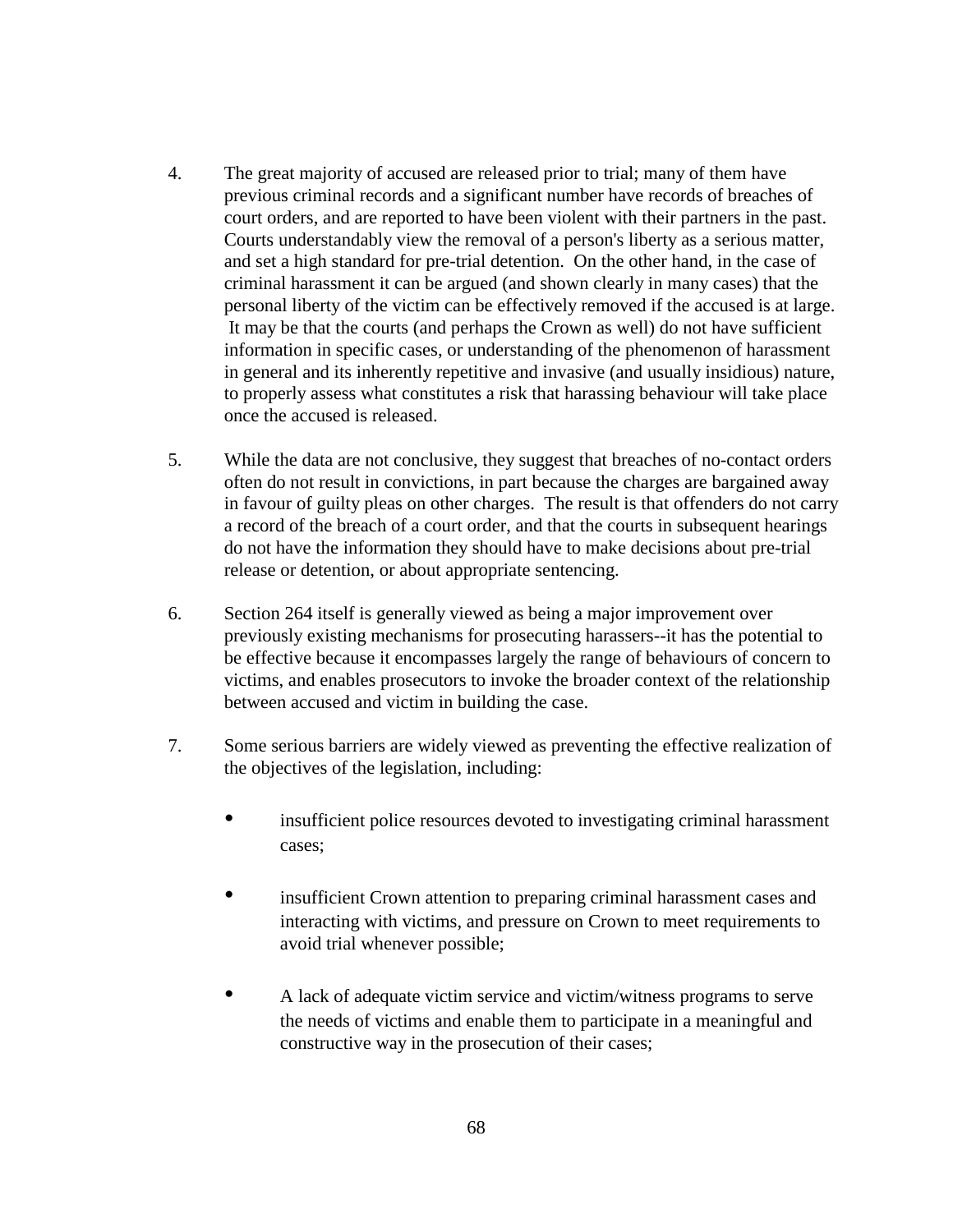4. The great majority of accused are released prior to trial; many of them have previous criminal records and a significant number have records of breaches of court orders, and are reported to have been violent with their partners in the past. Courts understandably view the removal of a person's liberty as a serious matter, and set a high standard for pre-trial detention. On the other hand, in the case of criminal harassment it can be argued (and shown clearly in many cases) that the personal liberty of the victim can be effectively removed if the accused is at large. It may be that the courts (and perhaps the Crown as well) do not have sufficient information in specific cases, or understanding of the phenomenon of harassment in general and its inherently repetitive and invasive (and usually insidious) nature, to properly assess what constitutes a risk that harassing behaviour will take place once the accused is released.

5. While the data are not conclusive, they suggest that breaches of no-contact orders often do not result in convictions, in part because the charges are bargained away in favour of guilty pleas on other charges. The result is that offenders do not carry a record of the breach of a court order, and that the courts in subsequent hearings do not have the information they should have to make decisions about pre-trial release or detention, or about appropriate sentencing.

6. Section 264 itself is generally viewed as being a major improvement over previously existing mechanisms for prosecuting harassers--it has the potential to be effective because it encompasses largely the range of behaviours of concern to victims, and enables prosecutors to invoke the broader context of the relationship between accused and victim in building the case.

7. Some serious barriers are widely viewed as preventing the effective realization of the objectives of the legislation, including:

   - insufficient police resources devoted to investigating criminal harassment cases;

   - insufficient Crown attention to preparing criminal harassment cases and interacting with victims, and pressure on Crown to meet requirements to avoid trial whenever possible;

   - A lack of adequate victim service and victim/witness programs to serve the needs of victims and enable them to participate in a meaningful and constructive way in the prosecution of their cases;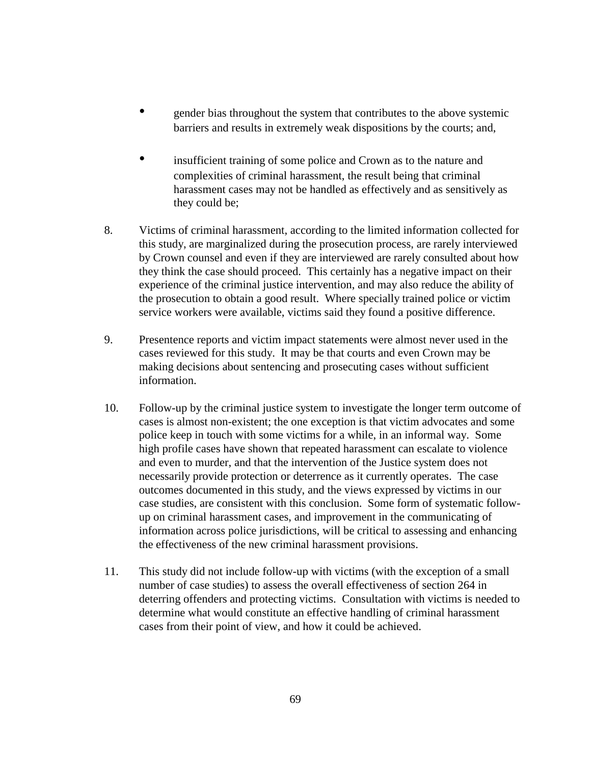- gender bias throughout the system that contributes to the above systemic barriers and results in extremely weak dispositions by the courts; and,

- insufficient training of some police and Crown as to the nature and complexities of criminal harassment, the result being that criminal harassment cases may not be handled as effectively and as sensitively as they could be;

8. Victims of criminal harassment, according to the limited information collected for this study, are marginalized during the prosecution process, are rarely interviewed by Crown counsel and even if they are interviewed are rarely consulted about how they think the case should proceed. This certainly has a negative impact on their experience of the criminal justice intervention, and may also reduce the ability of the prosecution to obtain a good result. Where specially trained police or victim service workers were available, victims said they found a positive difference.

9. Presentence reports and victim impact statements were almost never used in the cases reviewed for this study. It may be that courts and even Crown may be making decisions about sentencing and prosecuting cases without sufficient information.

10. Follow-up by the criminal justice system to investigate the longer term outcome of cases is almost non-existent; the one exception is that victim advocates and some police keep in touch with some victims for a while, in an informal way. Some high profile cases have shown that repeated harassment can escalate to violence and even to murder, and that the intervention of the Justice system does not necessarily provide protection or deterrence as it currently operates. The case outcomes documented in this study, and the views expressed by victims in our case studies, are consistent with this conclusion. Some form of systematic follow-up on criminal harassment cases, and improvement in the communicating of information across police jurisdictions, will be critical to assessing and enhancing the effectiveness of the new criminal harassment provisions.

11. This study did not include follow-up with victims (with the exception of a small number of case studies) to assess the overall effectiveness of section 264 in deterring offenders and protecting victims. Consultation with victims is needed to determine what would constitute an effective handling of criminal harassment cases from their point of view, and how it could be achieved.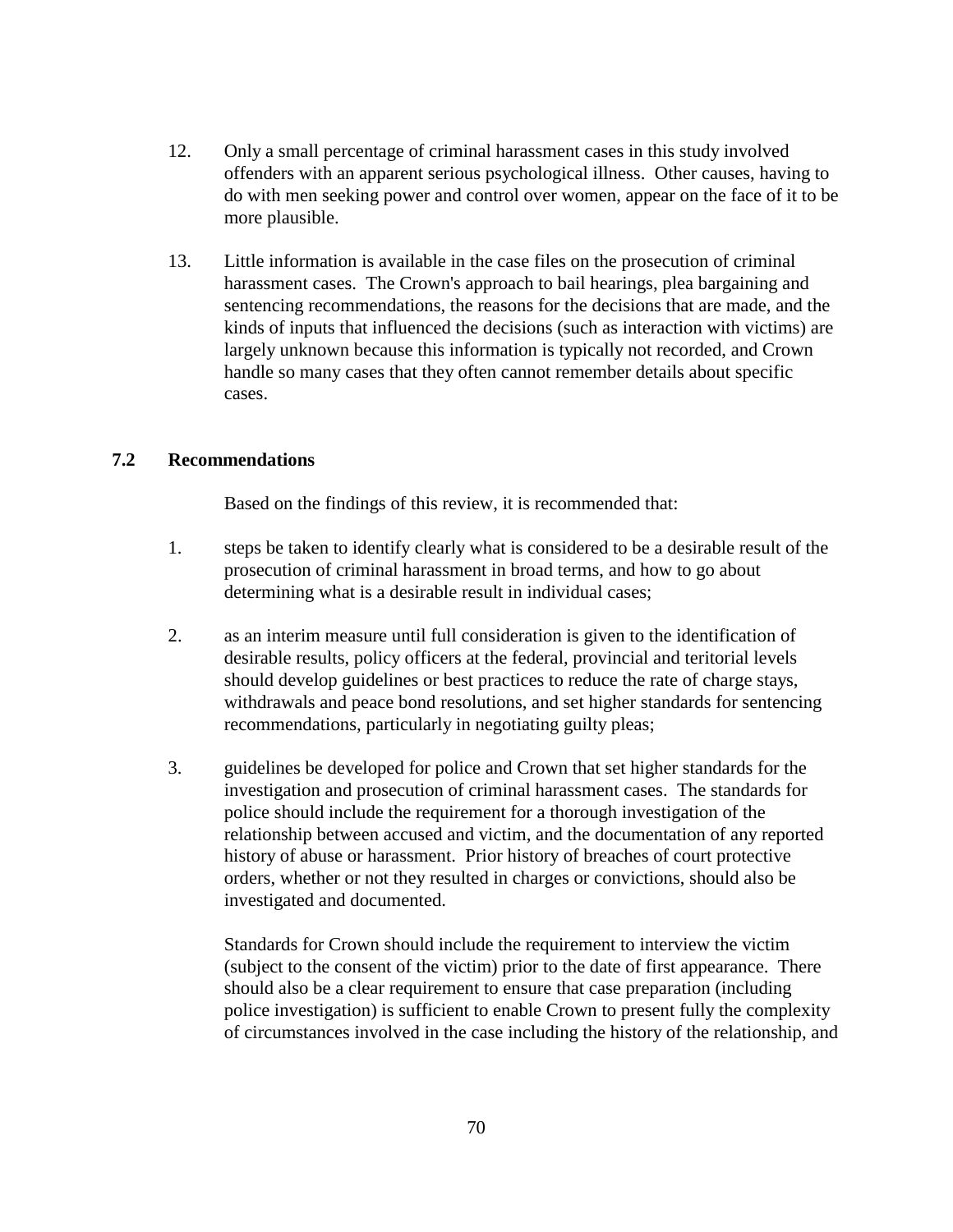12. Only a small percentage of criminal harassment cases in this study involved offenders with an apparent serious psychological illness. Other causes, having to do with men seeking power and control over women, appear on the face of it to be more plausible.

13. Little information is available in the case files on the prosecution of criminal harassment cases. The Crown's approach to bail hearings, plea bargaining and sentencing recommendations, the reasons for the decisions that are made, and the kinds of inputs that influenced the decisions (such as interaction with victims) are largely unknown because this information is typically not recorded, and Crown handle so many cases that they often cannot remember details about specific cases.

### 7.2 Recommendations

Based on the findings of this review, it is recommended that:

1. steps be taken to identify clearly what is considered to be a desirable result of the prosecution of criminal harassment in broad terms, and how to go about determining what is a desirable result in individual cases;

2. as an interim measure until full consideration is given to the identification of desirable results, policy officers at the federal, provincial and teritorial levels should develop guidelines or best practices to reduce the rate of charge stays, withdrawals and peace bond resolutions, and set higher standards for sentencing recommendations, particularly in negotiating guilty pleas;

3. guidelines be developed for police and Crown that set higher standards for the investigation and prosecution of criminal harassment cases. The standards for police should include the requirement for a thorough investigation of the relationship between accused and victim, and the documentation of any reported history of abuse or harassment. Prior history of breaches of court protective orders, whether or not they resulted in charges or convictions, should also be investigated and documented.

   Standards for Crown should include the requirement to interview the victim (subject to the consent of the victim) prior to the date of first appearance. There should also be a clear requirement to ensure that case preparation (including police investigation) is sufficient to enable Crown to present fully the complexity of circumstances involved in the case including the history of the relationship, and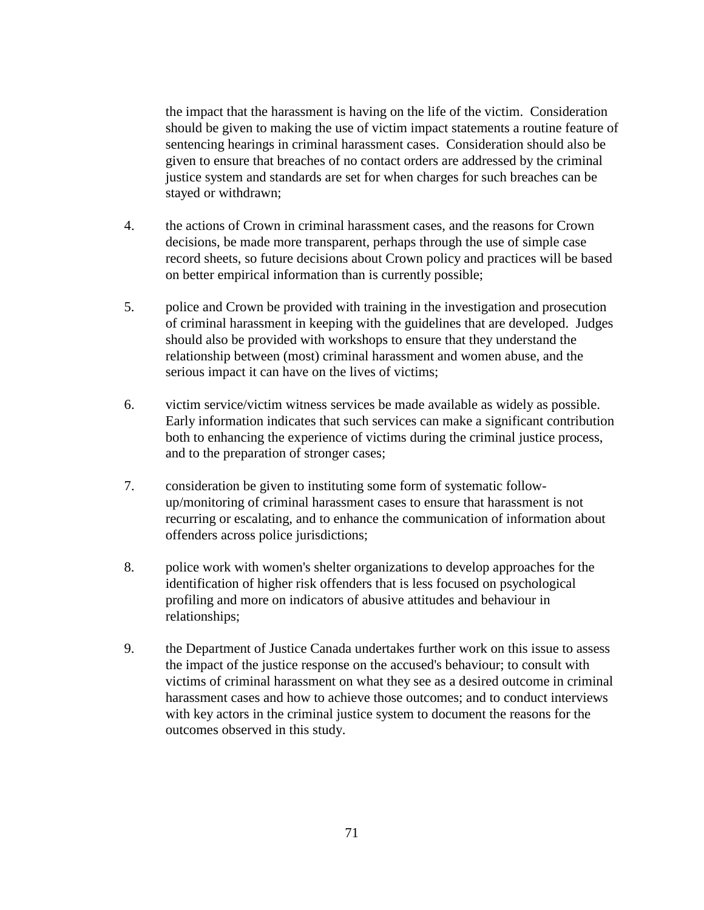the impact that the harassment is having on the life of the victim. Consideration should be given to making the use of victim impact statements a routine feature of sentencing hearings in criminal harassment cases. Consideration should also be given to ensure that breaches of no contact orders are addressed by the criminal justice system and standards are set for when charges for such breaches can be stayed or withdrawn;

4. the actions of Crown in criminal harassment cases, and the reasons for Crown decisions, be made more transparent, perhaps through the use of simple case record sheets, so future decisions about Crown policy and practices will be based on better empirical information than is currently possible;

5. police and Crown be provided with training in the investigation and prosecution of criminal harassment in keeping with the guidelines that are developed. Judges should also be provided with workshops to ensure that they understand the relationship between (most) criminal harassment and women abuse, and the serious impact it can have on the lives of victims;

6. victim service/victim witness services be made available as widely as possible. Early information indicates that such services can make a significant contribution both to enhancing the experience of victims during the criminal justice process, and to the preparation of stronger cases;

7. consideration be given to instituting some form of systematic follow-up/monitoring of criminal harassment cases to ensure that harassment is not recurring or escalating, and to enhance the communication of information about offenders across police jurisdictions;

8. police work with women's shelter organizations to develop approaches for the identification of higher risk offenders that is less focused on psychological profiling and more on indicators of abusive attitudes and behaviour in relationships;

9. the Department of Justice Canada undertakes further work on this issue to assess the impact of the justice response on the accused's behaviour; to consult with victims of criminal harassment on what they see as a desired outcome in criminal harassment cases and how to achieve those outcomes; and to conduct interviews with key actors in the criminal justice system to document the reasons for the outcomes observed in this study.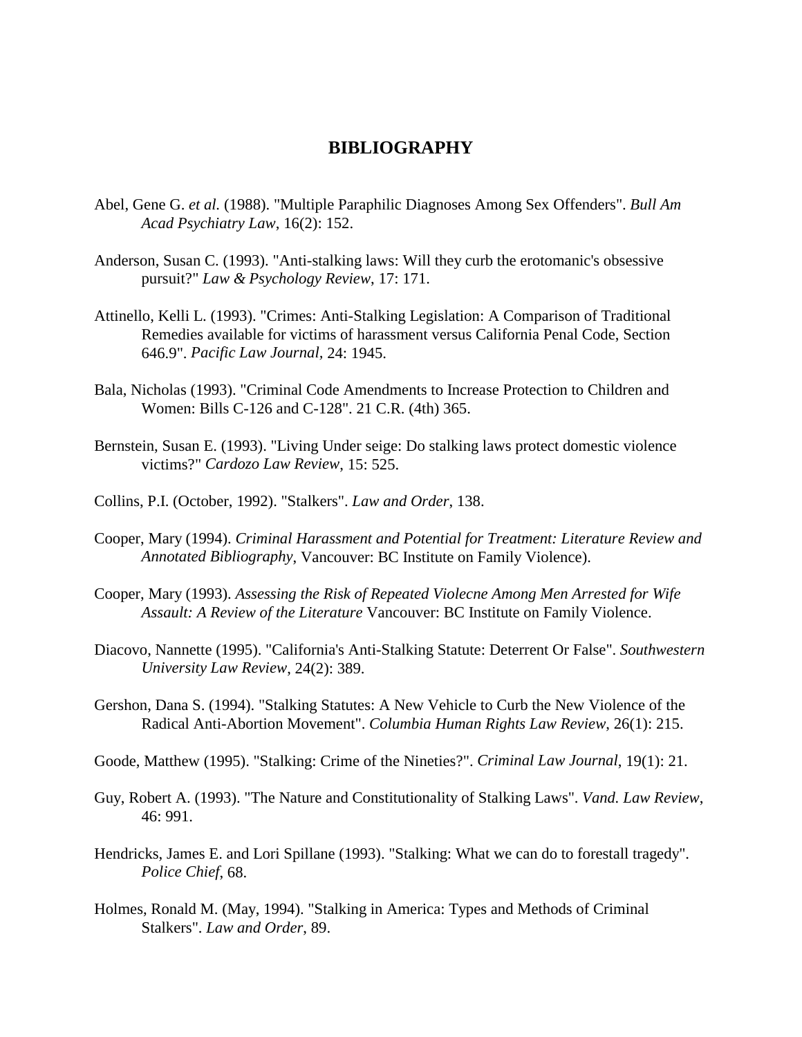# BIBLIOGRAPHY

Abel, Gene G. *et al.* (1988). "Multiple Paraphilic Diagnoses Among Sex Offenders". *Bull Am Acad Psychiatry Law*, 16(2): 152.

Anderson, Susan C. (1993). "Anti-stalking laws: Will they curb the erotomanic's obsessive pursuit?" *Law & Psychology Review*, 17: 171.

Attinello, Kelli L. (1993). "Crimes: Anti-Stalking Legislation: A Comparison of Traditional Remedies available for victims of harassment versus California Penal Code, Section 646.9". *Pacific Law Journal*, 24: 1945.

Bala, Nicholas (1993). "Criminal Code Amendments to Increase Protection to Children and Women: Bills C-126 and C-128". 21 C.R. (4th) 365.

Bernstein, Susan E. (1993). "Living Under seige: Do stalking laws protect domestic violence victims?" *Cardozo Law Review*, 15: 525.

Collins, P.I. (October, 1992). "Stalkers". *Law and Order*, 138.

Cooper, Mary (1994). *Criminal Harassment and Potential for Treatment: Literature Review and Annotated Bibliography*, Vancouver: BC Institute on Family Violence).

Cooper, Mary (1993). *Assessing the Risk of Repeated Violecne Among Men Arrested for Wife Assault: A Review of the Literature* Vancouver: BC Institute on Family Violence.

Diacovo, Nannette (1995). "California's Anti-Stalking Statute: Deterrent Or False". *Southwestern University Law Review*, 24(2): 389.

Gershon, Dana S. (1994). "Stalking Statutes: A New Vehicle to Curb the New Violence of the Radical Anti-Abortion Movement". *Columbia Human Rights Law Review*, 26(1): 215.

Goode, Matthew (1995). "Stalking: Crime of the Nineties?". *Criminal Law Journal*, 19(1): 21.

Guy, Robert A. (1993). "The Nature and Constitutionality of Stalking Laws". *Vand. Law Review*, 46: 991.

Hendricks, James E. and Lori Spillane (1993). "Stalking: What we can do to forestall tragedy". *Police Chief*, 68.

Holmes, Ronald M. (May, 1994). "Stalking in America: Types and Methods of Criminal Stalkers". *Law and Order*, 89.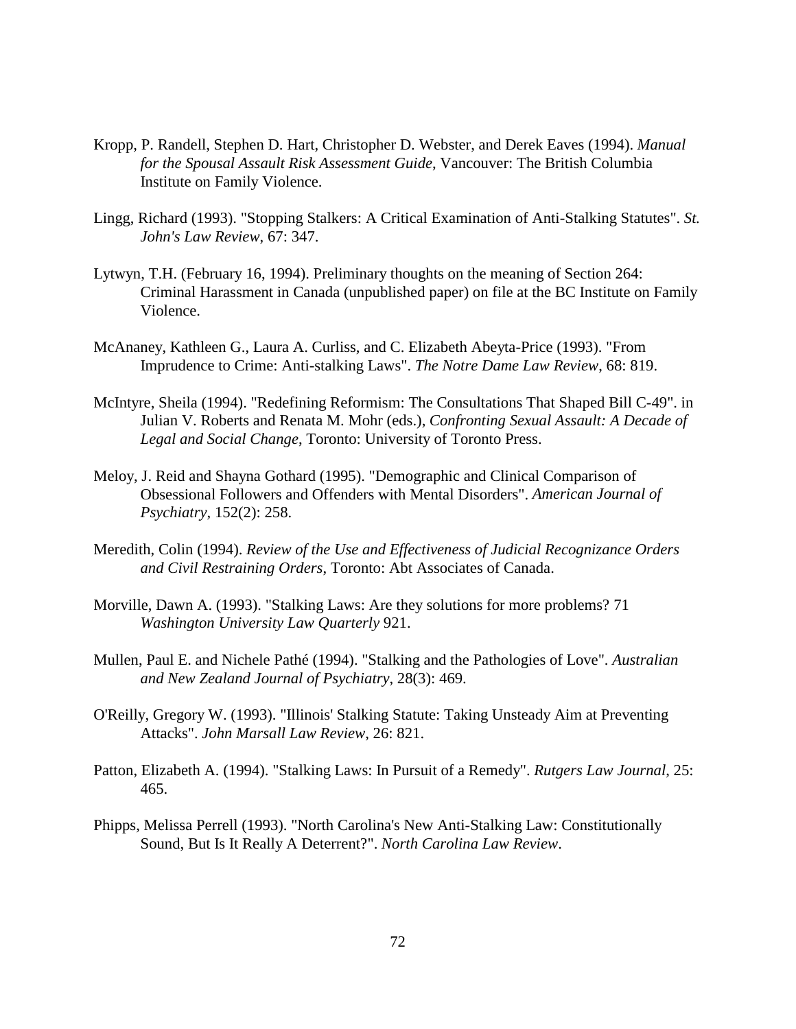Kropp, P. Randell, Stephen D. Hart, Christopher D. Webster, and Derek Eaves (1994). *Manual for the Spousal Assault Risk Assessment Guide*, Vancouver: The British Columbia Institute on Family Violence.

Lingg, Richard (1993). "Stopping Stalkers: A Critical Examination of Anti-Stalking Statutes". *St. John's Law Review*, 67: 347.

Lytwyn, T.H. (February 16, 1994). Preliminary thoughts on the meaning of Section 264: Criminal Harassment in Canada (unpublished paper) on file at the BC Institute on Family Violence.

McAnaney, Kathleen G., Laura A. Curliss, and C. Elizabeth Abeyta-Price (1993). "From Imprudence to Crime: Anti-stalking Laws". *The Notre Dame Law Review*, 68: 819.

McIntyre, Sheila (1994). "Redefining Reformism: The Consultations That Shaped Bill C-49". in Julian V. Roberts and Renata M. Mohr (eds.), *Confronting Sexual Assault: A Decade of Legal and Social Change*, Toronto: University of Toronto Press.

Meloy, J. Reid and Shayna Gothard (1995). "Demographic and Clinical Comparison of Obsessional Followers and Offenders with Mental Disorders". *American Journal of Psychiatry*, 152(2): 258.

Meredith, Colin (1994). *Review of the Use and Effectiveness of Judicial Recognizance Orders and Civil Restraining Orders*, Toronto: Abt Associates of Canada.

Morville, Dawn A. (1993). "Stalking Laws: Are they solutions for more problems? 71 *Washington University Law Quarterly* 921.

Mullen, Paul E. and Nichele Pathé (1994). "Stalking and the Pathologies of Love". *Australian and New Zealand Journal of Psychiatry*, 28(3): 469.

O'Reilly, Gregory W. (1993). "Illinois' Stalking Statute: Taking Unsteady Aim at Preventing Attacks". *John Marsall Law Review*, 26: 821.

Patton, Elizabeth A. (1994). "Stalking Laws: In Pursuit of a Remedy". *Rutgers Law Journal*, 25: 465.

Phipps, Melissa Perrell (1993). "North Carolina's New Anti-Stalking Law: Constitutionally Sound, But Is It Really A Deterrent?". *North Carolina Law Review*.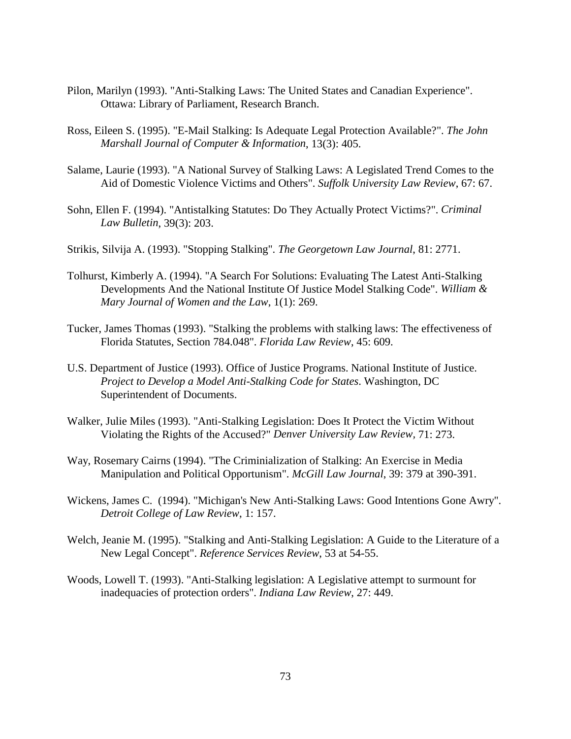Pilon, Marilyn (1993). "Anti-Stalking Laws: The United States and Canadian Experience". Ottawa: Library of Parliament, Research Branch.

Ross, Eileen S. (1995). "E-Mail Stalking: Is Adequate Legal Protection Available?". *The John Marshall Journal of Computer & Information*, 13(3): 405.

Salame, Laurie (1993). "A National Survey of Stalking Laws: A Legislated Trend Comes to the Aid of Domestic Violence Victims and Others". *Suffolk University Law Review*, 67: 67.

Sohn, Ellen F. (1994). "Antistalking Statutes: Do They Actually Protect Victims?". *Criminal Law Bulletin*, 39(3): 203.

Strikis, Silvija A. (1993). "Stopping Stalking". *The Georgetown Law Journal*, 81: 2771.

Tolhurst, Kimberly A. (1994). "A Search For Solutions: Evaluating The Latest Anti-Stalking Developments And the National Institute Of Justice Model Stalking Code". *William & Mary Journal of Women and the Law*, 1(1): 269.

Tucker, James Thomas (1993). "Stalking the problems with stalking laws: The effectiveness of Florida Statutes, Section 784.048". *Florida Law Review*, 45: 609.

U.S. Department of Justice (1993). Office of Justice Programs. National Institute of Justice. *Project to Develop a Model Anti-Stalking Code for States*. Washington, DC Superintendent of Documents.

Walker, Julie Miles (1993). "Anti-Stalking Legislation: Does It Protect the Victim Without Violating the Rights of the Accused?" *Denver University Law Review*, 71: 273.

Way, Rosemary Cairns (1994). "The Criminialization of Stalking: An Exercise in Media Manipulation and Political Opportunism". *McGill Law Journal*, 39: 379 at 390-391.

Wickens, James C. (1994). "Michigan's New Anti-Stalking Laws: Good Intentions Gone Awry". *Detroit College of Law Review*, 1: 157.

Welch, Jeanie M. (1995). "Stalking and Anti-Stalking Legislation: A Guide to the Literature of a New Legal Concept". *Reference Services Review*, 53 at 54-55.

Woods, Lowell T. (1993). "Anti-Stalking legislation: A Legislative attempt to surmount for inadequacies of protection orders". *Indiana Law Review*, 27: 449.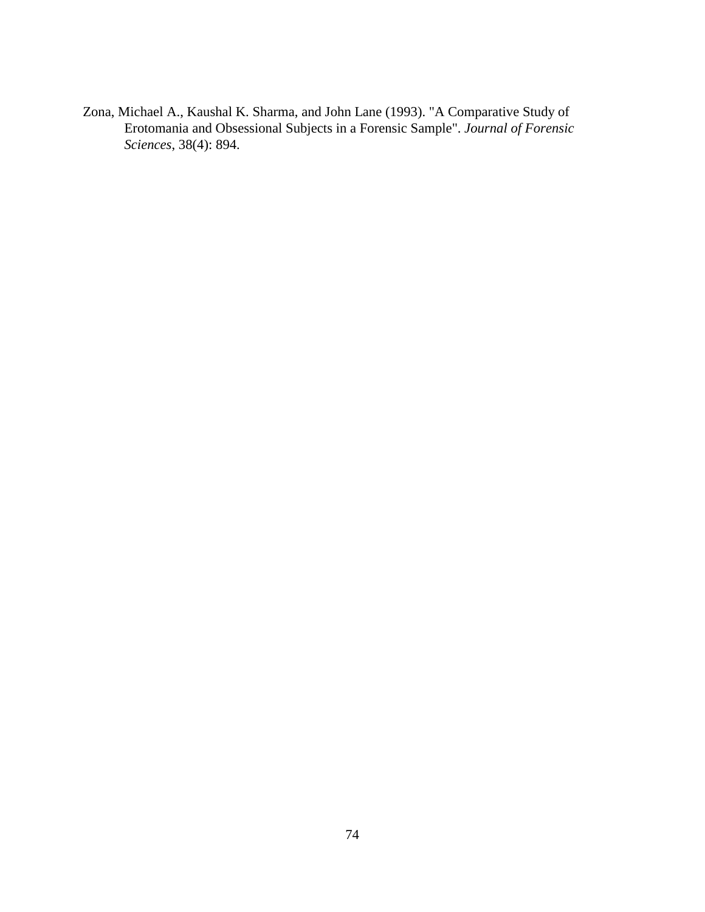Zona, Michael A., Kaushal K. Sharma, and John Lane (1993). "A Comparative Study of Erotomania and Obsessional Subjects in a Forensic Sample". *Journal of Forensic Sciences*, 38(4): 894.